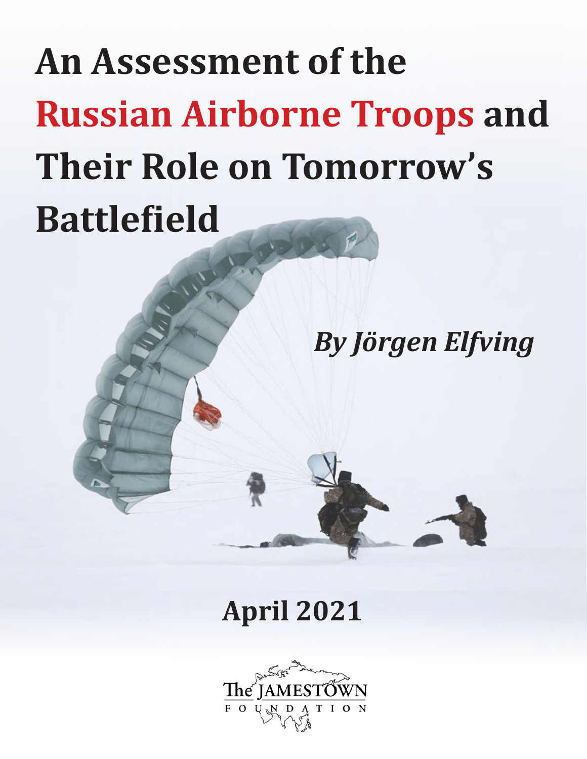# An Assessment of the Russian Airborne Troops and Their Role on Tomorrow's Battlefield

***By Jörgen Elfving***

**April 2021**

The JAMESTOWN FOUNDATION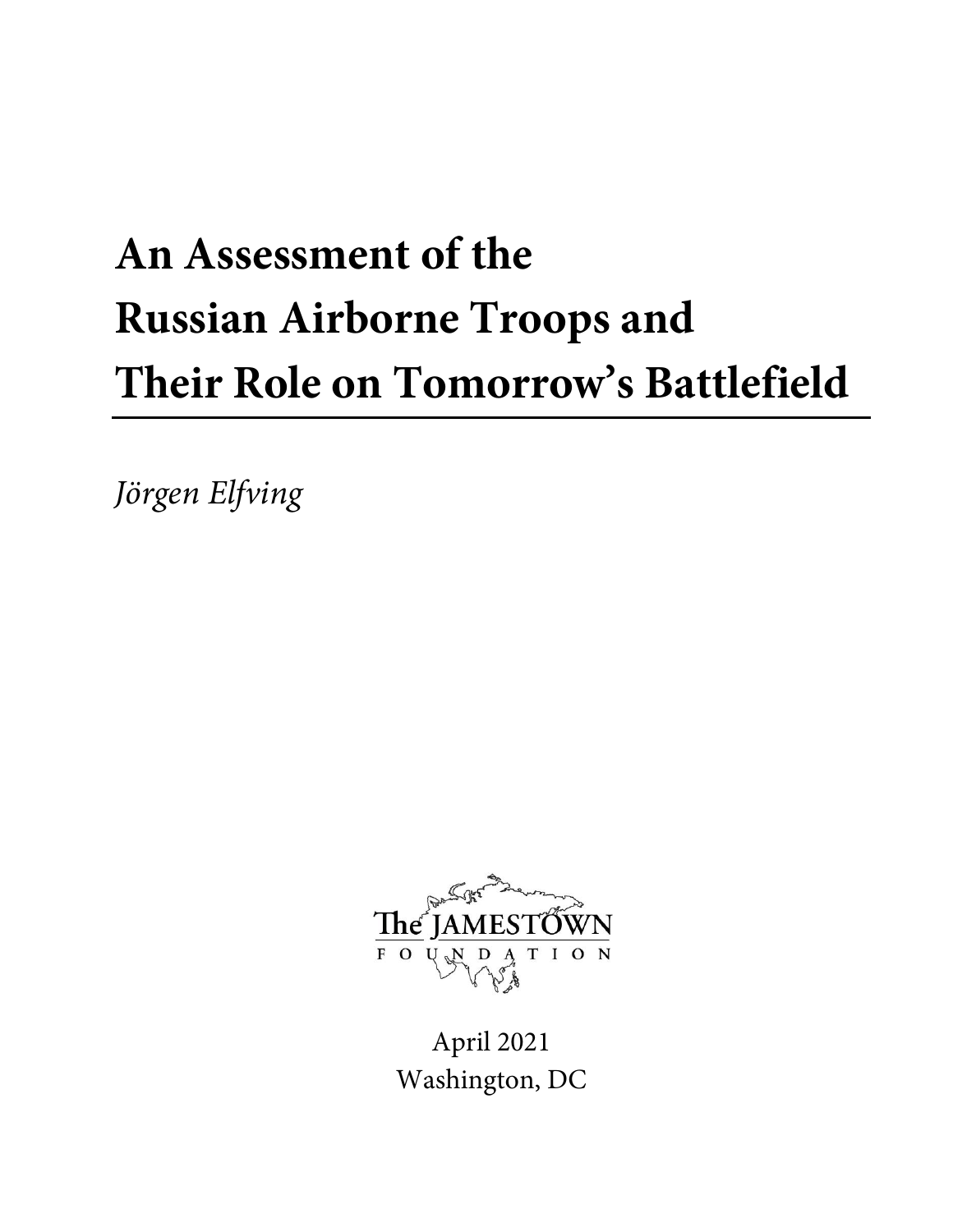# An Assessment of the Russian Airborne Troops and Their Role on Tomorrow's Battlefield

*Jörgen Elfving*

The JAMESTOWN FOUNDATION

April 2021
Washington, DC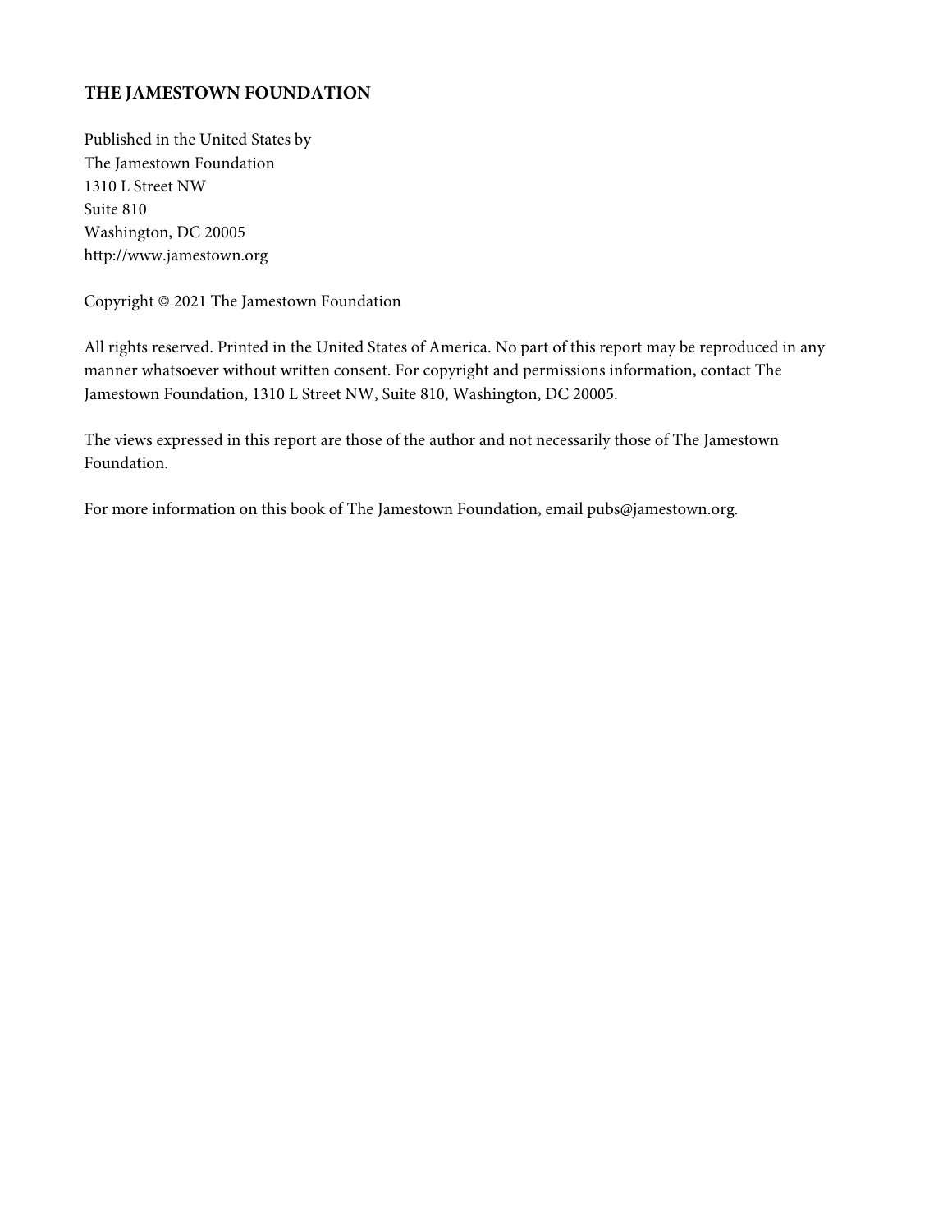**THE JAMESTOWN FOUNDATION**

Published in the United States by
The Jamestown Foundation
1310 L Street NW
Suite 810
Washington, DC 20005
http://www.jamestown.org

Copyright © 2021 The Jamestown Foundation

All rights reserved. Printed in the United States of America. No part of this report may be reproduced in any manner whatsoever without written consent. For copyright and permissions information, contact The Jamestown Foundation, 1310 L Street NW, Suite 810, Washington, DC 20005.

The views expressed in this report are those of the author and not necessarily those of The Jamestown Foundation.

For more information on this book of The Jamestown Foundation, email pubs@jamestown.org.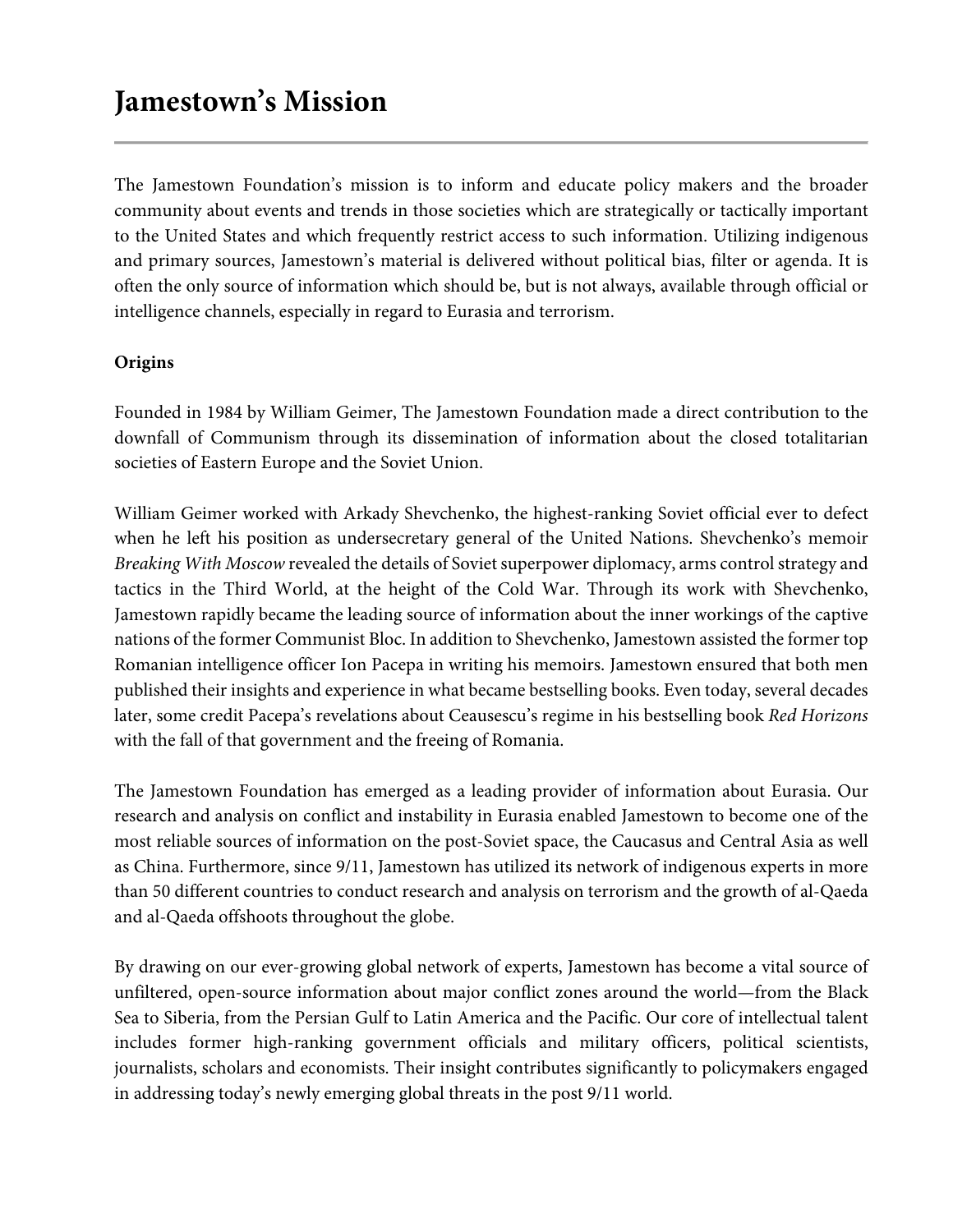# Jamestown's Mission

The Jamestown Foundation's mission is to inform and educate policy makers and the broader community about events and trends in those societies which are strategically or tactically important to the United States and which frequently restrict access to such information. Utilizing indigenous and primary sources, Jamestown's material is delivered without political bias, filter or agenda. It is often the only source of information which should be, but is not always, available through official or intelligence channels, especially in regard to Eurasia and terrorism.

**Origins**

Founded in 1984 by William Geimer, The Jamestown Foundation made a direct contribution to the downfall of Communism through its dissemination of information about the closed totalitarian societies of Eastern Europe and the Soviet Union.

William Geimer worked with Arkady Shevchenko, the highest-ranking Soviet official ever to defect when he left his position as undersecretary general of the United Nations. Shevchenko's memoir *Breaking With Moscow* revealed the details of Soviet superpower diplomacy, arms control strategy and tactics in the Third World, at the height of the Cold War. Through its work with Shevchenko, Jamestown rapidly became the leading source of information about the inner workings of the captive nations of the former Communist Bloc. In addition to Shevchenko, Jamestown assisted the former top Romanian intelligence officer Ion Pacepa in writing his memoirs. Jamestown ensured that both men published their insights and experience in what became bestselling books. Even today, several decades later, some credit Pacepa's revelations about Ceausescu's regime in his bestselling book *Red Horizons* with the fall of that government and the freeing of Romania.

The Jamestown Foundation has emerged as a leading provider of information about Eurasia. Our research and analysis on conflict and instability in Eurasia enabled Jamestown to become one of the most reliable sources of information on the post-Soviet space, the Caucasus and Central Asia as well as China. Furthermore, since 9/11, Jamestown has utilized its network of indigenous experts in more than 50 different countries to conduct research and analysis on terrorism and the growth of al-Qaeda and al-Qaeda offshoots throughout the globe.

By drawing on our ever-growing global network of experts, Jamestown has become a vital source of unfiltered, open-source information about major conflict zones around the world—from the Black Sea to Siberia, from the Persian Gulf to Latin America and the Pacific. Our core of intellectual talent includes former high-ranking government officials and military officers, political scientists, journalists, scholars and economists. Their insight contributes significantly to policymakers engaged in addressing today's newly emerging global threats in the post 9/11 world.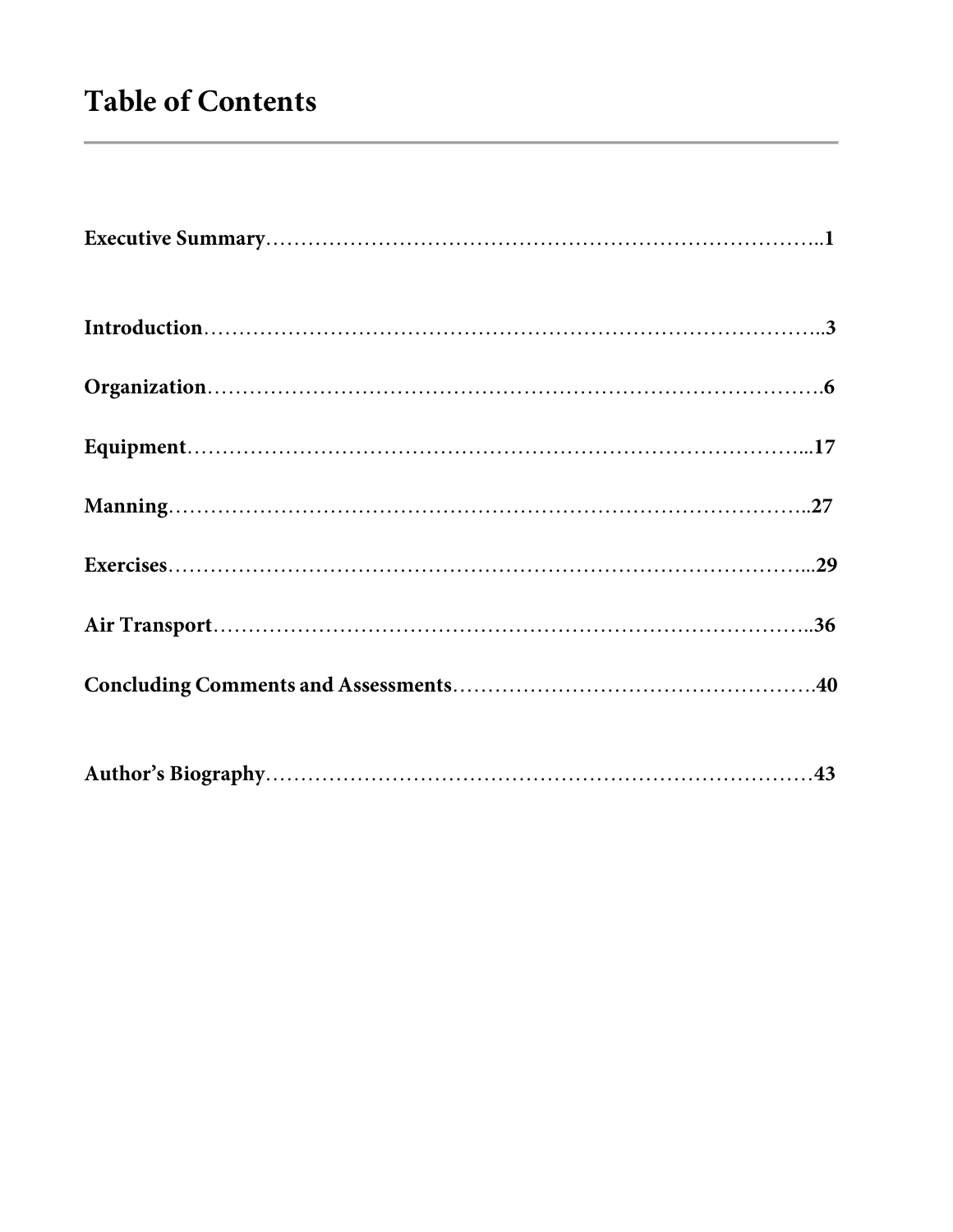# Table of Contents

**Executive Summary**……………………………………………………………………..1

**Introduction**…………………………………………………………………………..3

**Organization**…………………………………………………………………………….6

**Equipment**…………………………………………………………………………...17

**Manning**……………………………………………………………………………..27

**Exercises**……………………………………………………………………………...29

**Air Transport**…………………………………………………………………………..36

**Concluding Comments and Assessments**……………………………………………….40

**Author's Biography**…………………………………………………………………43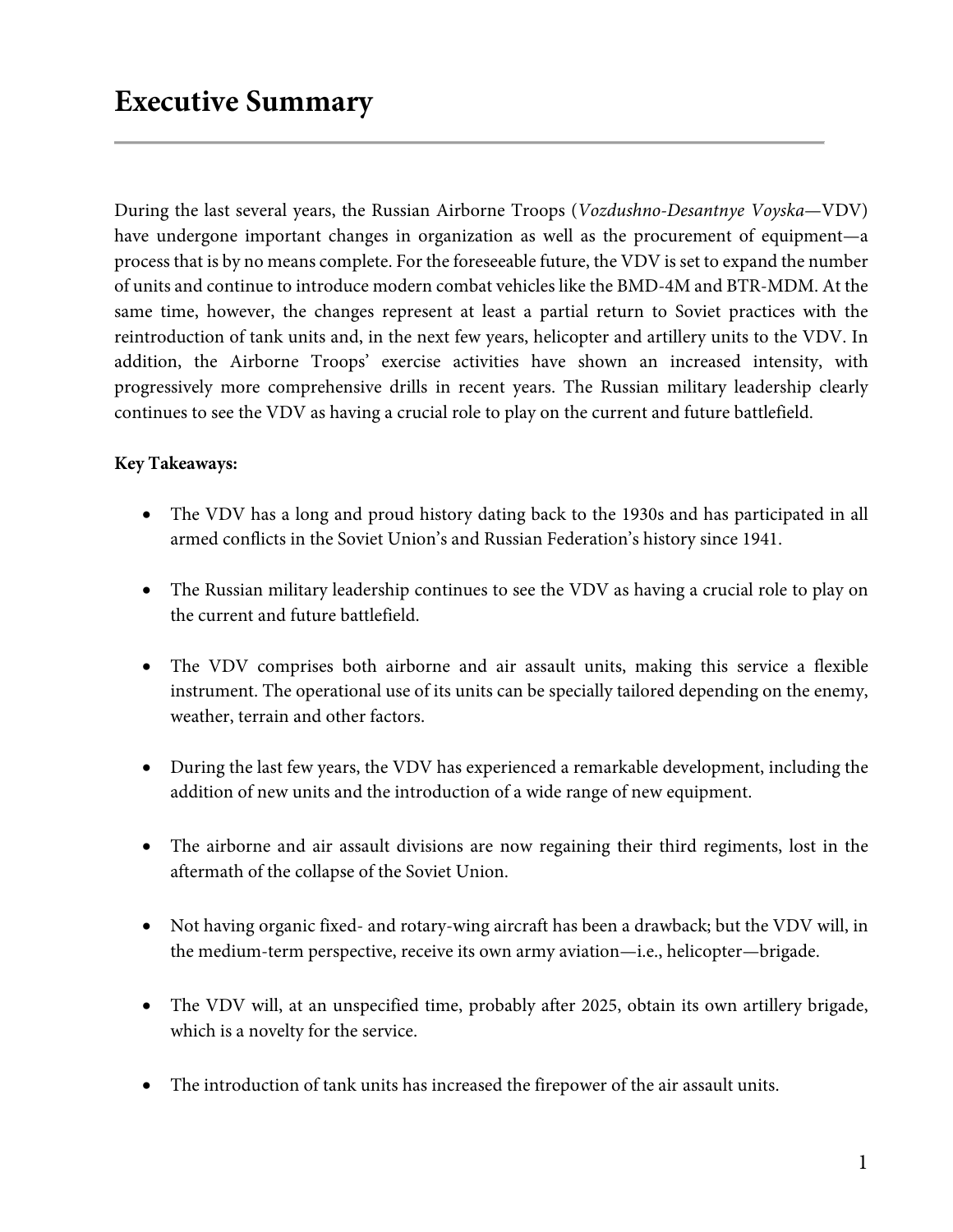# Executive Summary

During the last several years, the Russian Airborne Troops (*Vozdushno-Desantnye Voyska*—VDV) have undergone important changes in organization as well as the procurement of equipment—a process that is by no means complete. For the foreseeable future, the VDV is set to expand the number of units and continue to introduce modern combat vehicles like the BMD-4M and BTR-MDM. At the same time, however, the changes represent at least a partial return to Soviet practices with the reintroduction of tank units and, in the next few years, helicopter and artillery units to the VDV. In addition, the Airborne Troops' exercise activities have shown an increased intensity, with progressively more comprehensive drills in recent years. The Russian military leadership clearly continues to see the VDV as having a crucial role to play on the current and future battlefield.

**Key Takeaways:**

- The VDV has a long and proud history dating back to the 1930s and has participated in all armed conflicts in the Soviet Union's and Russian Federation's history since 1941.
- The Russian military leadership continues to see the VDV as having a crucial role to play on the current and future battlefield.
- The VDV comprises both airborne and air assault units, making this service a flexible instrument. The operational use of its units can be specially tailored depending on the enemy, weather, terrain and other factors.
- During the last few years, the VDV has experienced a remarkable development, including the addition of new units and the introduction of a wide range of new equipment.
- The airborne and air assault divisions are now regaining their third regiments, lost in the aftermath of the collapse of the Soviet Union.
- Not having organic fixed- and rotary-wing aircraft has been a drawback; but the VDV will, in the medium-term perspective, receive its own army aviation—i.e., helicopter—brigade.
- The VDV will, at an unspecified time, probably after 2025, obtain its own artillery brigade, which is a novelty for the service.
- The introduction of tank units has increased the firepower of the air assault units.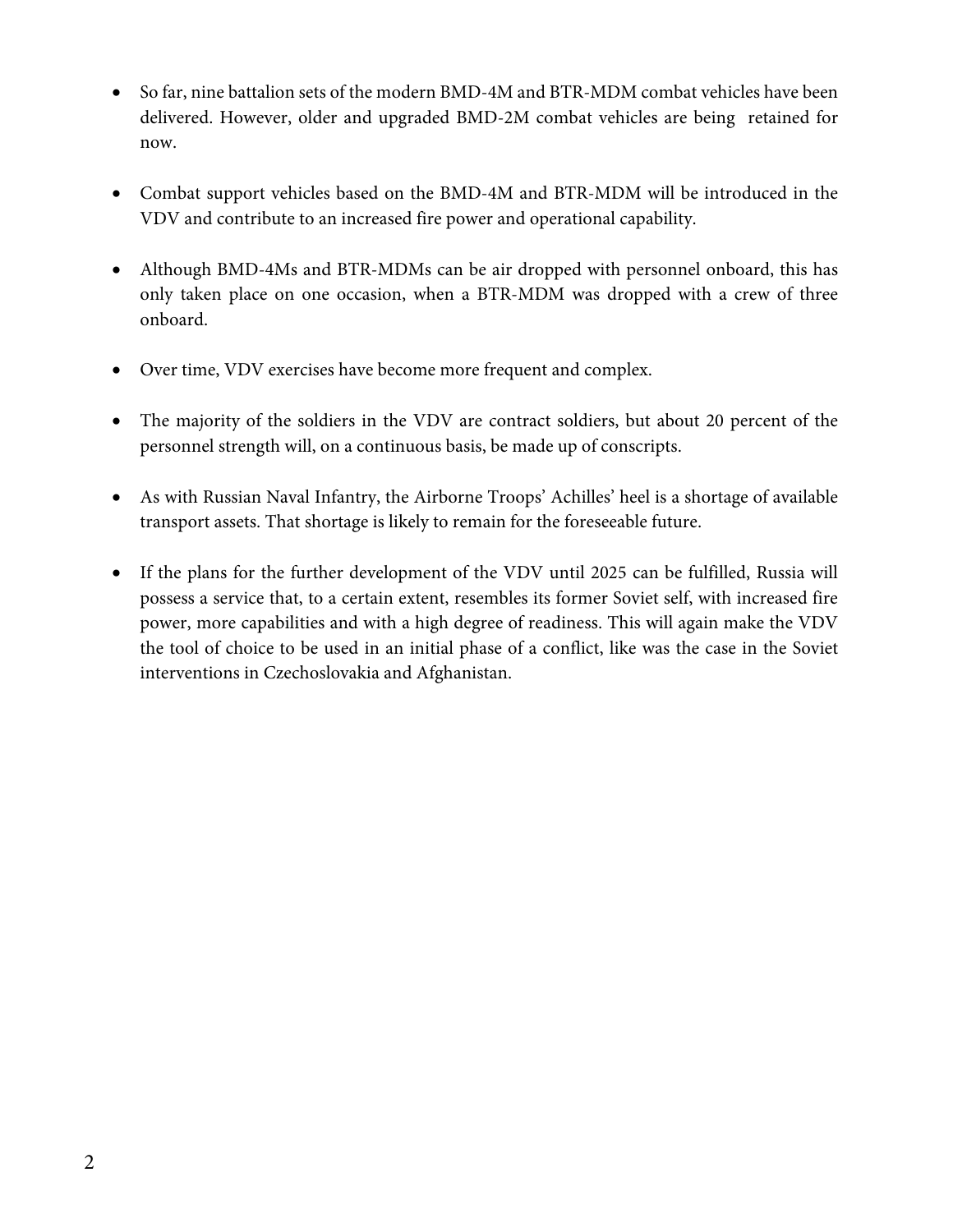- So far, nine battalion sets of the modern BMD-4M and BTR-MDM combat vehicles have been delivered. However, older and upgraded BMD-2M combat vehicles are being retained for now.

- Combat support vehicles based on the BMD-4M and BTR-MDM will be introduced in the VDV and contribute to an increased fire power and operational capability.

- Although BMD-4Ms and BTR-MDMs can be air dropped with personnel onboard, this has only taken place on one occasion, when a BTR-MDM was dropped with a crew of three onboard.

- Over time, VDV exercises have become more frequent and complex.

- The majority of the soldiers in the VDV are contract soldiers, but about 20 percent of the personnel strength will, on a continuous basis, be made up of conscripts.

- As with Russian Naval Infantry, the Airborne Troops' Achilles' heel is a shortage of available transport assets. That shortage is likely to remain for the foreseeable future.

- If the plans for the further development of the VDV until 2025 can be fulfilled, Russia will possess a service that, to a certain extent, resembles its former Soviet self, with increased fire power, more capabilities and with a high degree of readiness. This will again make the VDV the tool of choice to be used in an initial phase of a conflict, like was the case in the Soviet interventions in Czechoslovakia and Afghanistan.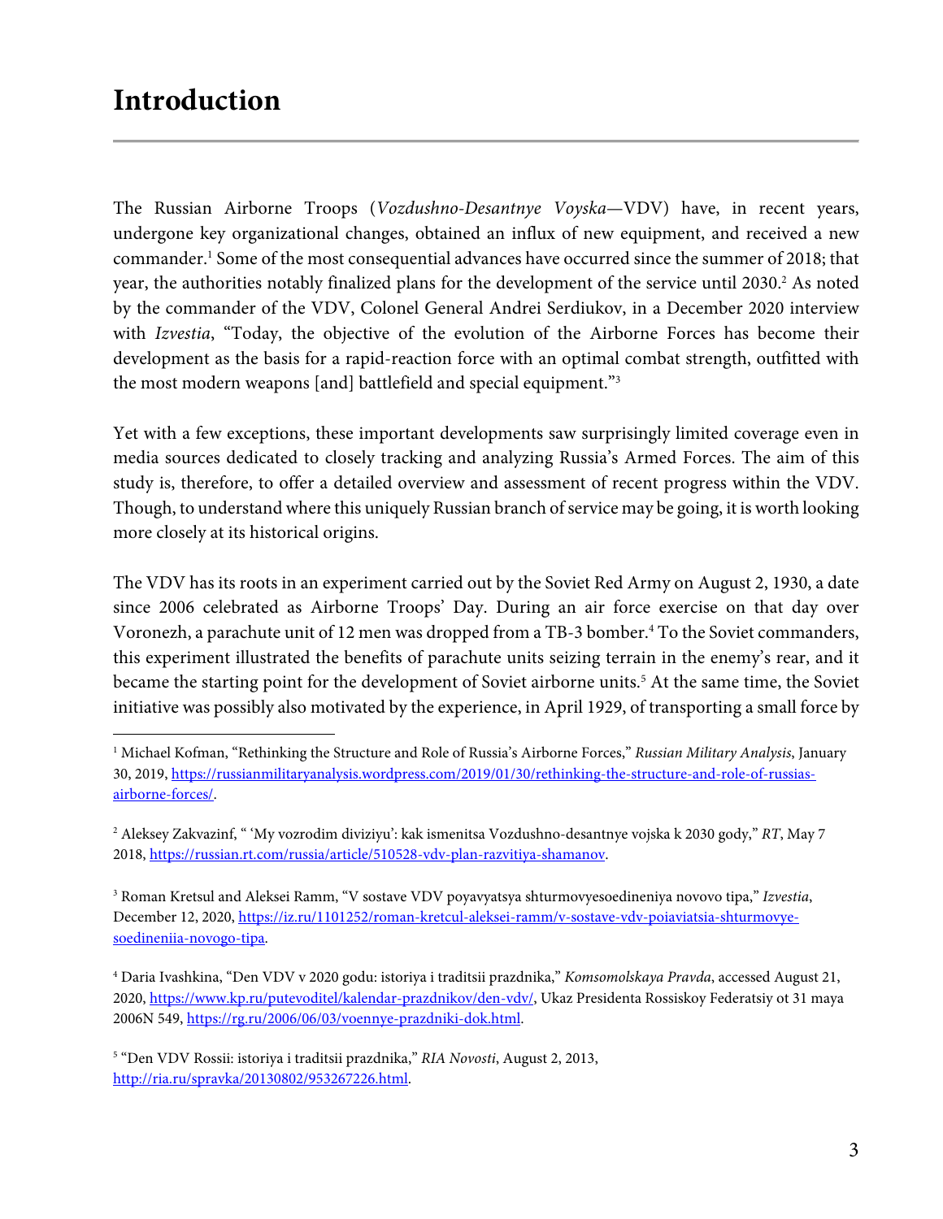# Introduction

The Russian Airborne Troops (*Vozdushno-Desantnye Voyska*—VDV) have, in recent years, undergone key organizational changes, obtained an influx of new equipment, and received a new commander.[1] Some of the most consequential advances have occurred since the summer of 2018; that year, the authorities notably finalized plans for the development of the service until 2030.[2] As noted by the commander of the VDV, Colonel General Andrei Serdiukov, in a December 2020 interview with *Izvestia*, "Today, the objective of the evolution of the Airborne Forces has become their development as the basis for a rapid-reaction force with an optimal combat strength, outfitted with the most modern weapons [and] battlefield and special equipment."[3]

Yet with a few exceptions, these important developments saw surprisingly limited coverage even in media sources dedicated to closely tracking and analyzing Russia's Armed Forces. The aim of this study is, therefore, to offer a detailed overview and assessment of recent progress within the VDV. Though, to understand where this uniquely Russian branch of service may be going, it is worth looking more closely at its historical origins.

The VDV has its roots in an experiment carried out by the Soviet Red Army on August 2, 1930, a date since 2006 celebrated as Airborne Troops' Day. During an air force exercise on that day over Voronezh, a parachute unit of 12 men was dropped from a TB-3 bomber.[4] To the Soviet commanders, this experiment illustrated the benefits of parachute units seizing terrain in the enemy's rear, and it became the starting point for the development of Soviet airborne units.[5] At the same time, the Soviet initiative was possibly also motivated by the experience, in April 1929, of transporting a small force by

---

[1] Michael Kofman, "Rethinking the Structure and Role of Russia's Airborne Forces," *Russian Military Analysis*, January 30, 2019, https://russianmilitaryanalysis.wordpress.com/2019/01/30/rethinking-the-structure-and-role-of-russias-airborne-forces/.

[2] Aleksey Zakvazinf, " 'My vozrodim diviziyu': kak ismenitsa Vozdushno-desantnye vojska k 2030 gody," *RT*, May 7 2018, https://russian.rt.com/russia/article/510528-vdv-plan-razvitiya-shamanov.

[3] Roman Kretsul and Aleksei Ramm, "V sostave VDV poyavyatsya shturmovyesoedineniya novovo tipa," *Izvestia*, December 12, 2020, https://iz.ru/1101252/roman-kretcul-aleksei-ramm/v-sostave-vdv-poiaviatsia-shturmovye-soedineniia-novogo-tipa.

[4] Daria Ivashkina, "Den VDV v 2020 godu: istoriya i traditsii prazdnika," *Komsomolskaya Pravda*, accessed August 21, 2020, https://www.kp.ru/putevoditel/kalendar-prazdnikov/den-vdv/, Ukaz Presidenta Rossiskoy Federatsiy ot 31 maya 2006N 549, https://rg.ru/2006/06/03/voennye-prazdniki-dok.html.

[5] "Den VDV Rossii: istoriya i traditsii prazdnika," *RIA Novosti*, August 2, 2013, http://ria.ru/spravka/20130802/953267226.html.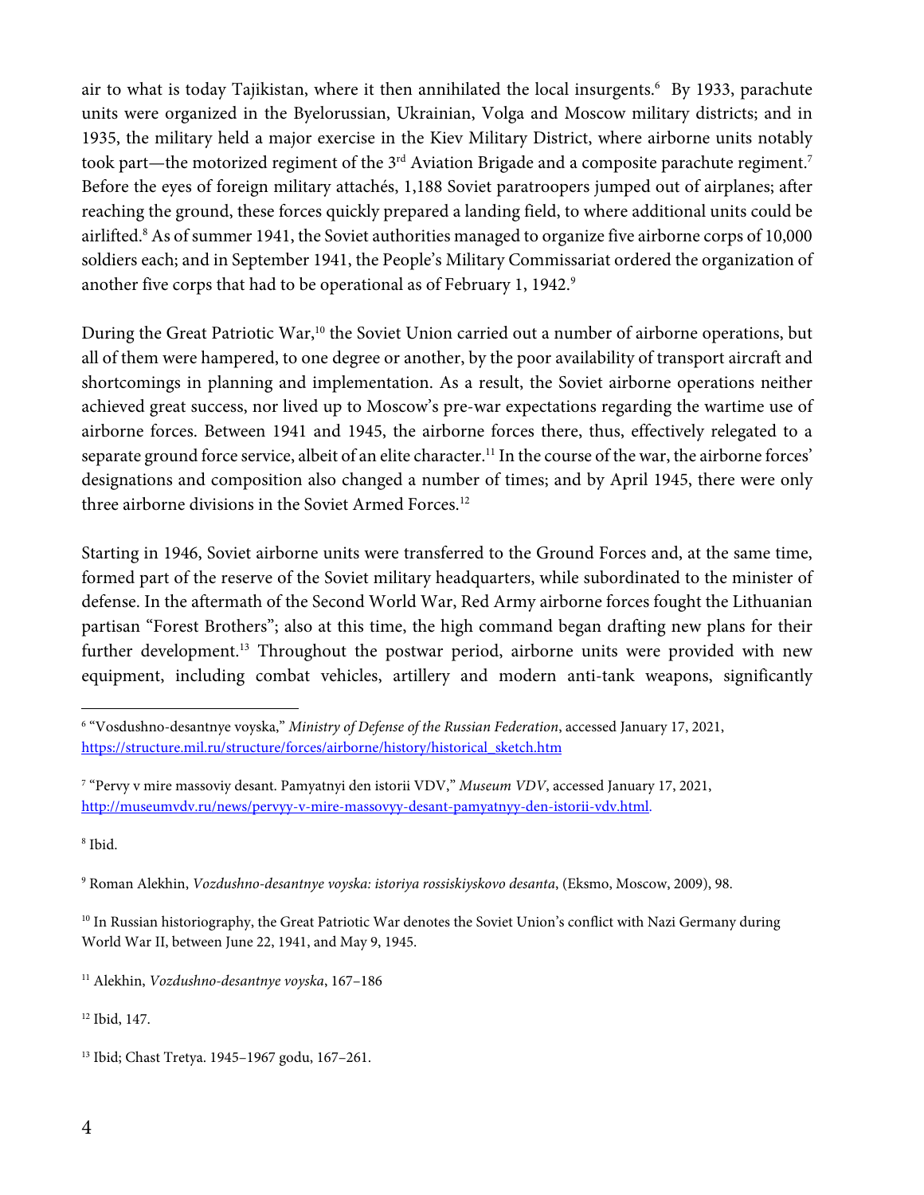air to what is today Tajikistan, where it then annihilated the local insurgents.[6] By 1933, parachute units were organized in the Byelorussian, Ukrainian, Volga and Moscow military districts; and in 1935, the military held a major exercise in the Kiev Military District, where airborne units notably took part—the motorized regiment of the 3rd Aviation Brigade and a composite parachute regiment.[7] Before the eyes of foreign military attachés, 1,188 Soviet paratroopers jumped out of airplanes; after reaching the ground, these forces quickly prepared a landing field, to where additional units could be airlifted.[8] As of summer 1941, the Soviet authorities managed to organize five airborne corps of 10,000 soldiers each; and in September 1941, the People's Military Commissariat ordered the organization of another five corps that had to be operational as of February 1, 1942.[9]

During the Great Patriotic War,[10] the Soviet Union carried out a number of airborne operations, but all of them were hampered, to one degree or another, by the poor availability of transport aircraft and shortcomings in planning and implementation. As a result, the Soviet airborne operations neither achieved great success, nor lived up to Moscow's pre-war expectations regarding the wartime use of airborne forces. Between 1941 and 1945, the airborne forces there, thus, effectively relegated to a separate ground force service, albeit of an elite character.[11] In the course of the war, the airborne forces' designations and composition also changed a number of times; and by April 1945, there were only three airborne divisions in the Soviet Armed Forces.[12]

Starting in 1946, Soviet airborne units were transferred to the Ground Forces and, at the same time, formed part of the reserve of the Soviet military headquarters, while subordinated to the minister of defense. In the aftermath of the Second World War, Red Army airborne forces fought the Lithuanian partisan "Forest Brothers"; also at this time, the high command began drafting new plans for their further development.[13] Throughout the postwar period, airborne units were provided with new equipment, including combat vehicles, artillery and modern anti-tank weapons, significantly

---

[6] "Vosdushno-desantnye voyska," *Ministry of Defense of the Russian Federation*, accessed January 17, 2021, https://structure.mil.ru/structure/forces/airborne/history/historical_sketch.htm

[7] "Pervy v mire massoviy desant. Pamyatnyi den istorii VDV," *Museum VDV*, accessed January 17, 2021, http://museumvdv.ru/news/pervyy-v-mire-massovyy-desant-pamyatnyy-den-istorii-vdv.html.

[8] Ibid.

[9] Roman Alekhin, *Vozdushno-desantnye voyska: istoriya rossiskiyskovo desanta*, (Eksmo, Moscow, 2009), 98.

[10] In Russian historiography, the Great Patriotic War denotes the Soviet Union's conflict with Nazi Germany during World War II, between June 22, 1941, and May 9, 1945.

[11] Alekhin, *Vozdushno-desantnye voyska*, 167–186

[12] Ibid, 147.

[13] Ibid; Chast Tretya. 1945–1967 godu, 167–261.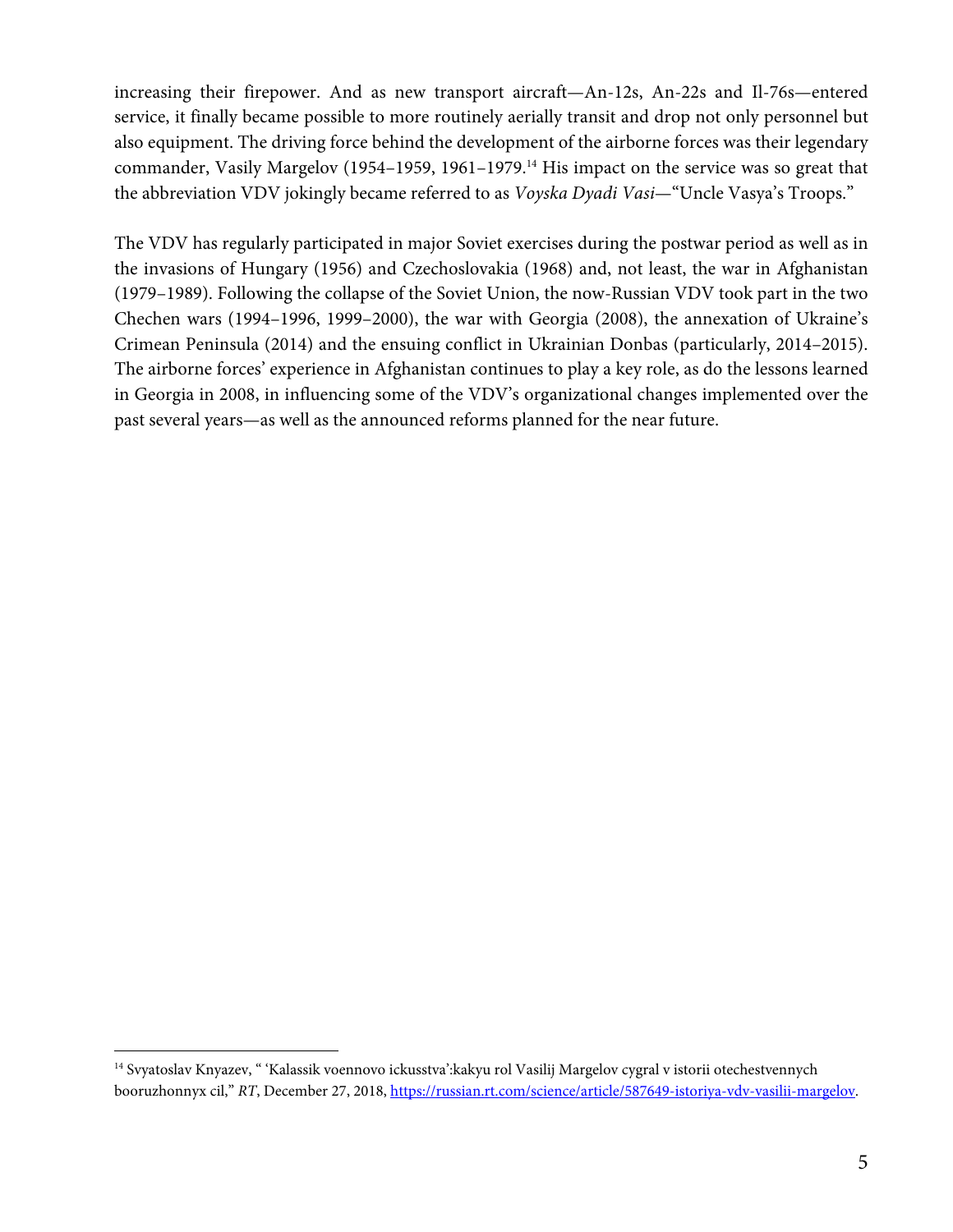increasing their firepower. And as new transport aircraft—An-12s, An-22s and Il-76s—entered service, it finally became possible to more routinely aerially transit and drop not only personnel but also equipment. The driving force behind the development of the airborne forces was their legendary commander, Vasily Margelov (1954–1959, 1961–1979.[14] His impact on the service was so great that the abbreviation VDV jokingly became referred to as *Voyska Dyadi Vasi*—"Uncle Vasya's Troops."

The VDV has regularly participated in major Soviet exercises during the postwar period as well as in the invasions of Hungary (1956) and Czechoslovakia (1968) and, not least, the war in Afghanistan (1979–1989). Following the collapse of the Soviet Union, the now-Russian VDV took part in the two Chechen wars (1994–1996, 1999–2000), the war with Georgia (2008), the annexation of Ukraine's Crimean Peninsula (2014) and the ensuing conflict in Ukrainian Donbas (particularly, 2014–2015). The airborne forces' experience in Afghanistan continues to play a key role, as do the lessons learned in Georgia in 2008, in influencing some of the VDV's organizational changes implemented over the past several years—as well as the announced reforms planned for the near future.

---

[14] Svyatoslav Knyazev, " 'Kalassik voennovo ickusstva':kakyu rol Vasilij Margelov cygral v istorii otechestvennych booruzhonnyx cil," *RT*, December 27, 2018, https://russian.rt.com/science/article/587649-istoriya-vdv-vasilii-margelov.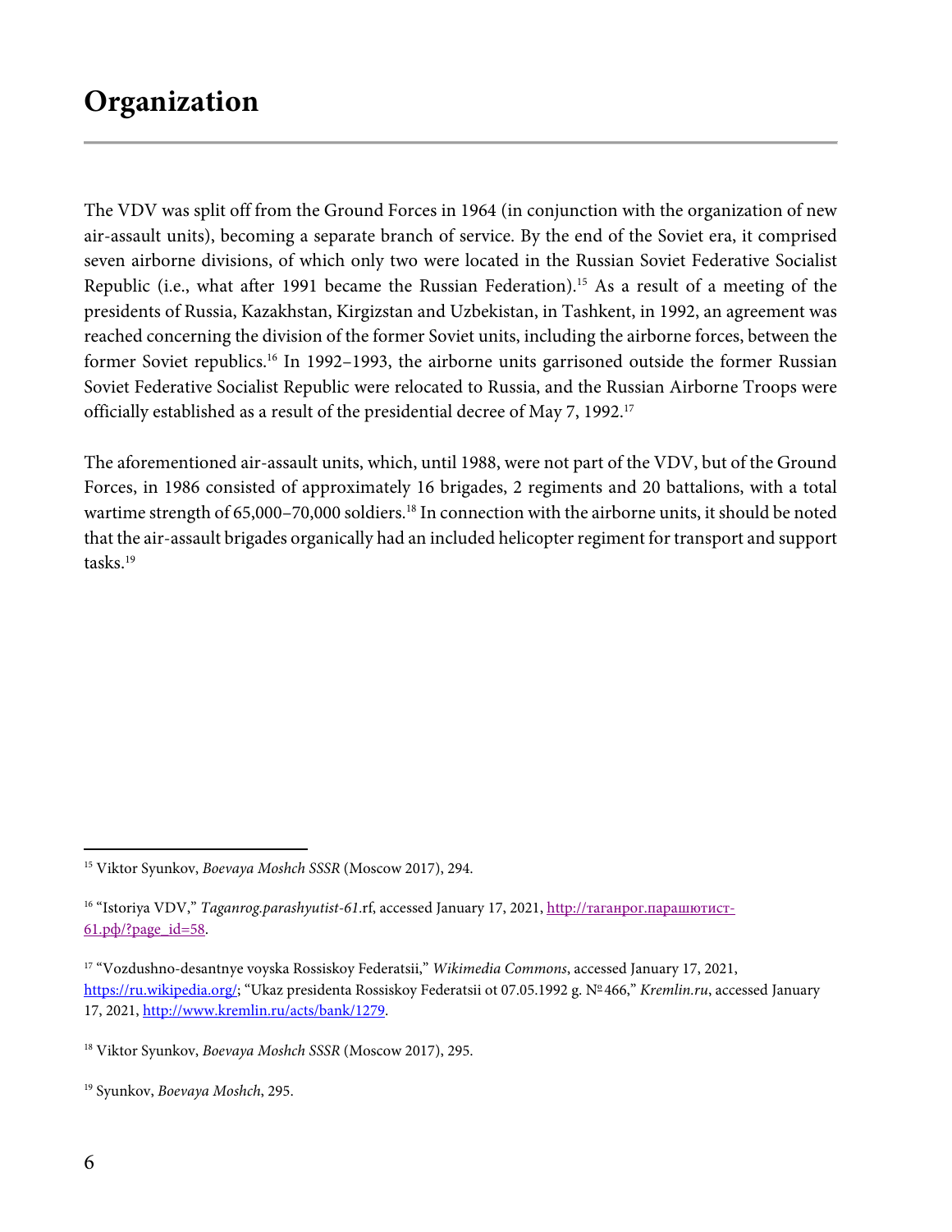# Organization

The VDV was split off from the Ground Forces in 1964 (in conjunction with the organization of new air-assault units), becoming a separate branch of service. By the end of the Soviet era, it comprised seven airborne divisions, of which only two were located in the Russian Soviet Federative Socialist Republic (i.e., what after 1991 became the Russian Federation).[15] As a result of a meeting of the presidents of Russia, Kazakhstan, Kirgizstan and Uzbekistan, in Tashkent, in 1992, an agreement was reached concerning the division of the former Soviet units, including the airborne forces, between the former Soviet republics.[16] In 1992–1993, the airborne units garrisoned outside the former Russian Soviet Federative Socialist Republic were relocated to Russia, and the Russian Airborne Troops were officially established as a result of the presidential decree of May 7, 1992.[17]

The aforementioned air-assault units, which, until 1988, were not part of the VDV, but of the Ground Forces, in 1986 consisted of approximately 16 brigades, 2 regiments and 20 battalions, with a total wartime strength of 65,000–70,000 soldiers.[18] In connection with the airborne units, it should be noted that the air-assault brigades organically had an included helicopter regiment for transport and support tasks.[19]

---

[15] Viktor Syunkov, *Boevaya Moshch SSSR* (Moscow 2017), 294.

[16] "Istoriya VDV," *Taganrog.parashyutist-61*.rf, accessed January 17, 2021, [http://таганрог.парашютист-61.рф/?page_id=58](http://таганрог.парашютист-61.рф/?page_id=58).

[17] "Vozdushno-desantnye voyska Rossiskoy Federatsii," *Wikimedia Commons*, accessed January 17, 2021, [https://ru.wikipedia.org/](https://ru.wikipedia.org/); "Ukaz presidenta Rossiskoy Federatsii ot 07.05.1992 g. №466," *Kremlin.ru*, accessed January 17, 2021, [http://www.kremlin.ru/acts/bank/1279](http://www.kremlin.ru/acts/bank/1279).

[18] Viktor Syunkov, *Boevaya Moshch SSSR* (Moscow 2017), 295.

[19] Syunkov, *Boevaya Moshch*, 295.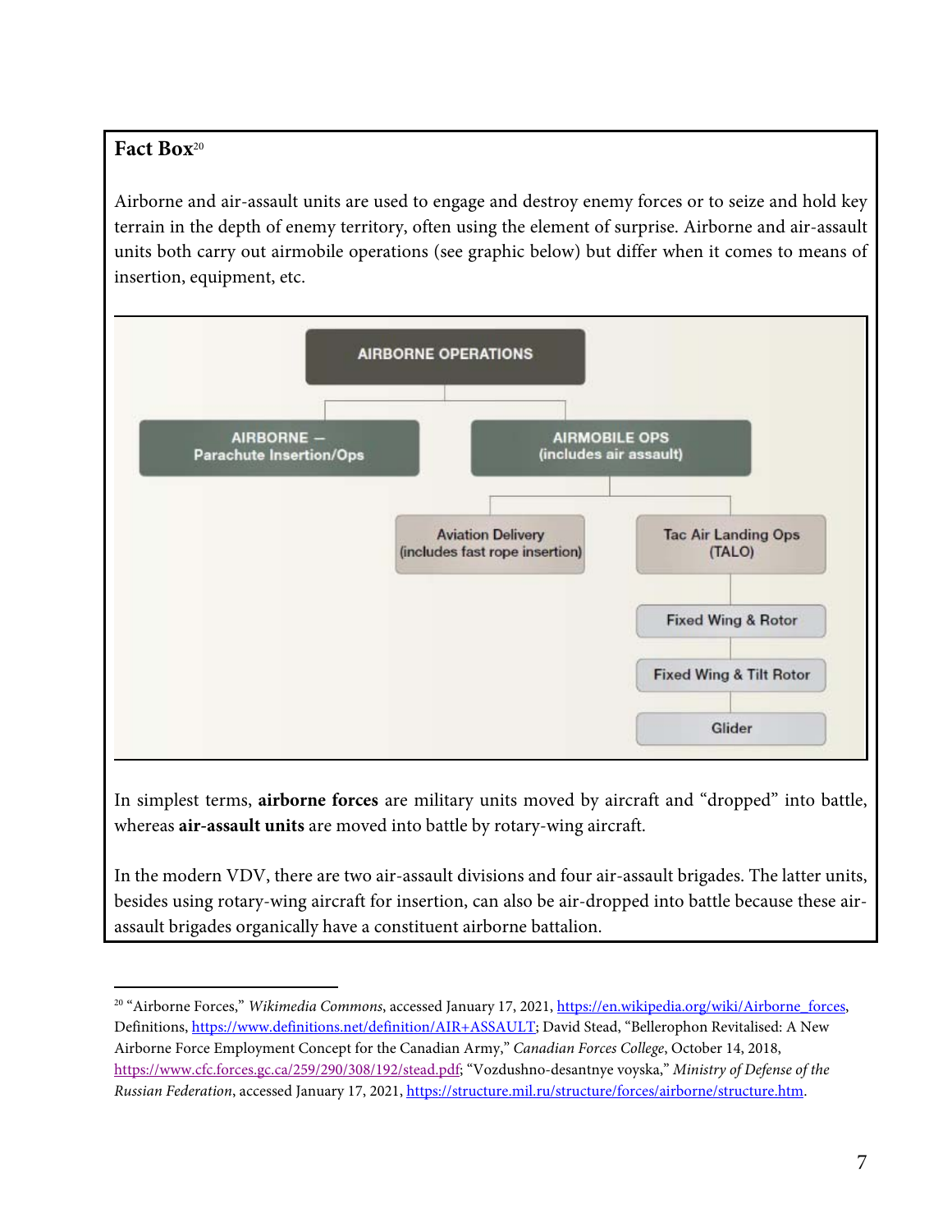**Fact Box**[20]

Airborne and air-assault units are used to engage and destroy enemy forces or to seize and hold key terrain in the depth of enemy territory, often using the element of surprise. Airborne and air-assault units both carry out airmobile operations (see graphic below) but differ when it comes to means of insertion, equipment, etc.

AIRBORNE OPERATIONS

- AIRBORNE — Parachute Insertion/Ops
- AIRMOBILE OPS (includes air assault)
  - Aviation Delivery (includes fast rope insertion)
  - Tac Air Landing Ops (TALO)
    - Fixed Wing & Rotor
    - Fixed Wing & Tilt Rotor
    - Glider

In simplest terms, **airborne forces** are military units moved by aircraft and "dropped" into battle, whereas **air-assault units** are moved into battle by rotary-wing aircraft.

In the modern VDV, there are two air-assault divisions and four air-assault brigades. The latter units, besides using rotary-wing aircraft for insertion, can also be air-dropped into battle because these air-assault brigades organically have a constituent airborne battalion.

---

[20] "Airborne Forces," *Wikimedia Commons*, accessed January 17, 2021, https://en.wikipedia.org/wiki/Airborne_forces, Definitions, https://www.definitions.net/definition/AIR+ASSAULT; David Stead, "Bellerophon Revitalised: A New Airborne Force Employment Concept for the Canadian Army," *Canadian Forces College*, October 14, 2018, https://www.cfc.forces.gc.ca/259/290/308/192/stead.pdf; "Vozdushno-desantnye voyska," *Ministry of Defense of the Russian Federation*, accessed January 17, 2021, https://structure.mil.ru/structure/forces/airborne/structure.htm.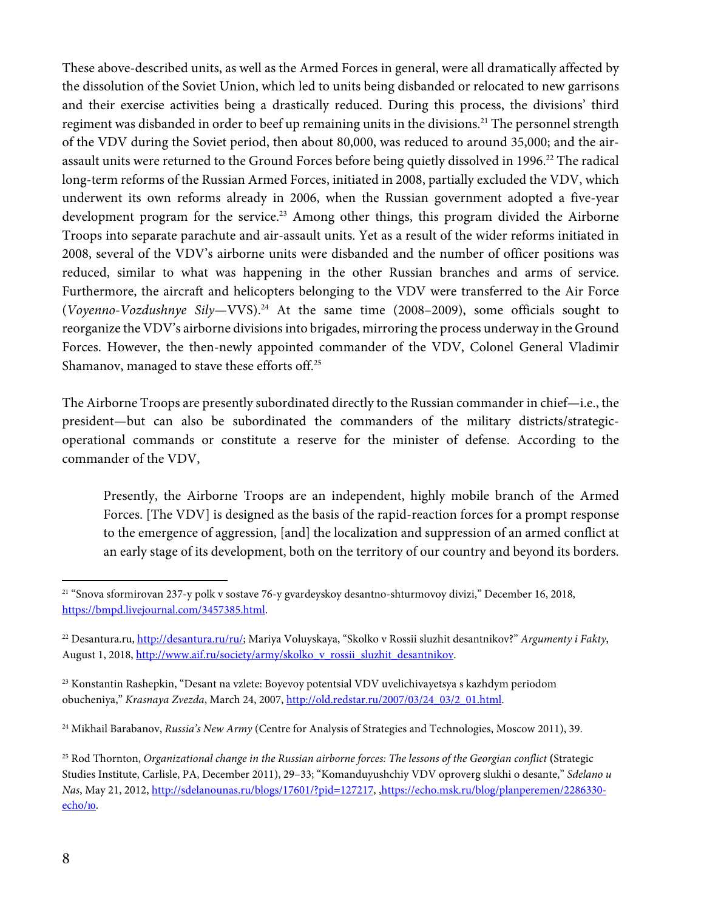These above-described units, as well as the Armed Forces in general, were all dramatically affected by the dissolution of the Soviet Union, which led to units being disbanded or relocated to new garrisons and their exercise activities being a drastically reduced. During this process, the divisions' third regiment was disbanded in order to beef up remaining units in the divisions.[21] The personnel strength of the VDV during the Soviet period, then about 80,000, was reduced to around 35,000; and the air-assault units were returned to the Ground Forces before being quietly dissolved in 1996.[22] The radical long-term reforms of the Russian Armed Forces, initiated in 2008, partially excluded the VDV, which underwent its own reforms already in 2006, when the Russian government adopted a five-year development program for the service.[23] Among other things, this program divided the Airborne Troops into separate parachute and air-assault units. Yet as a result of the wider reforms initiated in 2008, several of the VDV's airborne units were disbanded and the number of officer positions was reduced, similar to what was happening in the other Russian branches and arms of service. Furthermore, the aircraft and helicopters belonging to the VDV were transferred to the Air Force (*Voyenno-Vozdushnye Sily*—VVS).[24] At the same time (2008–2009), some officials sought to reorganize the VDV's airborne divisions into brigades, mirroring the process underway in the Ground Forces. However, the then-newly appointed commander of the VDV, Colonel General Vladimir Shamanov, managed to stave these efforts off.[25]

The Airborne Troops are presently subordinated directly to the Russian commander in chief—i.e., the president—but can also be subordinated the commanders of the military districts/strategic-operational commands or constitute a reserve for the minister of defense. According to the commander of the VDV,

> Presently, the Airborne Troops are an independent, highly mobile branch of the Armed Forces. [The VDV] is designed as the basis of the rapid-reaction forces for a prompt response to the emergence of aggression, [and] the localization and suppression of an armed conflict at an early stage of its development, both on the territory of our country and beyond its borders.

---

[21] "Snova sformirovan 237-y polk v sostave 76-y gvardeyskoy desantno-shturmovoy divizi," December 16, 2018, https://bmpd.livejournal.com/3457385.html.

[22] Desantura.ru, http://desantura.ru/ru/; Mariya Voluyskaya, "Skolko v Rossii sluzhit desantnikov?" *Argumenty i Fakty*, August 1, 2018, http://www.aif.ru/society/army/skolko_v_rossii_sluzhit_desantnikov.

[23] Konstantin Rashepkin, "Desant na vzlete: Boyevoy potentsial VDV uvelichivayetsya s kazhdym periodom obucheniya," *Krasnaya Zvezda*, March 24, 2007, http://old.redstar.ru/2007/03/24_03/2_01.html.

[24] Mikhail Barabanov, *Russia's New Army* (Centre for Analysis of Strategies and Technologies, Moscow 2011), 39.

[25] Rod Thornton, *Organizational change in the Russian airborne forces: The lessons of the Georgian conflict* (Strategic Studies Institute, Carlisle, PA, December 2011), 29–33; "Komanduyushchiy VDV oproverg slukhi o desante," *Sdelano u Nas*, May 21, 2012, http://sdelanounas.ru/blogs/17601/?pid=127217, ,https://echo.msk.ru/blog/planperemen/2286330-echo/ю.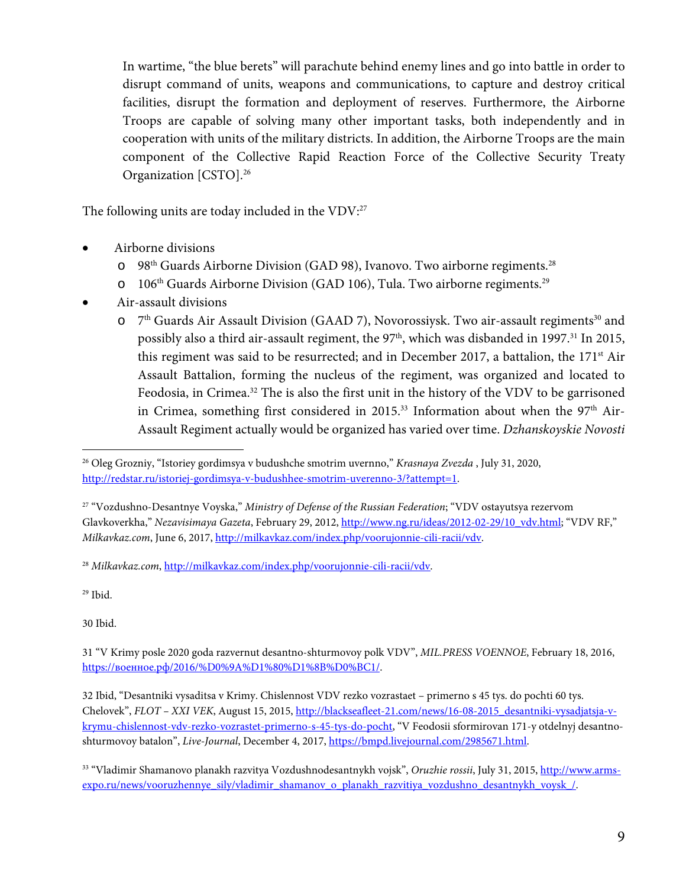> In wartime, "the blue berets" will parachute behind enemy lines and go into battle in order to disrupt command of units, weapons and communications, to capture and destroy critical facilities, disrupt the formation and deployment of reserves. Furthermore, the Airborne Troops are capable of solving many other important tasks, both independently and in cooperation with units of the military districts. In addition, the Airborne Troops are the main component of the Collective Rapid Reaction Force of the Collective Security Treaty Organization [CSTO].[26]

The following units are today included in the VDV:[27]

- Airborne divisions
  - 98th Guards Airborne Division (GAD 98), Ivanovo. Two airborne regiments.[28]
  - 106th Guards Airborne Division (GAD 106), Tula. Two airborne regiments.[29]
- Air-assault divisions
  - 7th Guards Air Assault Division (GAAD 7), Novorossiysk. Two air-assault regiments[30] and possibly also a third air-assault regiment, the 97th, which was disbanded in 1997.[31] In 2015, this regiment was said to be resurrected; and in December 2017, a battalion, the 171st Air Assault Battalion, forming the nucleus of the regiment, was organized and located to Feodosia, in Crimea.[32] The is also the first unit in the history of the VDV to be garrisoned in Crimea, something first considered in 2015.[33] Information about when the 97th Air-Assault Regiment actually would be organized has varied over time. *Dzhanskoyskie Novosti*

---

[26] Oleg Grozniy, "Istoriey gordimsya v budushche smotrim uvernno," *Krasnaya Zvezda* , July 31, 2020, http://redstar.ru/istoriej-gordimsya-v-budushhee-smotrim-uverenno-3/?attempt=1.

[27] "Vozdushno-Desantnye Voyska," *Ministry of Defense of the Russian Federation*; "VDV ostayutsya rezervom Glavkoverkha," *Nezavisimaya Gazeta*, February 29, 2012, http://www.ng.ru/ideas/2012-02-29/10_vdv.html; "VDV RF," *Milkavkaz.com*, June 6, 2017, http://milkavkaz.com/index.php/voorujonnie-cili-racii/vdv.

[28] *Milkavkaz.com*, http://milkavkaz.com/index.php/voorujonnie-cili-racii/vdv.

[29] Ibid.

30 Ibid.

31 "V Krimy posle 2020 goda razvernut desantno-shturmovoy polk VDV", *MIL.PRESS VOENNOE*, February 18, 2016, https://военное.рф/2016/%D0%9A%D1%80%D1%8B%D0%BC1/.

32 Ibid, "Desantniki vysaditsa v Krimy. Chislennost VDV rezko vozrastaet – primerno s 45 tys. do pochti 60 tys. Chelovek", *FLOT – XXI VEK*, August 15, 2015, http://blackseafleet-21.com/news/16-08-2015_desantniki-vysadjatsja-v-krymu-chislennost-vdv-rezko-vozrastet-primerno-s-45-tys-do-pocht, "V Feodosii sformirovan 171-y otdelnyj desantno-shturmovoy batalon", *Live-Journal*, December 4, 2017, https://bmpd.livejournal.com/2985671.html.

[33] "Vladimir Shamanovo planakh razvitya Vozdushnodesantnykh vojsk", *Oruzhie rossii*, July 31, 2015, http://www.arms-expo.ru/news/vooruzhennye_sily/vladimir_shamanov_o_planakh_razvitiya_vozdushno_desantnykh_voysk_/.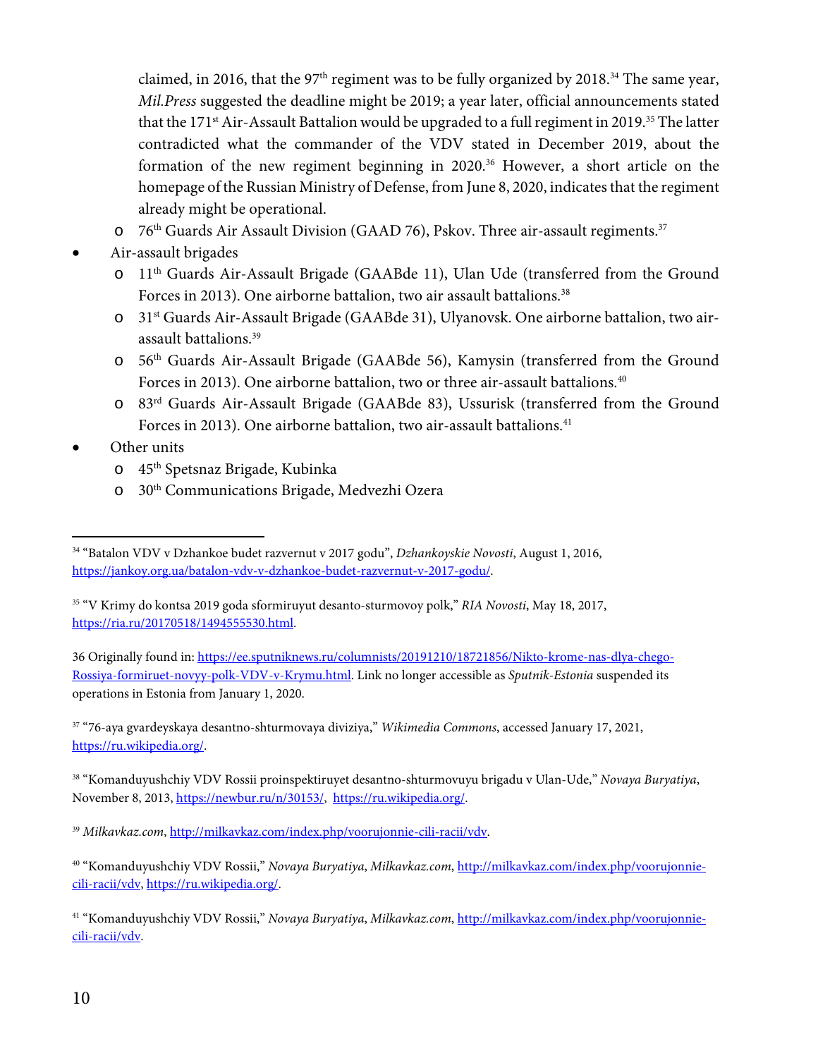claimed, in 2016, that the 97th regiment was to be fully organized by 2018.[34] The same year, *Mil.Press* suggested the deadline might be 2019; a year later, official announcements stated that the 171st Air-Assault Battalion would be upgraded to a full regiment in 2019.[35] The latter contradicted what the commander of the VDV stated in December 2019, about the formation of the new regiment beginning in 2020.[36] However, a short article on the homepage of the Russian Ministry of Defense, from June 8, 2020, indicates that the regiment already might be operational.

  - 76th Guards Air Assault Division (GAAD 76), Pskov. Three air-assault regiments.[37]

- Air-assault brigades
  - 11th Guards Air-Assault Brigade (GAABde 11), Ulan Ude (transferred from the Ground Forces in 2013). One airborne battalion, two air assault battalions.[38]
  - 31st Guards Air-Assault Brigade (GAABde 31), Ulyanovsk. One airborne battalion, two air-assault battalions.[39]
  - 56th Guards Air-Assault Brigade (GAABde 56), Kamysin (transferred from the Ground Forces in 2013). One airborne battalion, two or three air-assault battalions.[40]
  - 83rd Guards Air-Assault Brigade (GAABde 83), Ussurisk (transferred from the Ground Forces in 2013). One airborne battalion, two air-assault battalions.[41]
- Other units
  - 45th Spetsnaz Brigade, Kubinka
  - 30th Communications Brigade, Medvezhi Ozera

---

[34] "Batalon VDV v Dzhankoe budet razvernut v 2017 godu", *Dzhankoyskie Novosti*, August 1, 2016, https://jankoy.org.ua/batalon-vdv-v-dzhankoe-budet-razvernut-v-2017-godu/.

[35] "V Krimy do kontsa 2019 goda sformiruyut desanto-sturmovoy polk," *RIA Novosti*, May 18, 2017, https://ria.ru/20170518/1494555530.html.

36 Originally found in: https://ee.sputniknews.ru/columnists/20191210/18721856/Nikto-krome-nas-dlya-chego-Rossiya-formiruet-novyy-polk-VDV-v-Krymu.html. Link no longer accessible as *Sputnik-Estonia* suspended its operations in Estonia from January 1, 2020.

[37] "76-aya gvardeyskaya desantno-shturmovaya diviziya," *Wikimedia Commons*, accessed January 17, 2021, https://ru.wikipedia.org/.

[38] "Komanduyushchiy VDV Rossii proinspektiruyet desantno-shturmovuyu brigadu v Ulan-Ude," *Novaya Buryatiya*, November 8, 2013, https://newbur.ru/n/30153/, https://ru.wikipedia.org/.

[39] *Milkavkaz.com*, http://milkavkaz.com/index.php/voorujonnie-cili-racii/vdv.

[40] "Komanduyushchiy VDV Rossii," *Novaya Buryatiya*, *Milkavkaz.com*, http://milkavkaz.com/index.php/voorujonnie-cili-racii/vdv, https://ru.wikipedia.org/.

[41] "Komanduyushchiy VDV Rossii," *Novaya Buryatiya*, *Milkavkaz.com*, http://milkavkaz.com/index.php/voorujonnie-cili-racii/vdv.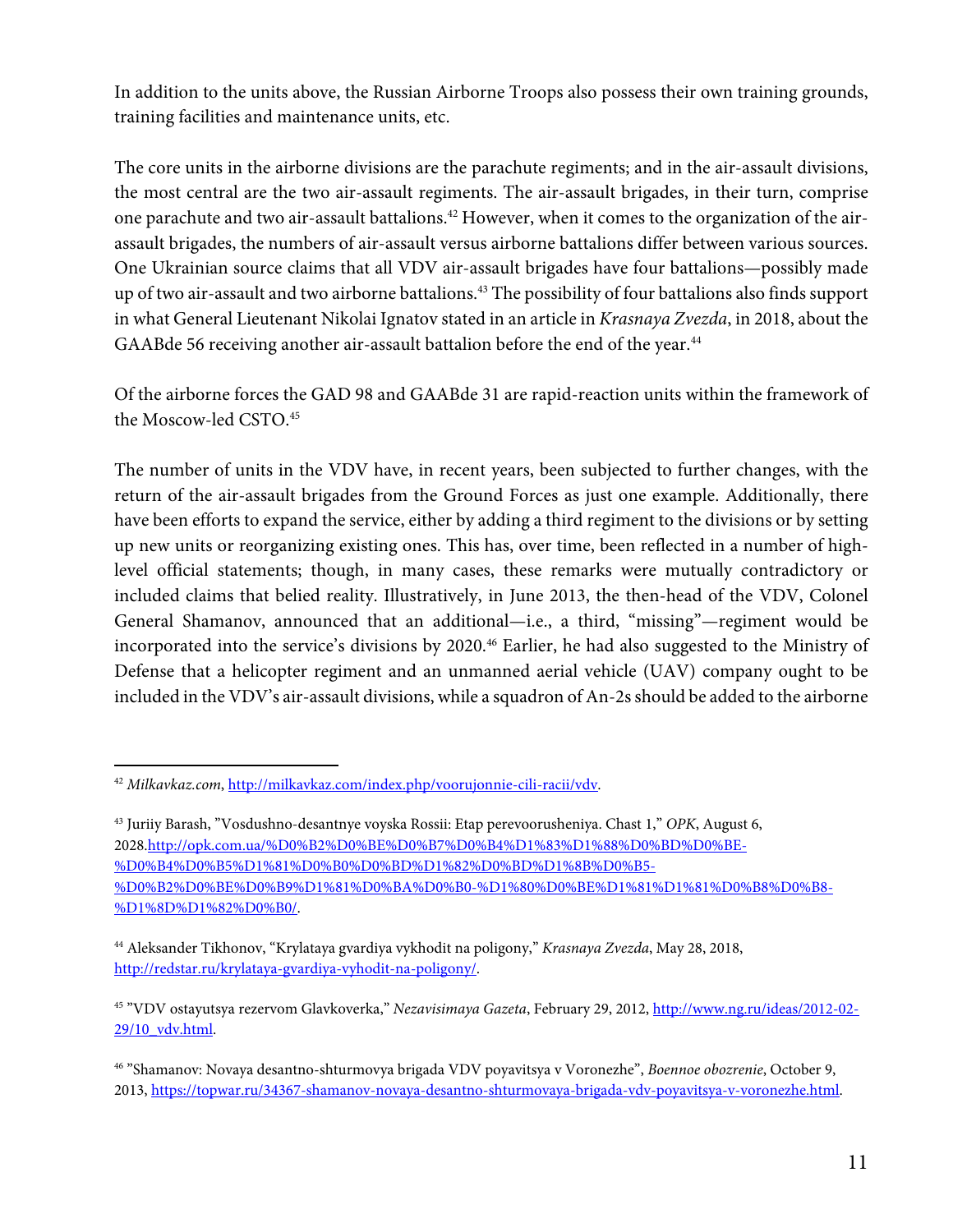In addition to the units above, the Russian Airborne Troops also possess their own training grounds, training facilities and maintenance units, etc.

The core units in the airborne divisions are the parachute regiments; and in the air-assault divisions, the most central are the two air-assault regiments. The air-assault brigades, in their turn, comprise one parachute and two air-assault battalions.[42] However, when it comes to the organization of the air-assault brigades, the numbers of air-assault versus airborne battalions differ between various sources. One Ukrainian source claims that all VDV air-assault brigades have four battalions—possibly made up of two air-assault and two airborne battalions.[43] The possibility of four battalions also finds support in what General Lieutenant Nikolai Ignatov stated in an article in *Krasnaya Zvezda*, in 2018, about the GAABde 56 receiving another air-assault battalion before the end of the year.[44]

Of the airborne forces the GAD 98 and GAABde 31 are rapid-reaction units within the framework of the Moscow-led CSTO.[45]

The number of units in the VDV have, in recent years, been subjected to further changes, with the return of the air-assault brigades from the Ground Forces as just one example. Additionally, there have been efforts to expand the service, either by adding a third regiment to the divisions or by setting up new units or reorganizing existing ones. This has, over time, been reflected in a number of high-level official statements; though, in many cases, these remarks were mutually contradictory or included claims that belied reality. Illustratively, in June 2013, the then-head of the VDV, Colonel General Shamanov, announced that an additional—i.e., a third, "missing"—regiment would be incorporated into the service's divisions by 2020.[46] Earlier, he had also suggested to the Ministry of Defense that a helicopter regiment and an unmanned aerial vehicle (UAV) company ought to be included in the VDV's air-assault divisions, while a squadron of An-2s should be added to the airborne

---

[42] *Milkavkaz.com*, http://milkavkaz.com/index.php/voorujonnie-cili-racii/vdv.

[43] Juriiy Barash, "Vosdushno-desantnye voyska Rossii: Etap perevoorusheniya. Chast 1," *OPK*, August 6, 2028.http://opk.com.ua/%D0%B2%D0%BE%D0%B7%D0%B4%D1%83%D1%88%D0%BD%D0%BE-%D0%B4%D0%B5%D1%81%D0%B0%D0%BD%D1%82%D0%BD%D1%8B%D0%B5-%D0%B2%D0%BE%D0%B9%D1%81%D0%BA%D0%B0-%D1%80%D0%BE%D1%81%D1%81%D0%B8%D0%B8-%D1%8D%D1%82%D0%B0/.

[44] Aleksander Tikhonov, "Krylataya gvardiya vykhodit na poligony," *Krasnaya Zvezda*, May 28, 2018, http://redstar.ru/krylataya-gvardiya-vyhodit-na-poligony/.

[45] "VDV ostayutsya rezervom Glavkoverka," *Nezavisimaya Gazeta*, February 29, 2012, http://www.ng.ru/ideas/2012-02-29/10_vdv.html.

[46] "Shamanov: Novaya desantno-shturmovya brigada VDV poyavitsya v Voronezhe", *Boennoe obozrenie*, October 9, 2013, https://topwar.ru/34367-shamanov-novaya-desantno-shturmovaya-brigada-vdv-poyavitsya-v-voronezhe.html.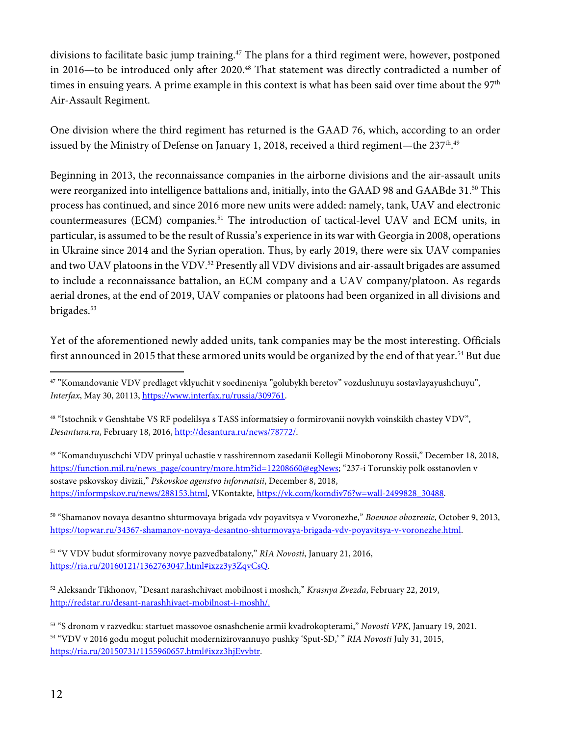divisions to facilitate basic jump training.[47] The plans for a third regiment were, however, postponed in 2016—to be introduced only after 2020.[48] That statement was directly contradicted a number of times in ensuing years. A prime example in this context is what has been said over time about the 97th Air-Assault Regiment.

One division where the third regiment has returned is the GAAD 76, which, according to an order issued by the Ministry of Defense on January 1, 2018, received a third regiment—the 237th.[49]

Beginning in 2013, the reconnaissance companies in the airborne divisions and the air-assault units were reorganized into intelligence battalions and, initially, into the GAAD 98 and GAABde 31.[50] This process has continued, and since 2016 more new units were added: namely, tank, UAV and electronic countermeasures (ECM) companies.[51] The introduction of tactical-level UAV and ECM units, in particular, is assumed to be the result of Russia's experience in its war with Georgia in 2008, operations in Ukraine since 2014 and the Syrian operation. Thus, by early 2019, there were six UAV companies and two UAV platoons in the VDV.[52] Presently all VDV divisions and air-assault brigades are assumed to include a reconnaissance battalion, an ECM company and a UAV company/platoon. As regards aerial drones, at the end of 2019, UAV companies or platoons had been organized in all divisions and brigades.[53]

Yet of the aforementioned newly added units, tank companies may be the most interesting. Officials first announced in 2015 that these armored units would be organized by the end of that year.[54] But due

---

[47] "Komandovanie VDV predlaget vklyuchit v soedineniya "golubykh beretov" vozdushnuyu sostavlayayushchuyu", *Interfax*, May 30, 20113, https://www.interfax.ru/russia/309761.

[48] "Istochnik v Genshtabe VS RF podelilsya s TASS informatsiey o formirovanii novykh voinskikh chastey VDV", *Desantura.ru*, February 18, 2016, http://desantura.ru/news/78772/.

[49] "Komanduyuschchi VDV prinyal uchastie v rasshirennom zasedanii Kollegii Minoborony Rossii," December 18, 2018, https://function.mil.ru/news_page/country/more.htm?id=12208660@egNews; "237-i Torunskiy polk osstanovlen v sostave pskovskoy divizii," *Pskovskoe agenstvo informatsii*, December 8, 2018, https://informpskov.ru/news/288153.html, VKontakte, https://vk.com/komdiv76?w=wall-2499828_30488.

[50] "Shamanov novaya desantno shturmovaya brigada vdv poyavitsya v Vvoronezhe," *Boennoe obozrenie*, October 9, 2013, https://topwar.ru/34367-shamanov-novaya-desantno-shturmovaya-brigada-vdv-poyavitsya-v-voronezhe.html.

[51] "V VDV budut sformirovany novye pazvedbatalony," *RIA Novosti*, January 21, 2016, https://ria.ru/20160121/1362763047.html#ixzz3y3ZqvCsQ.

[52] Aleksandr Tikhonov, "Desant narashchivaet mobilnost i moshch," *Krasnya Zvezda*, February 22, 2019, http://redstar.ru/desant-narashhivaet-mobilnost-i-moshh/.

[53] "S dronom v razvedku: startuet massovoe osnashchenie armii kvadrokopterami," *Novosti VPK*, January 19, 2021.

[54] "VDV v 2016 godu mogut poluchit modernizirovannuyo pushky 'Sput-SD,' " *RIA Novosti* July 31, 2015, https://ria.ru/20150731/1155960657.html#ixzz3hjEvvbtr.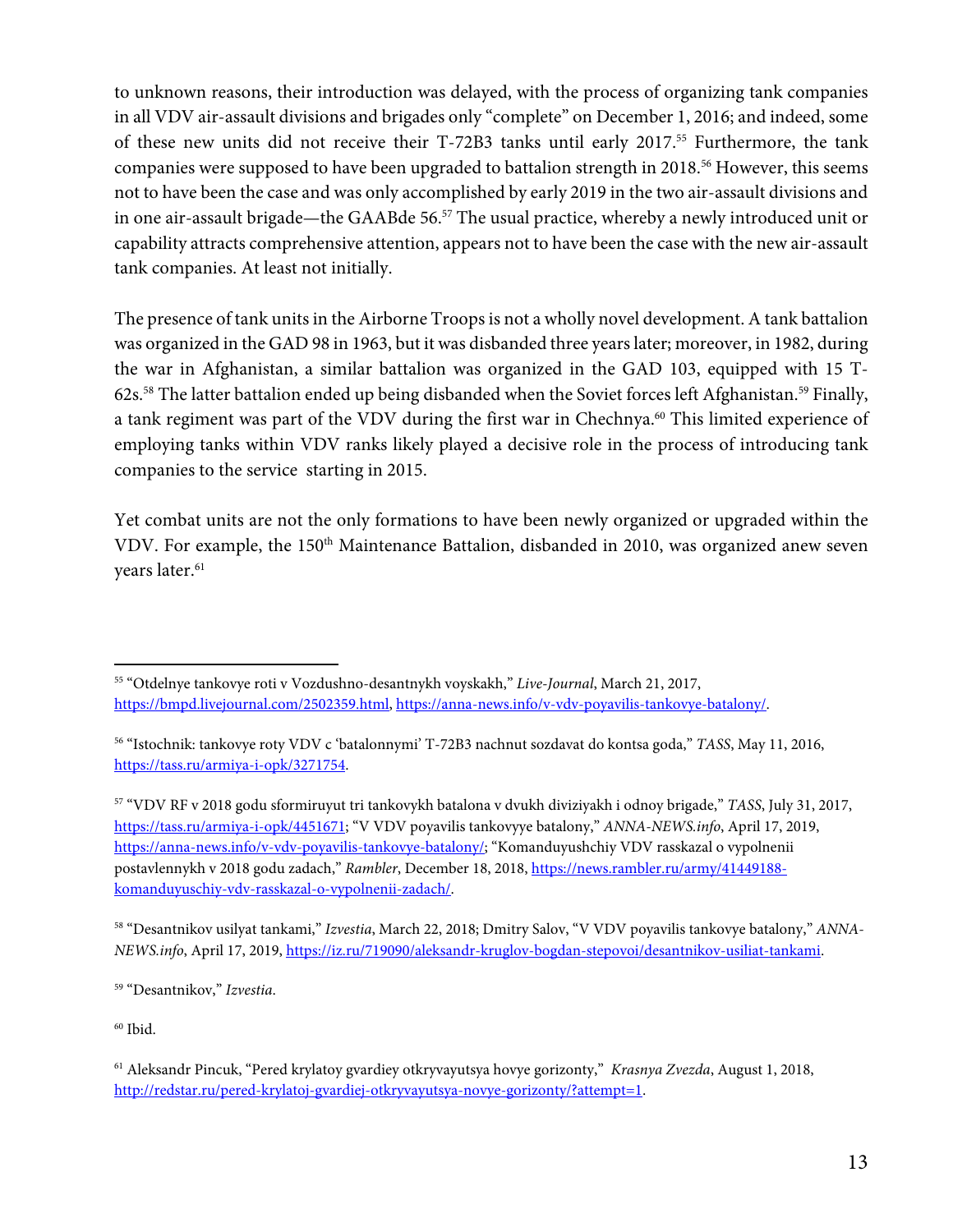to unknown reasons, their introduction was delayed, with the process of organizing tank companies in all VDV air-assault divisions and brigades only "complete" on December 1, 2016; and indeed, some of these new units did not receive their T-72B3 tanks until early 2017.[55] Furthermore, the tank companies were supposed to have been upgraded to battalion strength in 2018.[56] However, this seems not to have been the case and was only accomplished by early 2019 in the two air-assault divisions and in one air-assault brigade—the GAABde 56.[57] The usual practice, whereby a newly introduced unit or capability attracts comprehensive attention, appears not to have been the case with the new air-assault tank companies. At least not initially.

The presence of tank units in the Airborne Troops is not a wholly novel development. A tank battalion was organized in the GAD 98 in 1963, but it was disbanded three years later; moreover, in 1982, during the war in Afghanistan, a similar battalion was organized in the GAD 103, equipped with 15 T-62s.[58] The latter battalion ended up being disbanded when the Soviet forces left Afghanistan.[59] Finally, a tank regiment was part of the VDV during the first war in Chechnya.[60] This limited experience of employing tanks within VDV ranks likely played a decisive role in the process of introducing tank companies to the service starting in 2015.

Yet combat units are not the only formations to have been newly organized or upgraded within the VDV. For example, the 150th Maintenance Battalion, disbanded in 2010, was organized anew seven years later.[61]

---

[55] "Otdelnye tankovye roti v Vozdushno-desantnykh voyskakh," *Live-Journal*, March 21, 2017, https://bmpd.livejournal.com/2502359.html, https://anna-news.info/v-vdv-poyavilis-tankovye-batalony/.

[56] "Istochnik: tankovye roty VDV c 'batalonnymi' T-72B3 nachnut sozdavat do kontsa goda," *TASS*, May 11, 2016, https://tass.ru/armiya-i-opk/3271754.

[57] "VDV RF v 2018 godu sformiruyut tri tankovykh batalona v dvukh diviziyakh i odnoy brigade," *TASS*, July 31, 2017, https://tass.ru/armiya-i-opk/4451671; "V VDV poyavilis tankovyye batalony," *ANNA-NEWS.info*, April 17, 2019, https://anna-news.info/v-vdv-poyavilis-tankovye-batalony/; "Komanduyushchiy VDV rasskazal o vypolnenii postavlennykh v 2018 godu zadach," *Rambler*, December 18, 2018, https://news.rambler.ru/army/41449188-komanduyuschiy-vdv-rasskazal-o-vypolnenii-zadach/.

[58] "Desantnikov usilyat tankami," *Izvestia*, March 22, 2018; Dmitry Salov, "V VDV poyavilis tankovye batalony," *ANNA-NEWS.info*, April 17, 2019, https://iz.ru/719090/aleksandr-kruglov-bogdan-stepovoi/desantnikov-usiliat-tankami.

[59] "Desantnikov," *Izvestia*.

[60] Ibid.

[61] Aleksandr Pincuk, "Pered krylatoy gvardiey otkryvayutsya hovye gorizonty," *Krasnya Zvezda*, August 1, 2018, http://redstar.ru/pered-krylatoj-gvardiej-otkryvayutsya-novye-gorizonty/?attempt=1.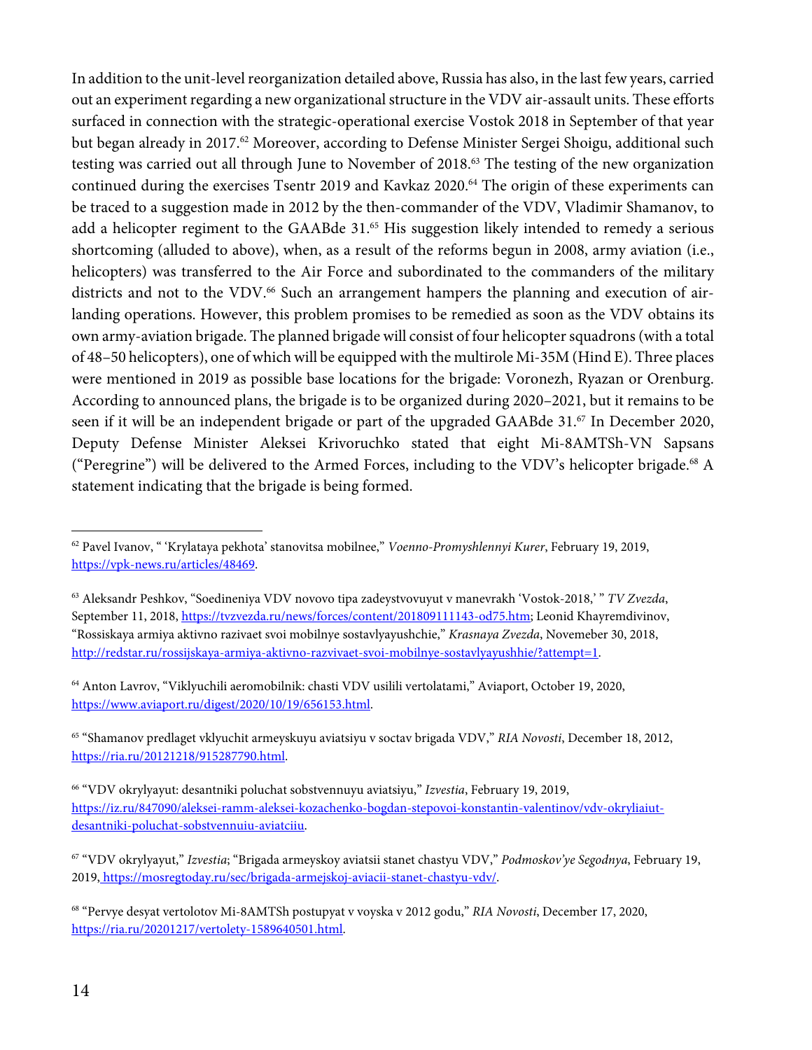In addition to the unit-level reorganization detailed above, Russia has also, in the last few years, carried out an experiment regarding a new organizational structure in the VDV air-assault units. These efforts surfaced in connection with the strategic-operational exercise Vostok 2018 in September of that year but began already in 2017.[62] Moreover, according to Defense Minister Sergei Shoigu, additional such testing was carried out all through June to November of 2018.[63] The testing of the new organization continued during the exercises Tsentr 2019 and Kavkaz 2020.[64] The origin of these experiments can be traced to a suggestion made in 2012 by the then-commander of the VDV, Vladimir Shamanov, to add a helicopter regiment to the GAABde 31.[65] His suggestion likely intended to remedy a serious shortcoming (alluded to above), when, as a result of the reforms begun in 2008, army aviation (i.e., helicopters) was transferred to the Air Force and subordinated to the commanders of the military districts and not to the VDV.[66] Such an arrangement hampers the planning and execution of air-landing operations. However, this problem promises to be remedied as soon as the VDV obtains its own army-aviation brigade. The planned brigade will consist of four helicopter squadrons (with a total of 48–50 helicopters), one of which will be equipped with the multirole Mi-35M (Hind E). Three places were mentioned in 2019 as possible base locations for the brigade: Voronezh, Ryazan or Orenburg. According to announced plans, the brigade is to be organized during 2020–2021, but it remains to be seen if it will be an independent brigade or part of the upgraded GAABde 31.[67] In December 2020, Deputy Defense Minister Aleksei Krivoruchko stated that eight Mi-8AMTSh-VN Sapsans ("Peregrine") will be delivered to the Armed Forces, including to the VDV's helicopter brigade.[68] A statement indicating that the brigade is being formed.

---

[62] Pavel Ivanov, " 'Krylataya pekhota' stanovitsa mobilnee," *Voenno-Promyshlennyi Kurer*, February 19, 2019, https://vpk-news.ru/articles/48469.

[63] Aleksandr Peshkov, "Soedineniya VDV novovo tipa zadeystvovuyut v manevrakh 'Vostok-2018,' " *TV Zvezda*, September 11, 2018, https://tvzvezda.ru/news/forces/content/201809111143-od75.htm; Leonid Khayremdivinov, "Rossiskaya armiya aktivno razivaet svoi mobilnye sostavlyayushchie," *Krasnaya Zvezda*, Novemeber 30, 2018, http://redstar.ru/rossijskaya-armiya-aktivno-razvivaet-svoi-mobilnye-sostavlyayushhie/?attempt=1.

[64] Anton Lavrov, "Viklyuchili aeromobilnik: chasti VDV usilili vertolatami," Aviaport, October 19, 2020, https://www.aviaport.ru/digest/2020/10/19/656153.html.

[65] "Shamanov predlaget vklyuchit armeyskuyu aviatsiyu v soctav brigada VDV," *RIA Novosti*, December 18, 2012, https://ria.ru/20121218/915287790.html.

[66] "VDV okrylyayut: desantniki poluchat sobstvennuyu aviatsiyu," *Izvestia*, February 19, 2019, https://iz.ru/847090/aleksei-aleksei-kozachenko-bogdan-stepovoi-konstantin-valentinov/vdv-okryliaiut-desantniki-poluchat-sobstvennuiu-aviatciiu.

[67] "VDV okrylyayut," *Izvestia*; "Brigada armeyskoy aviatsii stanet chastyu VDV," *Podmoskov'ye Segodnya*, February 19, 2019, https://mosregtoday.ru/sec/brigada-armejskoj-aviacii-stanet-chastyu-vdv/.

[68] "Pervye desyat vertolotov Mi-8AMTSh postupyat v voyska v 2012 godu," *RIA Novosti*, December 17, 2020, https://ria.ru/20201217/vertolety-1589640501.html.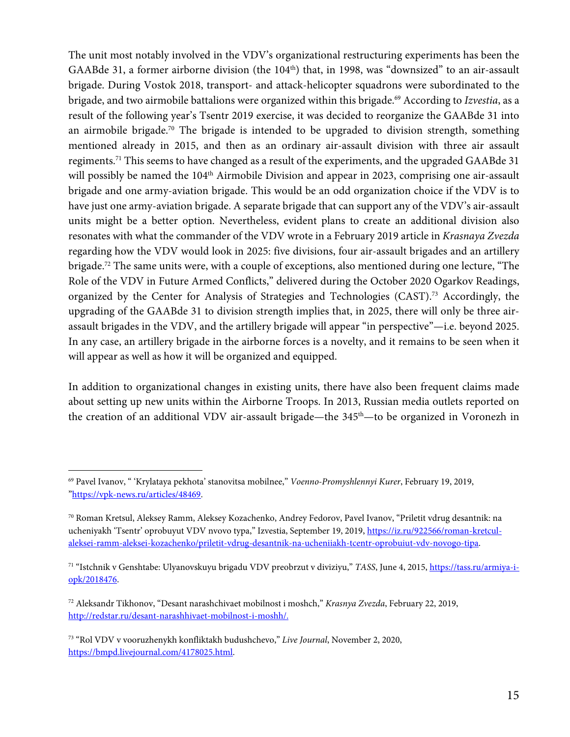The unit most notably involved in the VDV's organizational restructuring experiments has been the GAABde 31, a former airborne division (the 104th) that, in 1998, was "downsized" to an air-assault brigade. During Vostok 2018, transport- and attack-helicopter squadrons were subordinated to the brigade, and two airmobile battalions were organized within this brigade.[69] According to *Izvestia*, as a result of the following year's Tsentr 2019 exercise, it was decided to reorganize the GAABde 31 into an airmobile brigade.[70] The brigade is intended to be upgraded to division strength, something mentioned already in 2015, and then as an ordinary air-assault division with three air assault regiments.[71] This seems to have changed as a result of the experiments, and the upgraded GAABde 31 will possibly be named the 104th Airmobile Division and appear in 2023, comprising one air-assault brigade and one army-aviation brigade. This would be an odd organization choice if the VDV is to have just one army-aviation brigade. A separate brigade that can support any of the VDV's air-assault units might be a better option. Nevertheless, evident plans to create an additional division also resonates with what the commander of the VDV wrote in a February 2019 article in *Krasnaya Zvezda* regarding how the VDV would look in 2025: five divisions, four air-assault brigades and an artillery brigade.[72] The same units were, with a couple of exceptions, also mentioned during one lecture, "The Role of the VDV in Future Armed Conflicts," delivered during the October 2020 Ogarkov Readings, organized by the Center for Analysis of Strategies and Technologies (CAST).[73] Accordingly, the upgrading of the GAABde 31 to division strength implies that, in 2025, there will only be three air-assault brigades in the VDV, and the artillery brigade will appear "in perspective"—i.e. beyond 2025. In any case, an artillery brigade in the airborne forces is a novelty, and it remains to be seen when it will appear as well as how it will be organized and equipped.

In addition to organizational changes in existing units, there have also been frequent claims made about setting up new units within the Airborne Troops. In 2013, Russian media outlets reported on the creation of an additional VDV air-assault brigade—the 345th—to be organized in Voronezh in

---

[69] Pavel Ivanov, " 'Krylataya pekhota' stanovitsa mobilnee," *Voenno-Promyshlennyi Kurer*, February 19, 2019, "https://vpk-news.ru/articles/48469.

[70] Roman Kretsul, Aleksey Ramm, Aleksey Kozachenko, Andrey Fedorov, Pavel Ivanov, "Priletit vdrug desantnik: na ucheniyakh 'Tsentr' oprobuyut VDV nvovo typa," Izvestia, September 19, 2019, https://iz.ru/922566/roman-kretcul-aleksei-ramm-aleksei-kozachenko/priletit-vdrug-desantnik-na-ucheniiakh-tcentr-oprobuiut-vdv-novogo-tipa.

[71] "Istchnik v Genshtabe: Ulyanovskuyu brigadu VDV preobrzut v diviziyu," *TASS*, June 4, 2015, https://tass.ru/armiya-i-opk/2018476.

[72] Aleksandr Tikhonov, "Desant narashchivaet mobilnost i moshch," *Krasnya Zvezda*, February 22, 2019, http://redstar.ru/desant-narashhivaet-mobilnost-i-moshh/.

[73] "Rol VDV v vooruzhenykh konfliktakh budushchevo," *Live Journal*, November 2, 2020, https://bmpd.livejournal.com/4178025.html.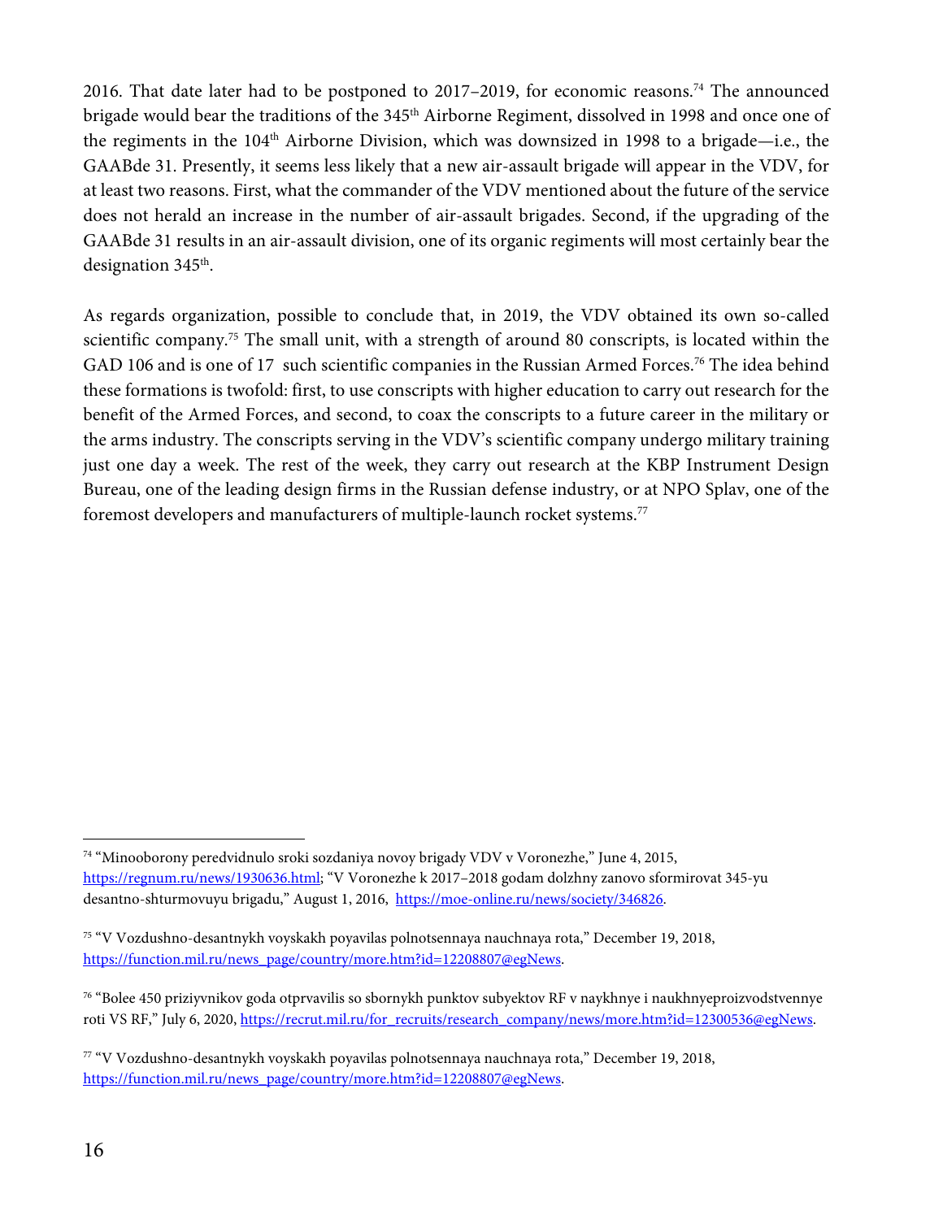2016. That date later had to be postponed to 2017–2019, for economic reasons.[74] The announced brigade would bear the traditions of the 345th Airborne Regiment, dissolved in 1998 and once one of the regiments in the 104th Airborne Division, which was downsized in 1998 to a brigade—i.e., the GAABde 31. Presently, it seems less likely that a new air-assault brigade will appear in the VDV, for at least two reasons. First, what the commander of the VDV mentioned about the future of the service does not herald an increase in the number of air-assault brigades. Second, if the upgrading of the GAABde 31 results in an air-assault division, one of its organic regiments will most certainly bear the designation 345th.

As regards organization, possible to conclude that, in 2019, the VDV obtained its own so-called scientific company.[75] The small unit, with a strength of around 80 conscripts, is located within the GAD 106 and is one of 17 such scientific companies in the Russian Armed Forces.[76] The idea behind these formations is twofold: first, to use conscripts with higher education to carry out research for the benefit of the Armed Forces, and second, to coax the conscripts to a future career in the military or the arms industry. The conscripts serving in the VDV's scientific company undergo military training just one day a week. The rest of the week, they carry out research at the KBP Instrument Design Bureau, one of the leading design firms in the Russian defense industry, or at NPO Splav, one of the foremost developers and manufacturers of multiple-launch rocket systems.[77]

---

[74] "Minooborony peredvidnulo sroki sozdaniya novoy brigady VDV v Voronezhe," June 4, 2015, https://regnum.ru/news/1930636.html; "V Voronezhe k 2017–2018 godam dolzhny zanovo sformirovat 345-yu desantno-shturmovuyu brigadu," August 1, 2016, https://moe-online.ru/news/society/346826.

[75] "V Vozdushno-desantnykh voyskakh poyavilas polnotsennaya nauchnaya rota," December 19, 2018, https://function.mil.ru/news_page/country/more.htm?id=12208807@egNews.

[76] "Bolee 450 priziyvnikov goda otprvavilis so sbornykh punktov subyektov RF v naykhnye i naukhnyeproizvodstvennye roti VS RF," July 6, 2020, https://recrut.mil.ru/for_recruits/research_company/news/more.htm?id=12300536@egNews.

[77] "V Vozdushno-desantnykh voyskakh poyavilas polnotsennaya nauchnaya rota," December 19, 2018, https://function.mil.ru/news_page/country/more.htm?id=12208807@egNews.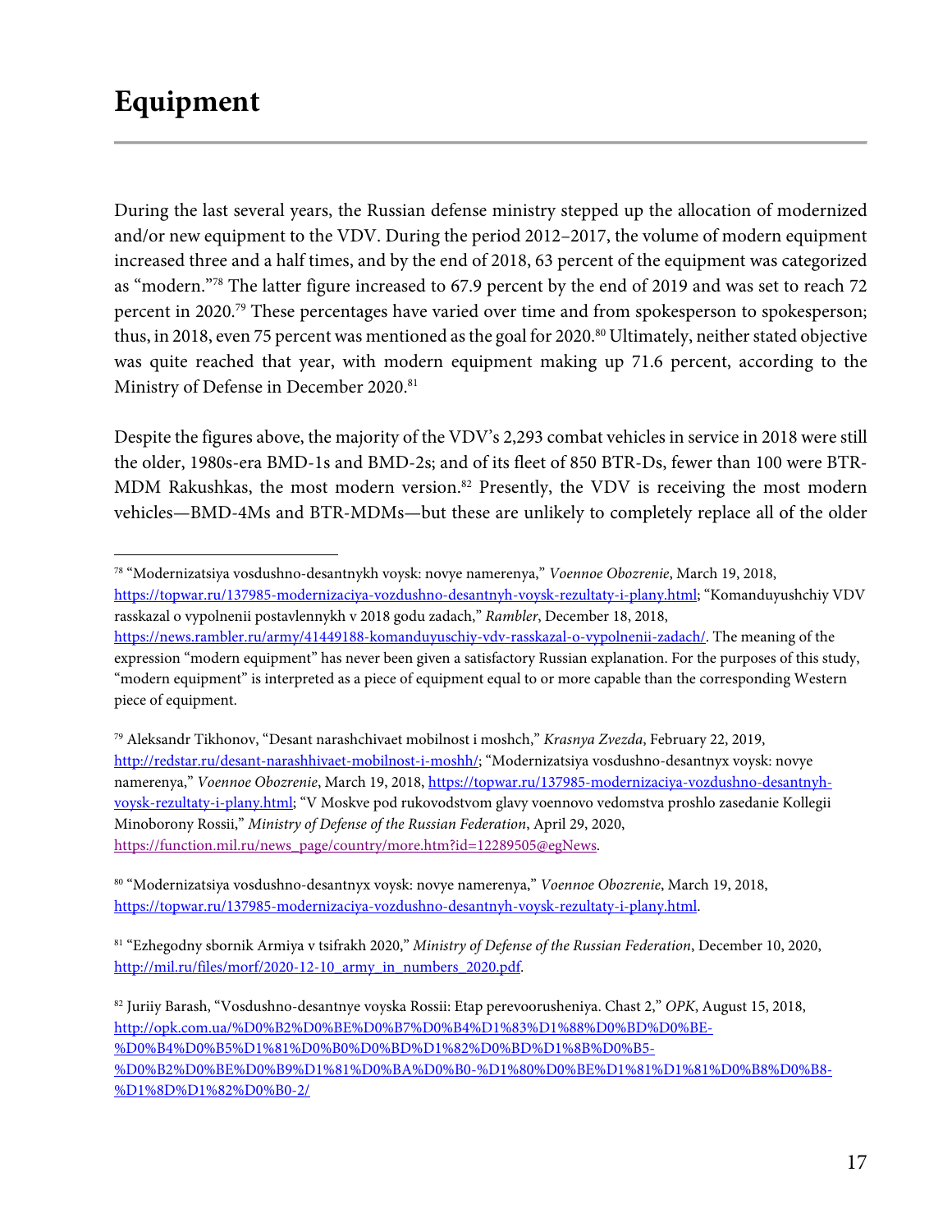# Equipment

During the last several years, the Russian defense ministry stepped up the allocation of modernized and/or new equipment to the VDV. During the period 2012–2017, the volume of modern equipment increased three and a half times, and by the end of 2018, 63 percent of the equipment was categorized as "modern."[78] The latter figure increased to 67.9 percent by the end of 2019 and was set to reach 72 percent in 2020.[79] These percentages have varied over time and from spokesperson to spokesperson; thus, in 2018, even 75 percent was mentioned as the goal for 2020.[80] Ultimately, neither stated objective was quite reached that year, with modern equipment making up 71.6 percent, according to the Ministry of Defense in December 2020.[81]

Despite the figures above, the majority of the VDV's 2,293 combat vehicles in service in 2018 were still the older, 1980s-era BMD-1s and BMD-2s; and of its fleet of 850 BTR-Ds, fewer than 100 were BTR-MDM Rakushkas, the most modern version.[82] Presently, the VDV is receiving the most modern vehicles—BMD-4Ms and BTR-MDMs—but these are unlikely to completely replace all of the older

---

[78] "Modernizatsiya vosdushno-desantnykh voysk: novye namerenya," *Voennoe Obozrenie*, March 19, 2018, https://topwar.ru/137985-modernizaciya-vozdushno-desantnyh-voysk-rezultaty-i-plany.html; "Komanduyushchiy VDV rasskazal o vypolnenii postavlennykh v 2018 godu zadach," *Rambler*, December 18, 2018, https://news.rambler.ru/army/41449188-komanduyuschiy-vdv-rasskazal-o-vypolnenii-zadach/. The meaning of the expression "modern equipment" has never been given a satisfactory Russian explanation. For the purposes of this study, "modern equipment" is interpreted as a piece of equipment equal to or more capable than the corresponding Western piece of equipment.

[79] Aleksandr Tikhonov, "Desant narashchivaet mobilnost i moshch," *Krasnya Zvezda*, February 22, 2019, http://redstar.ru/desant-narashhivaet-mobilnost-i-moshh/; "Modernizatsiya vosdushno-desantnyx voysk: novye namerenya," *Voennoe Obozrenie*, March 19, 2018, https://topwar.ru/137985-modernizaciya-vozdushno-desantnyh-voysk-rezultaty-i-plany.html; "V Moskve pod rukovodstvom glavy voennovo vedomstva proshlo zasedanie Kollegii Minoborony Rossii," *Ministry of Defense of the Russian Federation*, April 29, 2020, https://function.mil.ru/news_page/country/more.htm?id=12289505@egNews.

[80] "Modernizatsiya vosdushno-desantnyx voysk: novye namerenya," *Voennoe Obozrenie*, March 19, 2018, https://topwar.ru/137985-modernizaciya-vozdushno-desantnyh-voysk-rezultaty-i-plany.html.

[81] "Ezhegodny sbornik Armiya v tsifrakh 2020," *Ministry of Defense of the Russian Federation*, December 10, 2020, http://mil.ru/files/morf/2020-12-10_army_in_numbers_2020.pdf.

[82] Juriiy Barash, "Vosdushno-desantnye voyska Rossii: Etap perevoorusheniya. Chast 2," *OPK*, August 15, 2018, http://opk.com.ua/%D0%B2%D0%BE%D0%B7%D0%B4%D1%83%D1%88%D0%BD%D0%BE-%D0%B4%D0%B5%D1%81%D0%B0%D0%BD%D1%82%D0%BD%D1%8B%D0%B5-%D0%B2%D0%BE%D0%B9%D1%81%D0%BA%D0%B0-%D1%80%D0%BE%D1%81%D1%81%D0%B8%D0%B8-%D1%8D%D1%82%D0%B0-2/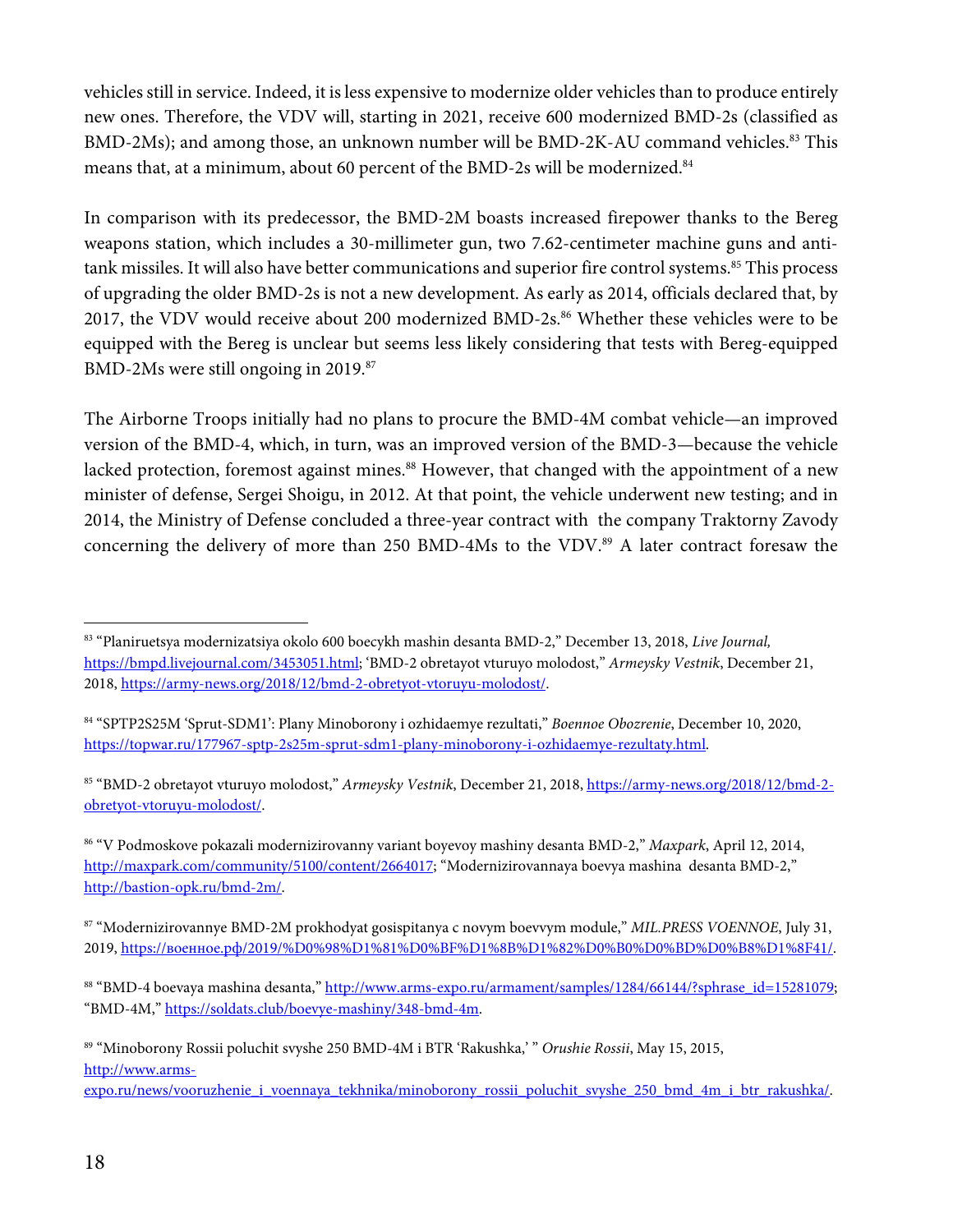vehicles still in service. Indeed, it is less expensive to modernize older vehicles than to produce entirely new ones. Therefore, the VDV will, starting in 2021, receive 600 modernized BMD-2s (classified as BMD-2Ms); and among those, an unknown number will be BMD-2K-AU command vehicles.[83] This means that, at a minimum, about 60 percent of the BMD-2s will be modernized.[84]

In comparison with its predecessor, the BMD-2M boasts increased firepower thanks to the Bereg weapons station, which includes a 30-millimeter gun, two 7.62-centimeter machine guns and anti-tank missiles. It will also have better communications and superior fire control systems.[85] This process of upgrading the older BMD-2s is not a new development. As early as 2014, officials declared that, by 2017, the VDV would receive about 200 modernized BMD-2s.[86] Whether these vehicles were to be equipped with the Bereg is unclear but seems less likely considering that tests with Bereg-equipped BMD-2Ms were still ongoing in 2019.[87]

The Airborne Troops initially had no plans to procure the BMD-4M combat vehicle—an improved version of the BMD-4, which, in turn, was an improved version of the BMD-3—because the vehicle lacked protection, foremost against mines.[88] However, that changed with the appointment of a new minister of defense, Sergei Shoigu, in 2012. At that point, the vehicle underwent new testing; and in 2014, the Ministry of Defense concluded a three-year contract with the company Traktorny Zavody concerning the delivery of more than 250 BMD-4Ms to the VDV.[89] A later contract foresaw the

---

[83] "Planiruetsya modernizatsiya okolo 600 boecykh mashin desanta BMD-2," December 13, 2018, *Live Journal,* https://bmpd.livejournal.com/3453051.html; 'BMD-2 obretayot vturuyo molodost," *Armeysky Vestnik*, December 21, 2018, https://army-news.org/2018/12/bmd-2-obretyot-vtoruyu-molodost/.

[84] "SPTP2S25M 'Sprut-SDM1': Plany Minoborony i ozhidaemye rezultati," *Boennoe Obozrenie*, December 10, 2020, https://topwar.ru/177967-sptp-2s25m-sprut-sdm1-plany-minoborony-i-ozhidaemye-rezultaty.html.

[85] "BMD-2 obretayot vturuyo molodost," *Armeysky Vestnik*, December 21, 2018, https://army-news.org/2018/12/bmd-2-obretyot-vtoruyu-molodost/.

[86] "V Podmoskove pokazali modernizirovanny variant boyevoy mashiny desanta BMD-2," *Maxpark*, April 12, 2014, http://maxpark.com/community/5100/content/2664017; "Modernizirovannaya boevya mashina desanta BMD-2," http://bastion-opk.ru/bmd-2m/.

[87] "Modernizirovannye BMD-2M prokhodyat gosispitanya c novym boevvym module," *MIL.PRESS VOENNOE*, July 31, 2019, https://военное.рф/2019/%D0%98%D1%81%D0%BF%D1%8B%D1%82%D0%B0%D0%BD%D0%B8%D1%8F41/.

[88] "BMD-4 boevaya mashina desanta," http://www.arms-expo.ru/armament/samples/1284/66144/?sphrase_id=15281079; "BMD-4M," https://soldats.club/boevye-mashiny/348-bmd-4m.

[89] "Minoborony Rossii poluchit svyshe 250 BMD-4M i BTR 'Rakushka,' " *Orushie Rossii*, May 15, 2015, http://www.arms-expo.ru/news/vooruzhenie_i_voennaya_tekhnika/minoborony_rossii_poluchit_svyshe_250_bmd_4m_i_btr_rakushka/.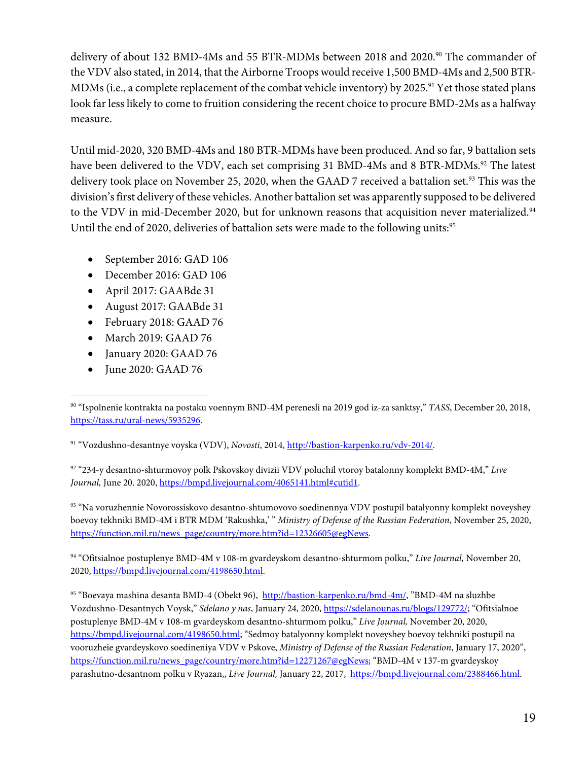delivery of about 132 BMD-4Ms and 55 BTR-MDMs between 2018 and 2020.[90] The commander of the VDV also stated, in 2014, that the Airborne Troops would receive 1,500 BMD-4Ms and 2,500 BTR-MDMs (i.e., a complete replacement of the combat vehicle inventory) by 2025.[91] Yet those stated plans look far less likely to come to fruition considering the recent choice to procure BMD-2Ms as a halfway measure.

Until mid-2020, 320 BMD-4Ms and 180 BTR-MDMs have been produced. And so far, 9 battalion sets have been delivered to the VDV, each set comprising 31 BMD-4Ms and 8 BTR-MDMs.[92] The latest delivery took place on November 25, 2020, when the GAAD 7 received a battalion set.[93] This was the division's first delivery of these vehicles. Another battalion set was apparently supposed to be delivered to the VDV in mid-December 2020, but for unknown reasons that acquisition never materialized.[94] Until the end of 2020, deliveries of battalion sets were made to the following units:[95]

- September 2016: GAD 106
- December 2016: GAD 106
- April 2017: GAABde 31
- August 2017: GAABde 31
- February 2018: GAAD 76
- March 2019: GAAD 76
- January 2020: GAAD 76
- June 2020: GAAD 76

---

[90] "Ispolnenie kontrakta na postaku voennym BND-4M perenesli na 2019 god iz-za sanktsy," *TASS*, December 20, 2018, https://tass.ru/ural-news/5935296.

[91] "Vozdushno-desantnye voyska (VDV), *Novosti*, 2014, http://bastion-karpenko.ru/vdv-2014/.

[92] "234-y desantno-shturmovoy polk Pskovskoy divizii VDV poluchil vtoroy batalonny komplekt BMD-4M," *Live Journal,* June 20. 2020, https://bmpd.livejournal.com/4065141.html#cutid1.

[93] "Na voruzhennie Novorossiskovo desantno-shtumovovo soedinennya VDV postupil batalyonny komplekt noveyshey boevoy tekhniki BMD-4M i BTR MDM 'Rakushka,' " *Ministry of Defense of the Russian Federation*, November 25, 2020, https://function.mil.ru/news_page/country/more.htm?id=12326605@egNews.

[94] "Ofitsialnoe postuplenye BMD-4M v 108-m gvardeyskom desantno-shturmom polku," *Live Journal,* November 20, 2020, https://bmpd.livejournal.com/4198650.html.

[95] "Boevaya mashina desanta BMD-4 (Obekt 96), http://bastion-karpenko.ru/bmd-4m/, "BMD-4M na sluzhbe Vozdushno-Desantnych Voysk," *Sdelano y nas*, January 24, 2020, https://sdelanounas.ru/blogs/129772/; "Ofitsialnoe postuplenye BMD-4M v 108-m gvardeyskom desantno-shturmom polku," *Live Journal,* November 20, 2020, https://bmpd.livejournal.com/4198650.html; "Sedmoy batalyonny komplekt noveyshey boevoy tekhniki postupil na vooruzheie gvardeyskovo soedineniya VDV v Pskove, *Ministry of Defense of the Russian Federation*, January 17, 2020", https://function.mil.ru/news_page/country/more.htm?id=12271267@egNews; "BMD-4M v 137-m gvardeyskoy parashutno-desantnom polku v Ryazan,, *Live Journal,* January 22, 2017, https://bmpd.livejournal.com/2388466.html.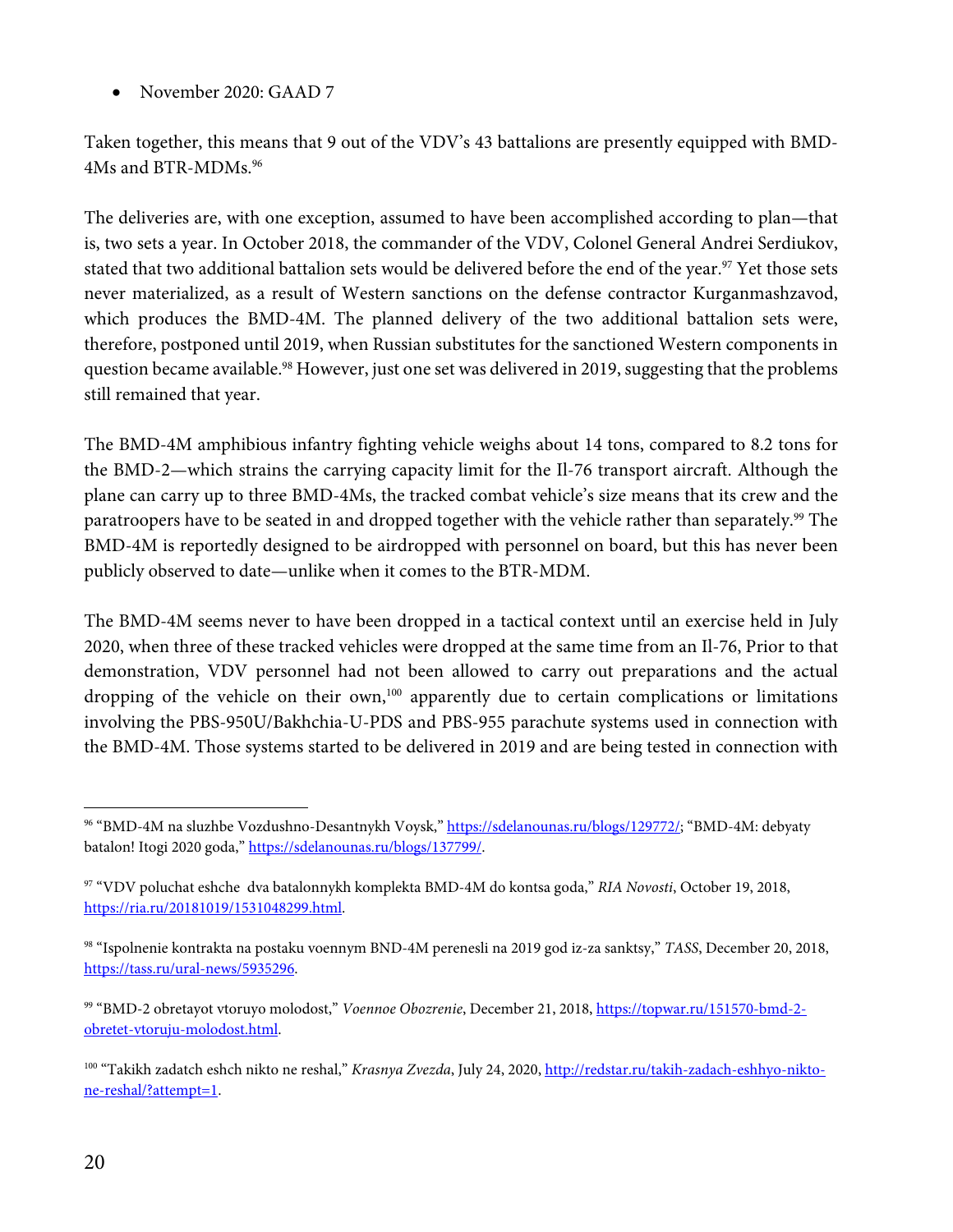- November 2020: GAAD 7

Taken together, this means that 9 out of the VDV's 43 battalions are presently equipped with BMD-4Ms and BTR-MDMs.[96]

The deliveries are, with one exception, assumed to have been accomplished according to plan—that is, two sets a year. In October 2018, the commander of the VDV, Colonel General Andrei Serdiukov, stated that two additional battalion sets would be delivered before the end of the year.[97] Yet those sets never materialized, as a result of Western sanctions on the defense contractor Kurganmashzavod, which produces the BMD-4M. The planned delivery of the two additional battalion sets were, therefore, postponed until 2019, when Russian substitutes for the sanctioned Western components in question became available.[98] However, just one set was delivered in 2019, suggesting that the problems still remained that year.

The BMD-4M amphibious infantry fighting vehicle weighs about 14 tons, compared to 8.2 tons for the BMD-2—which strains the carrying capacity limit for the Il-76 transport aircraft. Although the plane can carry up to three BMD-4Ms, the tracked combat vehicle's size means that its crew and the paratroopers have to be seated in and dropped together with the vehicle rather than separately.[99] The BMD-4M is reportedly designed to be airdropped with personnel on board, but this has never been publicly observed to date—unlike when it comes to the BTR-MDM.

The BMD-4M seems never to have been dropped in a tactical context until an exercise held in July 2020, when three of these tracked vehicles were dropped at the same time from an Il-76, Prior to that demonstration, VDV personnel had not been allowed to carry out preparations and the actual dropping of the vehicle on their own,[100] apparently due to certain complications or limitations involving the PBS-950U/Bakhchia-U-PDS and PBS-955 parachute systems used in connection with the BMD-4M. Those systems started to be delivered in 2019 and are being tested in connection with

---

[96] "BMD-4M na sluzhbe Vozdushno-Desantnykh Voysk," https://sdelanounas.ru/blogs/129772/; "BMD-4M: debyaty batalon! Itogi 2020 goda," https://sdelanounas.ru/blogs/137799/.

[97] "VDV poluchat eshche dva batalonnykh komplekta BMD-4M do kontsa goda," *RIA Novosti*, October 19, 2018, https://ria.ru/20181019/1531048299.html.

[98] "Ispolnenie kontrakta na postaku voennym BND-4M perenesli na 2019 god iz-za sanktsy," *TASS*, December 20, 2018, https://tass.ru/ural-news/5935296.

[99] "BMD-2 obretayot vtoruyo molodost," *Voennoe Obozrenie*, December 21, 2018, https://topwar.ru/151570-bmd-2-obretet-vtoruju-molodost.html.

[100] "Takikh zadatch eshch nikto ne reshal," *Krasnya Zvezda*, July 24, 2020, http://redstar.ru/takih-zadach-eshhyo-nikto-ne-reshal/?attempt=1.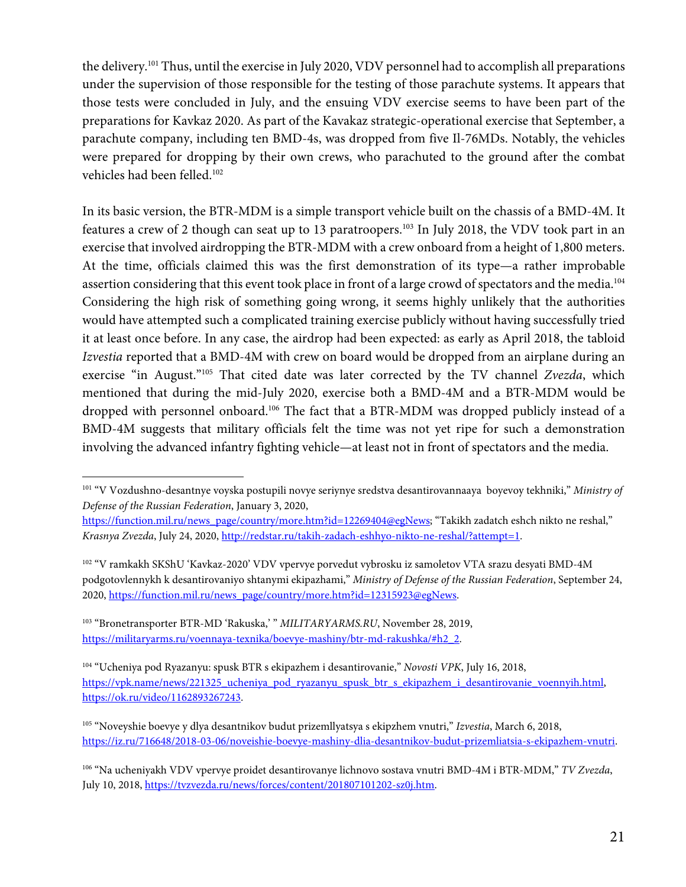the delivery.[101] Thus, until the exercise in July 2020, VDV personnel had to accomplish all preparations under the supervision of those responsible for the testing of those parachute systems. It appears that those tests were concluded in July, and the ensuing VDV exercise seems to have been part of the preparations for Kavkaz 2020. As part of the Kavakaz strategic-operational exercise that September, a parachute company, including ten BMD-4s, was dropped from five Il-76MDs. Notably, the vehicles were prepared for dropping by their own crews, who parachuted to the ground after the combat vehicles had been felled.[102]

In its basic version, the BTR-MDM is a simple transport vehicle built on the chassis of a BMD-4M. It features a crew of 2 though can seat up to 13 paratroopers.[103] In July 2018, the VDV took part in an exercise that involved airdropping the BTR-MDM with a crew onboard from a height of 1,800 meters. At the time, officials claimed this was the first demonstration of its type—a rather improbable assertion considering that this event took place in front of a large crowd of spectators and the media.[104] Considering the high risk of something going wrong, it seems highly unlikely that the authorities would have attempted such a complicated training exercise publicly without having successfully tried it at least once before. In any case, the airdrop had been expected: as early as April 2018, the tabloid *Izvestia* reported that a BMD-4M with crew on board would be dropped from an airplane during an exercise "in August."[105] That cited date was later corrected by the TV channel *Zvezda*, which mentioned that during the mid-July 2020, exercise both a BMD-4M and a BTR-MDM would be dropped with personnel onboard.[106] The fact that a BTR-MDM was dropped publicly instead of a BMD-4M suggests that military officials felt the time was not yet ripe for such a demonstration involving the advanced infantry fighting vehicle—at least not in front of spectators and the media.

---

[101] "V Vozdushno-desantnye voyska postupili novye seriynye sredstva desantirovannaaya boyevoy tekhniki," *Ministry of Defense of the Russian Federation*, January 3, 2020, https://function.mil.ru/news_page/country/more.htm?id=12269404@egNews; "Takikh zadatch eshch nikto ne reshal," *Krasnya Zvezda*, July 24, 2020, http://redstar.ru/takih-zadach-eshhyo-nikto-ne-reshal/?attempt=1.

[102] "V ramkakh SKShU 'Kavkaz-2020' VDV vpervye porvedut vybrosku iz samoletov VTA srazu desyati BMD-4M podgotovlennykh k desantirovaniyo shtanymi ekipazhami," *Ministry of Defense of the Russian Federation*, September 24, 2020, https://function.mil.ru/news_page/country/more.htm?id=12315923@egNews.

[103] "Bronetransporter BTR-MD 'Rakuska,' " *MILITARYARMS.RU*, November 28, 2019, https://militaryarms.ru/voennaya-texnika/boevye-mashiny/btr-md-rakushka/#h2_2.

[104] "Ucheniya pod Ryazanyu: spusk BTR s ekipazhem i desantirovanie," *Novosti VPK*, July 16, 2018, https://vpk.name/news/221325_ucheniya_pod_ryazanyu_spusk_btr_s_ekipazhem_i_desantirovanie_voennyih.html, https://ok.ru/video/1162893267243.

[105] "Noveyshie boevye y dlya desantnikov budut prizemllyatsya s ekipzhem vnutri," *Izvestia*, March 6, 2018, https://iz.ru/716648/2018-03-06/noveishie-boevye-mashiny-dlia-desantnikov-budut-prizemliatsia-s-ekipazhem-vnutri.

[106] "Na ucheniyakh VDV vpervye proidet desantirovanye lichnovo sostava vnutri BMD-4M i BTR-MDM," *TV Zvezda*, July 10, 2018, https://tvzvezda.ru/news/forces/content/201807101202-sz0j.htm.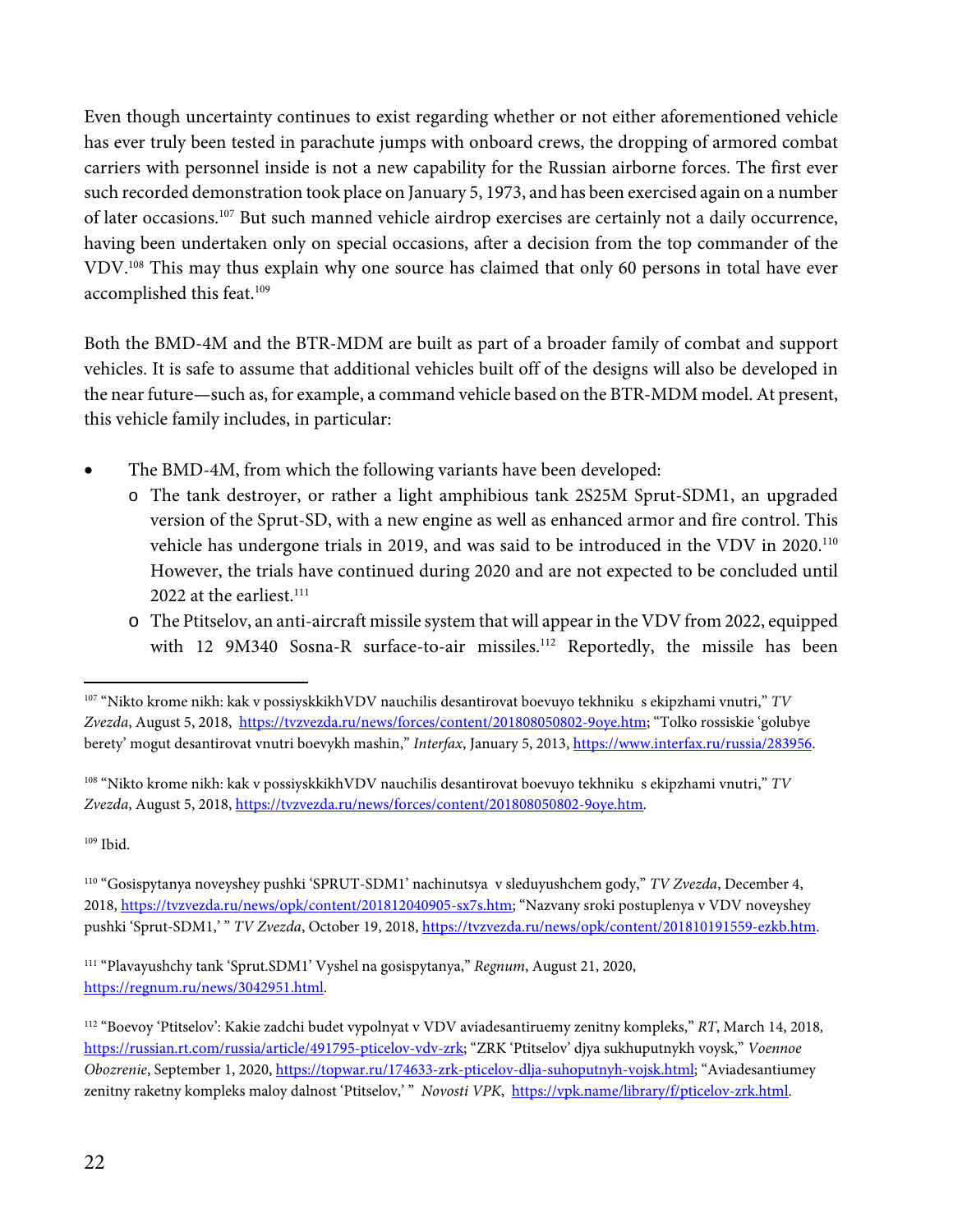Even though uncertainty continues to exist regarding whether or not either aforementioned vehicle has ever truly been tested in parachute jumps with onboard crews, the dropping of armored combat carriers with personnel inside is not a new capability for the Russian airborne forces. The first ever such recorded demonstration took place on January 5, 1973, and has been exercised again on a number of later occasions.[107] But such manned vehicle airdrop exercises are certainly not a daily occurrence, having been undertaken only on special occasions, after a decision from the top commander of the VDV.[108] This may thus explain why one source has claimed that only 60 persons in total have ever accomplished this feat.[109]

Both the BMD-4M and the BTR-MDM are built as part of a broader family of combat and support vehicles. It is safe to assume that additional vehicles built off of the designs will also be developed in the near future—such as, for example, a command vehicle based on the BTR-MDM model. At present, this vehicle family includes, in particular:

- The BMD-4M, from which the following variants have been developed:
  - The tank destroyer, or rather a light amphibious tank 2S25M Sprut-SDM1, an upgraded version of the Sprut-SD, with a new engine as well as enhanced armor and fire control. This vehicle has undergone trials in 2019, and was said to be introduced in the VDV in 2020.[110] However, the trials have continued during 2020 and are not expected to be concluded until 2022 at the earliest.[111]
  - The Ptitselov, an anti-aircraft missile system that will appear in the VDV from 2022, equipped with 12 9M340 Sosna-R surface-to-air missiles.[112] Reportedly, the missile has been

---

[107] "Nikto krome nikh: kak v possiyskkikhVDV nauchilis desantirovat boevuyo tekhniku s ekipzhami vnutri," *TV Zvezda*, August 5, 2018, https://tvzvezda.ru/news/forces/content/201808050802-9oye.htm; "Tolko rossiskie 'golubye berety' mogut desantirovat vnutri boevykh mashin," *Interfax*, January 5, 2013, https://www.interfax.ru/russia/283956.

[108] "Nikto krome nikh: kak v possiyskkikhVDV nauchilis desantirovat boevuyo tekhniku s ekipzhami vnutri," *TV Zvezda*, August 5, 2018, https://tvzvezda.ru/news/forces/content/201808050802-9oye.htm.

[109] Ibid.

[110] "Gosispytanya noveyshey pushki 'SPRUT-SDM1' nachinutsya v sleduyushchem gody," *TV Zvezda*, December 4, 2018, https://tvzvezda.ru/news/opk/content/201812040905-sx7s.htm; "Nazvany sroki postuplenya v VDV noveyshey pushki 'Sprut-SDM1,' " *TV Zvezda*, October 19, 2018, https://tvzvezda.ru/news/opk/content/201810191559-ezkb.htm.

[111] "Plavayushchy tank 'Sprut.SDM1' Vyshel na gosispytanya," *Regnum*, August 21, 2020, https://regnum.ru/news/3042951.html.

[112] "Boevoy 'Ptitselov': Kakie zadchi budet vypolnyat v VDV aviadesantiruemy zenitny kompleks," *RT*, March 14, 2018, https://russian.rt.com/russia/article/491795-pticelov-vdv-zrk; "ZRK 'Ptitselov' djya sukhuputnykh voysk," *Voennoe Obozrenie*, September 1, 2020, https://topwar.ru/174633-zrk-pticelov-dlja-suhoputnyh-vojsk.html; "Aviadesantiumey zenitny raketny kompleks maloy dalnost 'Ptitselov,' " *Novosti VPK*, https://vpk.name/library/f/pticelov-zrk.html.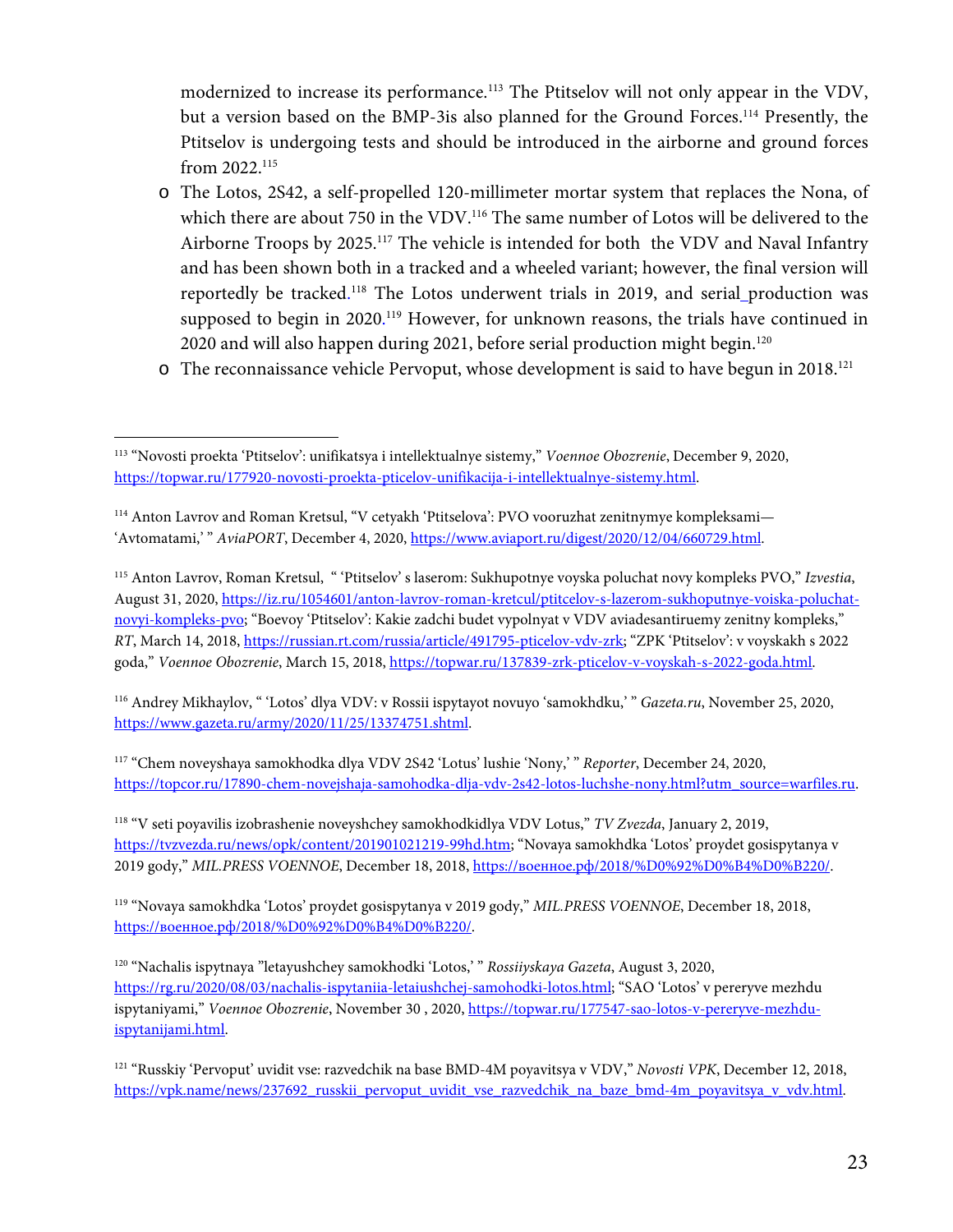modernized to increase its performance.[113] The Ptitselov will not only appear in the VDV, but a version based on the BMP-3is also planned for the Ground Forces.[114] Presently, the Ptitselov is undergoing tests and should be introduced in the airborne and ground forces from 2022.[115]

- The Lotos, 2S42, a self-propelled 120-millimeter mortar system that replaces the Nona, of which there are about 750 in the VDV.[116] The same number of Lotos will be delivered to the Airborne Troops by 2025.[117] The vehicle is intended for both the VDV and Naval Infantry and has been shown both in a tracked and a wheeled variant; however, the final version will reportedly be tracked.[118] The Lotos underwent trials in 2019, and serial production was supposed to begin in 2020.[119] However, for unknown reasons, the trials have continued in 2020 and will also happen during 2021, before serial production might begin.[120]
- The reconnaissance vehicle Pervoput, whose development is said to have begun in 2018.[121]

---

[113] "Novosti proekta 'Ptitselov': unifikatsya i intellektualnye sistemy," *Voennoe Obozrenie*, December 9, 2020, https://topwar.ru/177920-novosti-proekta-pticelov-unifikacija-i-intellektualnye-sistemy.html.

[114] Anton Lavrov and Roman Kretsul, "V cetyakh 'Ptitselova': PVO vooruzhat zenitnymye kompleksami—'Avtomatami,' " *AviaPORT*, December 4, 2020, https://www.aviaport.ru/digest/2020/12/04/660729.html.

[115] Anton Lavrov, Roman Kretsul, " 'Ptitselov' s laserom: Sukhupotnye voyska poluchat novy kompleks PVO," *Izvestia*, August 31, 2020, https://iz.ru/1054601/anton-lavrov-roman-kretcul/ptitcelov-s-lazerom-sukhoputnye-voiska-poluchat-novyi-kompleks-pvo; "Boevoy 'Ptitselov': Kakie zadchi budet vypolnyat v VDV aviadesantiruemy zenitny kompleks," *RT*, March 14, 2018, https://russian.rt.com/russia/article/491795-pticelov-vdv-zrk; "ZPK 'Ptitselov': v voyskakh s 2022 goda," *Voennoe Obozrenie*, March 15, 2018, https://topwar.ru/137839-zrk-pticelov-v-voyskah-s-2022-goda.html.

[116] Andrey Mikhaylov, " 'Lotos' dlya VDV: v Rossii ispytayot novuyo 'samokhdku,' " *Gazeta.ru*, November 25, 2020, https://www.gazeta.ru/army/2020/11/25/13374751.shtml.

[117] "Chem noveyshaya samokhodka dlya VDV 2S42 'Lotus' lushie 'Nony,' " *Reporter*, December 24, 2020, https://topcor.ru/17890-chem-novejshaja-samohodka-dlja-vdv-2s42-lotos-luchshe-nony.html?utm_source=warfiles.ru.

[118] "V seti poyavilis izobrashenie noveyshchey samokhodkidlya VDV Lotus," *TV Zvezda*, January 2, 2019, https://tvzvezda.ru/news/opk/content/201901021219-99hd.htm; "Novaya samokhdka 'Lotos' proydet gosispytanya v 2019 gody," *MIL.PRESS VOENNOE*, December 18, 2018, https://военное.рф/2018/%D0%92%D0%B4%D0%B220/.

[119] "Novaya samokhdka 'Lotos' proydet gosispytanya v 2019 gody," *MIL.PRESS VOENNOE*, December 18, 2018, https://военное.рф/2018/%D0%92%D0%B4%D0%B220/.

[120] "Nachalis ispytnaya "letayushchey samokhodki 'Lotos,' " *Rossiiyskaya Gazeta*, August 3, 2020, https://rg.ru/2020/08/03/nachalis-ispytaniia-letaiushchej-samohodki-lotos.html; "SAO 'Lotos' v pereryve mezhdu ispytaniyami," *Voennoe Obozrenie*, November 30 , 2020, https://topwar.ru/177547-sao-lotos-v-pereryve-mezhdu-ispytanijami.html.

[121] "Russkiy 'Pervoput' uvidit vse: razvedchik na base BMD-4M poyavitsya v VDV," *Novosti VPK*, December 12, 2018, https://vpk.name/news/237692_russkii_pervoput_uvidit_vse_razvedchik_na_baze_bmd-4m_poyavitsya_v_vdv.html.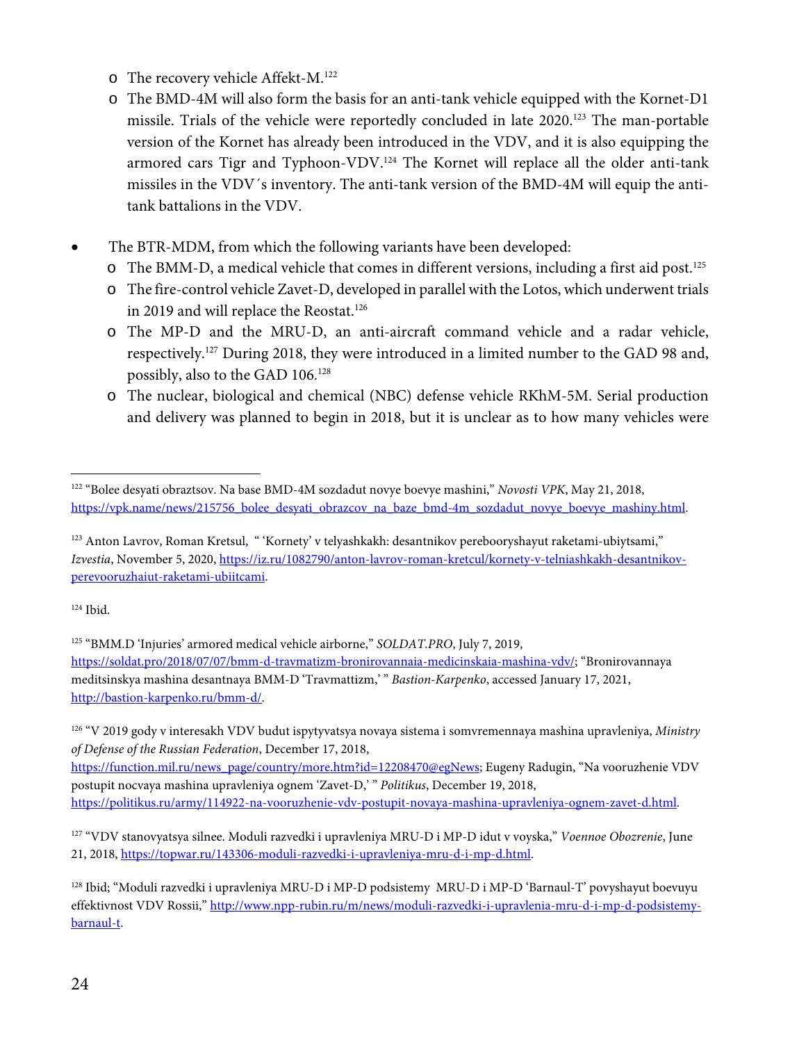- The recovery vehicle Affekt-M.[122]
  - The BMD-4M will also form the basis for an anti-tank vehicle equipped with the Kornet-D1 missile. Trials of the vehicle were reportedly concluded in late 2020.[123] The man-portable version of the Kornet has already been introduced in the VDV, and it is also equipping the armored cars Tigr and Typhoon-VDV.[124] The Kornet will replace all the older anti-tank missiles in the VDV´s inventory. The anti-tank version of the BMD-4M will equip the anti-tank battalions in the VDV.

- The BTR-MDM, from which the following variants have been developed:
  - The BMM-D, a medical vehicle that comes in different versions, including a first aid post.[125]
  - The fire-control vehicle Zavet-D, developed in parallel with the Lotos, which underwent trials in 2019 and will replace the Reostat.[126]
  - The MP-D and the MRU-D, an anti-aircraft command vehicle and a radar vehicle, respectively.[127] During 2018, they were introduced in a limited number to the GAD 98 and, possibly, also to the GAD 106.[128]
  - The nuclear, biological and chemical (NBC) defense vehicle RKhM-5M. Serial production and delivery was planned to begin in 2018, but it is unclear as to how many vehicles were

---

[122] "Bolee desyati obraztsov. Na base BMD-4M sozdadut novye boevye mashini," *Novosti VPK*, May 21, 2018, https://vpk.name/news/215756_bolee_desyati_obrazcov_na_baze_bmd-4m_sozdadut_novye_boevye_mashiny.html.

[123] Anton Lavrov, Roman Kretsul, " 'Kornety' v telyashkakh: desantnikov perebooryshayut raketami-ubiytsami," *Izvestia*, November 5, 2020, https://iz.ru/1082790/anton-lavrov-roman-kretcul/kornety-v-telniashkakh-desantnikov-perevooruzhaiut-raketami-ubiitcami.

[124] Ibid.

[125] "BMM.D 'Injuries' armored medical vehicle airborne," *SOLDAT.PRO*, July 7, 2019, https://soldat.pro/2018/07/07/bmm-d-travmatizm-bronirovannaia-medicinskaia-mashina-vdv/; "Bronirovannaya meditsinskya mashina desantnaya BMM-D 'Travmattizm,' " *Bastion-Karpenko*, accessed January 17, 2021, http://bastion-karpenko.ru/bmm-d/.

[126] "V 2019 gody v interesakh VDV budut ispytyvatsya novaya sistema i somvremennaya mashina upravleniya, *Ministry of Defense of the Russian Federation*, December 17, 2018, https://function.mil.ru/news_page/country/more.htm?id=12208470@egNews; Eugeny Radugin, "Na vooruzhenie VDV postupit nocvaya mashina upravleniya ognem 'Zavet-D,' " *Politikus*, December 19, 2018, https://politikus.ru/army/114922-na-vooruzhenie-vdv-postupit-novaya-mashina-upravleniya-ognem-zavet-d.html.

[127] "VDV stanovyatsya silnee. Moduli razvedki i upravleniya MRU-D i MP-D idut v voyska," *Voennoe Obozrenie*, June 21, 2018, https://topwar.ru/143306-moduli-razvedki-i-upravleniya-mru-d-i-mp-d.html.

[128] Ibid; "Moduli razvedki i upravleniya MRU-D i MP-D podsistemy MRU-D i MP-D 'Barnaul-T' povyshayut boevuyu effektivnost VDV Rossii," http://www.npp-rubin.ru/m/news/moduli-razvedki-i-upravlenia-mru-d-i-mp-d-podsistemy-barnaul-t.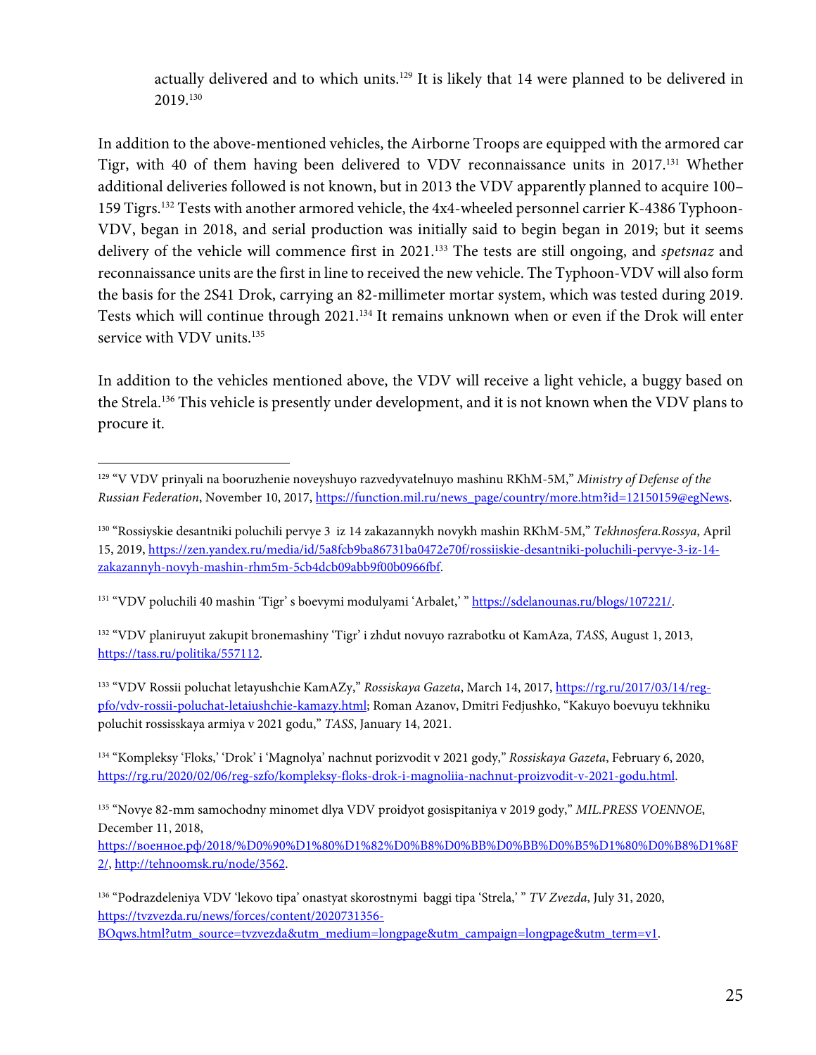actually delivered and to which units.[129] It is likely that 14 were planned to be delivered in 2019.[130]

In addition to the above-mentioned vehicles, the Airborne Troops are equipped with the armored car Tigr, with 40 of them having been delivered to VDV reconnaissance units in 2017.[131] Whether additional deliveries followed is not known, but in 2013 the VDV apparently planned to acquire 100–159 Tigrs.[132] Tests with another armored vehicle, the 4x4-wheeled personnel carrier K-4386 Typhoon-VDV, began in 2018, and serial production was initially said to begin began in 2019; but it seems delivery of the vehicle will commence first in 2021.[133] The tests are still ongoing, and *spetsnaz* and reconnaissance units are the first in line to received the new vehicle. The Typhoon-VDV will also form the basis for the 2S41 Drok, carrying an 82-millimeter mortar system, which was tested during 2019. Tests which will continue through 2021.[134] It remains unknown when or even if the Drok will enter service with VDV units.[135]

In addition to the vehicles mentioned above, the VDV will receive a light vehicle, a buggy based on the Strela.[136] This vehicle is presently under development, and it is not known when the VDV plans to procure it.

---

[129] "V VDV prinyali na booruzhenie noveyshuyo razvedyvatelnuyo mashinu RKhM-5M," *Ministry of Defense of the Russian Federation*, November 10, 2017, https://function.mil.ru/news_page/country/more.htm?id=12150159@egNews.

[130] "Rossiyskie desantniki poluchili pervye 3 iz 14 zakazannykh novykh mashin RKhM-5M," *Tekhnosfera.Rossya*, April 15, 2019, https://zen.yandex.ru/media/id/5a8fcb9ba86731ba0472e70f/rossiiskie-desantniki-poluchili-pervye-3-iz-14-zakazannyh-novyh-mashin-rhm5m-5cb4dcb09abb9f00b0966fbf.

[131] "VDV poluchili 40 mashin 'Tigr' s boevymi modulyami 'Arbalet,' " https://sdelanounas.ru/blogs/107221/.

[132] "VDV planiruyut zakupit bronemashiny 'Tigr' i zhdut novuyo razrabotku ot KamAza, *TASS*, August 1, 2013, https://tass.ru/politika/557112.

[133] "VDV Rossii poluchat letayushchie KamAZy," *Rossiskaya Gazeta*, March 14, 2017, https://rg.ru/2017/03/14/reg-pfo/vdv-rossii-poluchat-letaiushchie-kamazy.html; Roman Azanov, Dmitri Fedjushko, "Kakuyo boevuyu tekhniku poluchit rossisskaya armiya v 2021 godu," *TASS*, January 14, 2021.

[134] "Kompleksy 'Floks,' 'Drok' i 'Magnolya' nachnut porizvodit v 2021 gody," *Rossiskaya Gazeta*, February 6, 2020, https://rg.ru/2020/02/06/reg-szfo/kompleksy-floks-drok-i-magnoliia-nachnut-proizvodit-v-2021-godu.html.

[135] "Novye 82-mm samochodny minomet dlya VDV proidyot gosispitaniya v 2019 gody," *MIL.PRESS VOENNOE*, December 11, 2018, https://военное.рф/2018/%D0%90%D1%80%D1%82%D0%B8%D0%BB%D0%BB%D0%B5%D1%80%D0%B8%D1%8F2/, http://tehnoomsk.ru/node/3562.

[136] "Podrazdeleniya VDV 'lekovo tipa' onastyat skorostnymi baggi tipa 'Strela,' " *TV Zvezda*, July 31, 2020, https://tvzvezda.ru/news/forces/content/2020731356-BOqws.html?utm_source=tvzvezda&utm_medium=longpage&utm_campaign=longpage&utm_term=v1.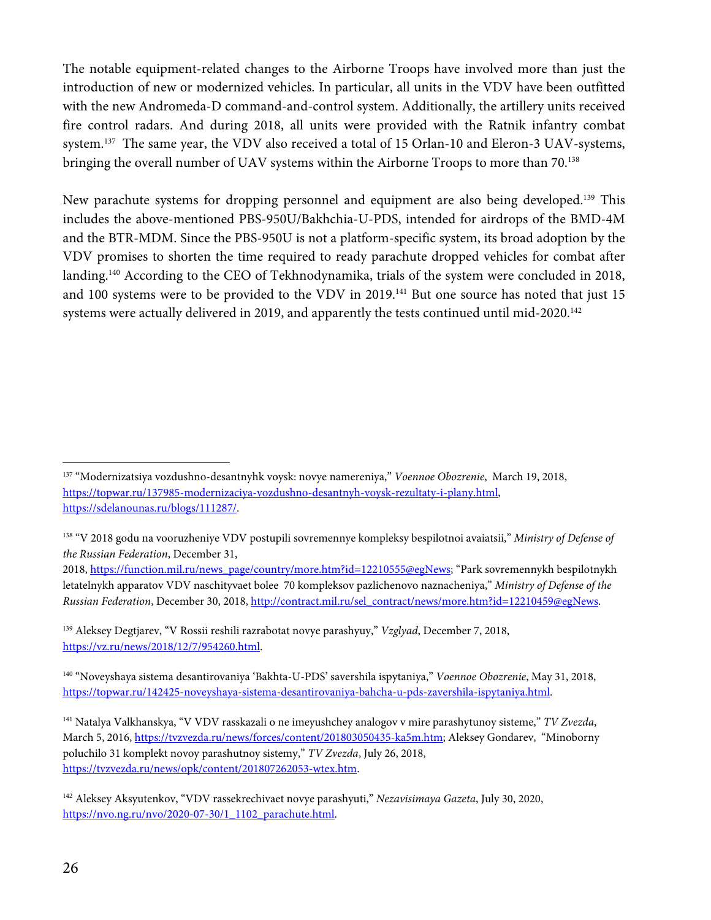The notable equipment-related changes to the Airborne Troops have involved more than just the introduction of new or modernized vehicles. In particular, all units in the VDV have been outfitted with the new Andromeda-D command-and-control system. Additionally, the artillery units received fire control radars. And during 2018, all units were provided with the Ratnik infantry combat system.[137] The same year, the VDV also received a total of 15 Orlan-10 and Eleron-3 UAV-systems, bringing the overall number of UAV systems within the Airborne Troops to more than 70.[138]

New parachute systems for dropping personnel and equipment are also being developed.[139] This includes the above-mentioned PBS-950U/Bakhchia-U-PDS, intended for airdrops of the BMD-4M and the BTR-MDM. Since the PBS-950U is not a platform-specific system, its broad adoption by the VDV promises to shorten the time required to ready parachute dropped vehicles for combat after landing.[140] According to the CEO of Tekhnodynamika, trials of the system were concluded in 2018, and 100 systems were to be provided to the VDV in 2019.[141] But one source has noted that just 15 systems were actually delivered in 2019, and apparently the tests continued until mid-2020.[142]

---

[137] "Modernizatsiya vozdushno-desantnyhk voysk: novye namereniya," *Voennoe Obozrenie*, March 19, 2018, https://topwar.ru/137985-modernizaciya-vozdushno-desantnyh-voysk-rezultaty-i-plany.html, https://sdelanounas.ru/blogs/111287/.

[138] "V 2018 godu na vooruzheniye VDV postupili sovremennye kompleksy bespilotnoi avaiatsii," *Ministry of Defense of the Russian Federation*, December 31, 2018, https://function.mil.ru/news_page/country/more.htm?id=12210555@egNews; "Park sovremennykh bespilotnykh letatelnykh apparatov VDV naschityvaet bolee 70 kompleksov pazlichenovo naznacheniya," *Ministry of Defense of the Russian Federation*, December 30, 2018, http://contract.mil.ru/sel_contract/news/more.htm?id=12210459@egNews.

[139] Aleksey Degtjarev, "V Rossii reshili razrabotat novye parashyuy," *Vzglyad*, December 7, 2018, https://vz.ru/news/2018/12/7/954260.html.

[140] "Noveyshaya sistema desantirovaniya 'Bakhta-U-PDS' savershila ispytaniya," *Voennoe Obozrenie*, May 31, 2018, https://topwar.ru/142425-noveyshaya-sistema-desantirovaniya-bahcha-u-pds-zavershila-ispytaniya.html.

[141] Natalya Valkhanskya, "V VDV rasskazali o ne imeyushchey analogov v mire parashytunoy sisteme," *TV Zvezda*, March 5, 2016, https://tvzvezda.ru/news/forces/content/201803050435-ka5m.htm; Aleksey Gondarev, "Minoborny poluchilo 31 komplekt novoy parashutnoy sistemy," *TV Zvezda*, July 26, 2018, https://tvzvezda.ru/news/opk/content/201807262053-wtex.htm.

[142] Aleksey Aksyutenkov, "VDV rassekrechivaet novye parashyuti," *Nezavisimaya Gazeta*, July 30, 2020, https://nvo.ng.ru/nvo/2020-07-30/1_1102_parachute.html.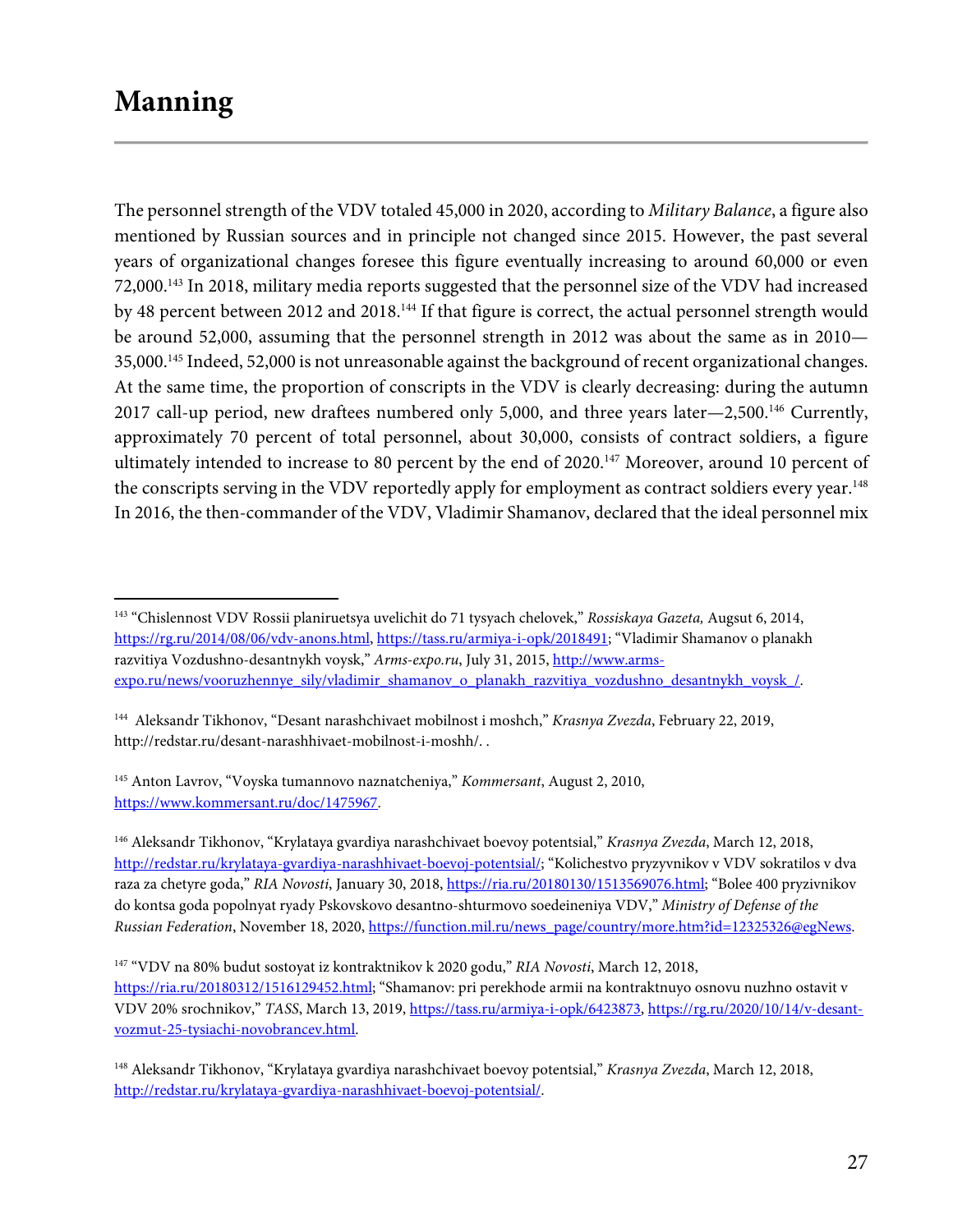# Manning

The personnel strength of the VDV totaled 45,000 in 2020, according to *Military Balance*, a figure also mentioned by Russian sources and in principle not changed since 2015. However, the past several years of organizational changes foresee this figure eventually increasing to around 60,000 or even 72,000.[143] In 2018, military media reports suggested that the personnel size of the VDV had increased by 48 percent between 2012 and 2018.[144] If that figure is correct, the actual personnel strength would be around 52,000, assuming that the personnel strength in 2012 was about the same as in 2010—35,000.[145] Indeed, 52,000 is not unreasonable against the background of recent organizational changes. At the same time, the proportion of conscripts in the VDV is clearly decreasing: during the autumn 2017 call-up period, new draftees numbered only 5,000, and three years later—2,500.[146] Currently, approximately 70 percent of total personnel, about 30,000, consists of contract soldiers, a figure ultimately intended to increase to 80 percent by the end of 2020.[147] Moreover, around 10 percent of the conscripts serving in the VDV reportedly apply for employment as contract soldiers every year.[148] In 2016, the then-commander of the VDV, Vladimir Shamanov, declared that the ideal personnel mix

---

[143] "Chislennost VDV Rossii planiruetsya uvelichit do 71 tysyach chelovek," *Rossiskaya Gazeta,* Augsut 6, 2014, https://rg.ru/2014/08/06/vdv-anons.html, https://tass.ru/armiya-i-opk/2018491; "Vladimir Shamanov o planakh razvitiya Vozdushno-desantnykh voysk," *Arms-expo.ru*, July 31, 2015, http://www.arms-expo.ru/news/vooruzhennye_sily/vladimir_shamanov_o_planakh_razvitiya_vozdushno_desantnykh_voysk_/.

[144] Aleksandr Tikhonov, "Desant narashchivaet mobilnost i moshch," *Krasnya Zvezda*, February 22, 2019, http://redstar.ru/desant-narashhivaet-mobilnost-i-moshh/. .

[145] Anton Lavrov, "Voyska tumannovo naznatcheniya," *Kommersant*, August 2, 2010, https://www.kommersant.ru/doc/1475967.

[146] Aleksandr Tikhonov, "Krylataya gvardiya narashchivaet boevoy potentsial," *Krasnya Zvezda*, March 12, 2018, http://redstar.ru/krylataya-gvardiya-narashhivaet-boevoj-potentsial/; "Kolichestvo pryzyvnikov v VDV sokratilos v dva raza za chetyre goda," *RIA Novosti*, January 30, 2018, https://ria.ru/20180130/1513569076.html; "Bolee 400 pryzivnikov do kontsa goda popolnyat ryady Pskovskovo desantno-shturmovo soedeineniya VDV," *Ministry of Defense of the Russian Federation*, November 18, 2020, https://function.mil.ru/news_page/country/more.htm?id=12325326@egNews.

[147] "VDV na 80% budut sostoyat iz kontraktnikov k 2020 godu," *RIA Novosti*, March 12, 2018, https://ria.ru/20180312/1516129452.html; "Shamanov: pri perekhode armii na kontraktnuyo osnovu nuzhno ostavit v VDV 20% srochnikov," *TASS*, March 13, 2019, https://tass.ru/armiya-i-opk/6423873, https://rg.ru/2020/10/14/v-desant-vozmut-25-tysiachi-novobrancev.html.

[148] Aleksandr Tikhonov, "Krylataya gvardiya narashchivaet boevoy potentsial," *Krasnya Zvezda*, March 12, 2018, http://redstar.ru/krylataya-gvardiya-narashhivaet-boevoj-potentsial/.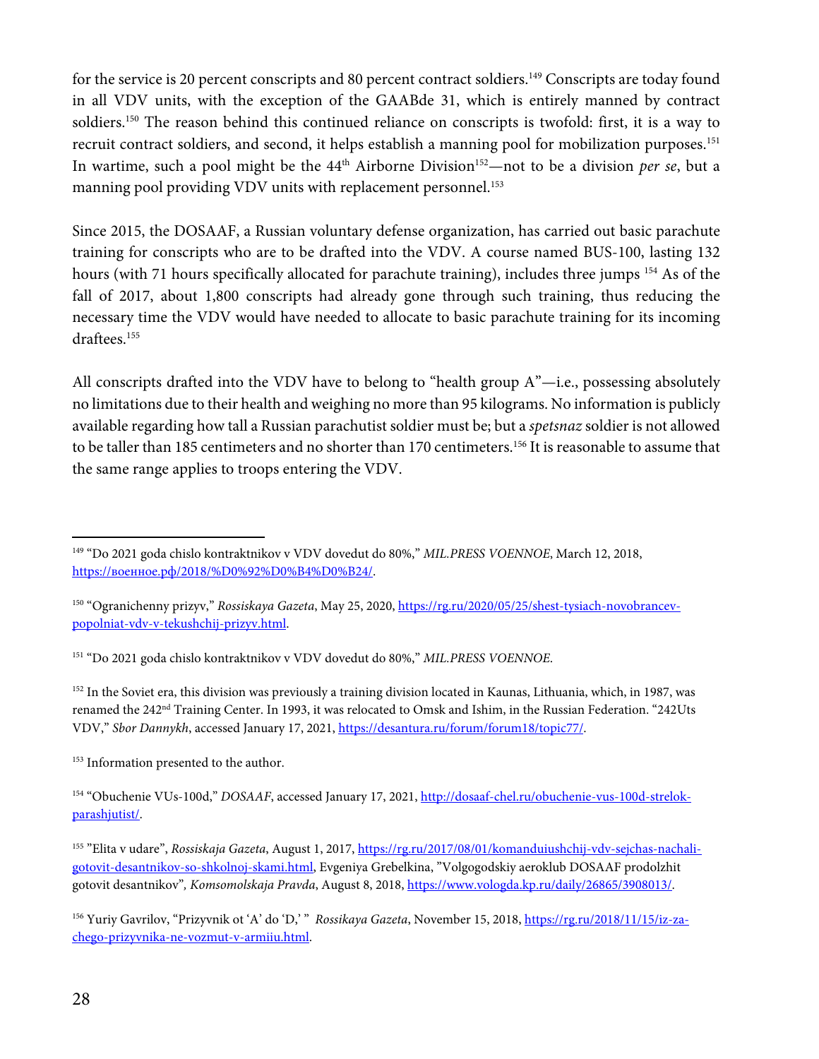for the service is 20 percent conscripts and 80 percent contract soldiers.[149] Conscripts are today found in all VDV units, with the exception of the GAABde 31, which is entirely manned by contract soldiers.[150] The reason behind this continued reliance on conscripts is twofold: first, it is a way to recruit contract soldiers, and second, it helps establish a manning pool for mobilization purposes.[151] In wartime, such a pool might be the 44th Airborne Division[152]—not to be a division *per se*, but a manning pool providing VDV units with replacement personnel.[153]

Since 2015, the DOSAAF, a Russian voluntary defense organization, has carried out basic parachute training for conscripts who are to be drafted into the VDV. A course named BUS-100, lasting 132 hours (with 71 hours specifically allocated for parachute training), includes three jumps [154] As of the fall of 2017, about 1,800 conscripts had already gone through such training, thus reducing the necessary time the VDV would have needed to allocate to basic parachute training for its incoming draftees.[155]

All conscripts drafted into the VDV have to belong to "health group A"—i.e., possessing absolutely no limitations due to their health and weighing no more than 95 kilograms. No information is publicly available regarding how tall a Russian parachutist soldier must be; but a *spetsnaz* soldier is not allowed to be taller than 185 centimeters and no shorter than 170 centimeters.[156] It is reasonable to assume that the same range applies to troops entering the VDV.

---

[149] "Do 2021 goda chislo kontraktnikov v VDV dovedut do 80%," *MIL.PRESS VOENNOE*, March 12, 2018, https://военное.рф/2018/%D0%92%D0%B4%D0%B24/.

[150] "Ogranichenny prizyv," *Rossiskaya Gazeta*, May 25, 2020, https://rg.ru/2020/05/25/shest-tysiach-novobrancev-popolniat-vdv-v-tekushchij-prizyv.html.

[151] "Do 2021 goda chislo kontraktnikov v VDV dovedut do 80%," *MIL.PRESS VOENNOE*.

[152] In the Soviet era, this division was previously a training division located in Kaunas, Lithuania, which, in 1987, was renamed the 242nd Training Center. In 1993, it was relocated to Omsk and Ishim, in the Russian Federation. "242Uts VDV," *Sbor Dannykh*, accessed January 17, 2021, https://desantura.ru/forum/forum18/topic77/.

[153] Information presented to the author.

[154] "Obuchenie VUs-100d," *DOSAAF*, accessed January 17, 2021, http://dosaaf-chel.ru/obuchenie-vus-100d-strelok-parashjutist/.

[155] "Elita v udare", *Rossiskaja Gazeta*, August 1, 2017, https://rg.ru/2017/08/01/komanduiushchij-vdv-sejchas-nachali-gotovit-desantnikov-so-shkolnoj-skami.html, Evgeniya Grebelkina, "Volgogodskiy aeroklub DOSAAF prodolzhit gotovit desantnikov", *Komsomolskaja Pravda*, August 8, 2018, https://www.vologda.kp.ru/daily/26865/3908013/.

[156] Yuriy Gavrilov, "Prizyvnik ot 'A' do 'D,'" *Rossikaya Gazeta*, November 15, 2018, https://rg.ru/2018/11/15/iz-za-chego-prizyvnika-ne-vozmut-v-armiiu.html.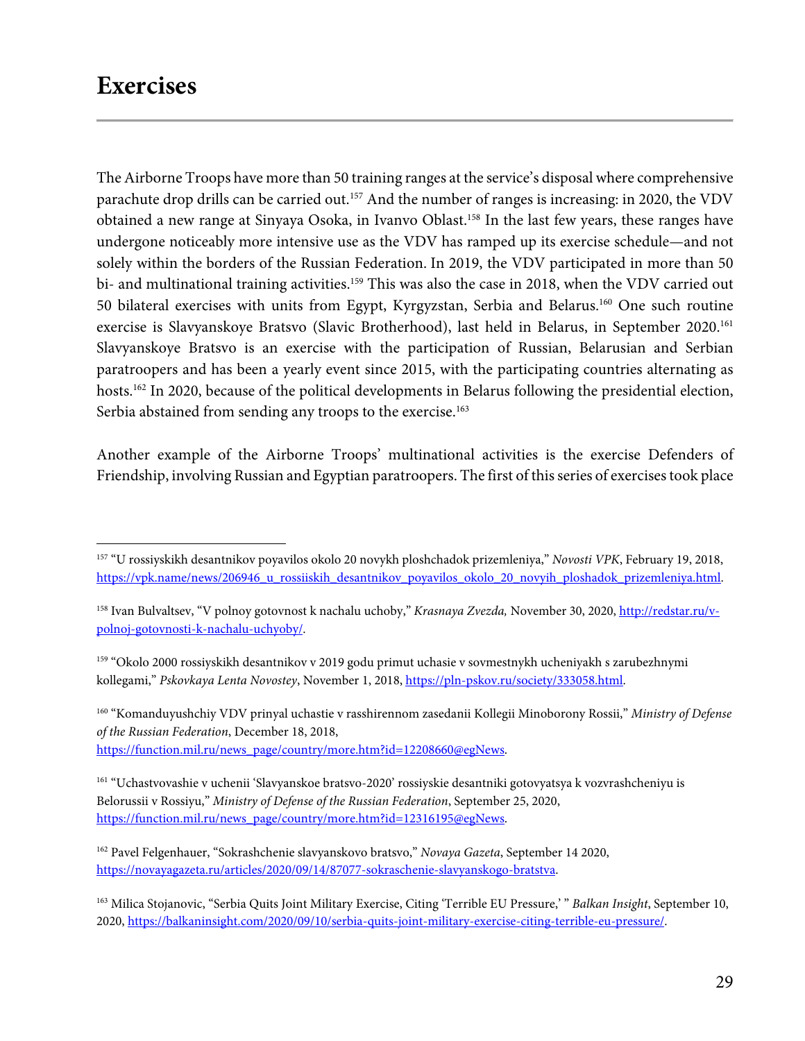# Exercises

The Airborne Troops have more than 50 training ranges at the service's disposal where comprehensive parachute drop drills can be carried out.[157] And the number of ranges is increasing: in 2020, the VDV obtained a new range at Sinyaya Osoka, in Ivanvo Oblast.[158] In the last few years, these ranges have undergone noticeably more intensive use as the VDV has ramped up its exercise schedule—and not solely within the borders of the Russian Federation. In 2019, the VDV participated in more than 50 bi- and multinational training activities.[159] This was also the case in 2018, when the VDV carried out 50 bilateral exercises with units from Egypt, Kyrgyzstan, Serbia and Belarus.[160] One such routine exercise is Slavyanskoye Bratsvo (Slavic Brotherhood), last held in Belarus, in September 2020.[161] Slavyanskoye Bratsvo is an exercise with the participation of Russian, Belarusian and Serbian paratroopers and has been a yearly event since 2015, with the participating countries alternating as hosts.[162] In 2020, because of the political developments in Belarus following the presidential election, Serbia abstained from sending any troops to the exercise.[163]

Another example of the Airborne Troops' multinational activities is the exercise Defenders of Friendship, involving Russian and Egyptian paratroopers. The first of this series of exercises took place

---

[157] "U rossiyskikh desantnikov poyavilos okolo 20 novykh ploshchadok prizemleniya," *Novosti VPK*, February 19, 2018, https://vpk.name/news/206946_u_rossiiskih_desantnikov_poyavilos_okolo_20_novyih_ploshadok_prizemleniya.html.

[158] Ivan Bulvaltsev, "V polnoy gotovnost k nachalu uchoby," *Krasnaya Zvezda,* November 30, 2020, http://redstar.ru/v-polnoj-gotovnosti-k-nachalu-uchyoby/.

[159] "Okolo 2000 rossiyskikh desantnikov v 2019 godu primut uchasie v sovmestnykh ucheniyakh s zarubezhnymi kollegami," *Pskovkaya Lenta Novostey*, November 1, 2018, https://pln-pskov.ru/society/333058.html.

[160] "Komanduyushchiy VDV prinyal uchastie v rasshirennom zasedanii Kollegii Minoborony Rossii," *Ministry of Defense of the Russian Federation*, December 18, 2018, https://function.mil.ru/news_page/country/more.htm?id=12208660@egNews.

[161] "Uchastvovashie v uchenii 'Slavyanskoe bratsvo-2020' rossiyskie desantniki gotovyatsya k vozvrashcheniyu is Belorussii v Rossiyu," *Ministry of Defense of the Russian Federation*, September 25, 2020, https://function.mil.ru/news_page/country/more.htm?id=12316195@egNews.

[162] Pavel Felgenhauer, "Sokrashchenie slavyanskovo bratsvo," *Novaya Gazeta*, September 14 2020, https://novayagazeta.ru/articles/2020/09/14/87077-sokraschenie-slavyanskogo-bratstva.

[163] Milica Stojanovic, "Serbia Quits Joint Military Exercise, Citing 'Terrible EU Pressure,' " *Balkan Insight*, September 10, 2020, https://balkaninsight.com/2020/09/10/serbia-quits-joint-military-exercise-citing-terrible-eu-pressure/.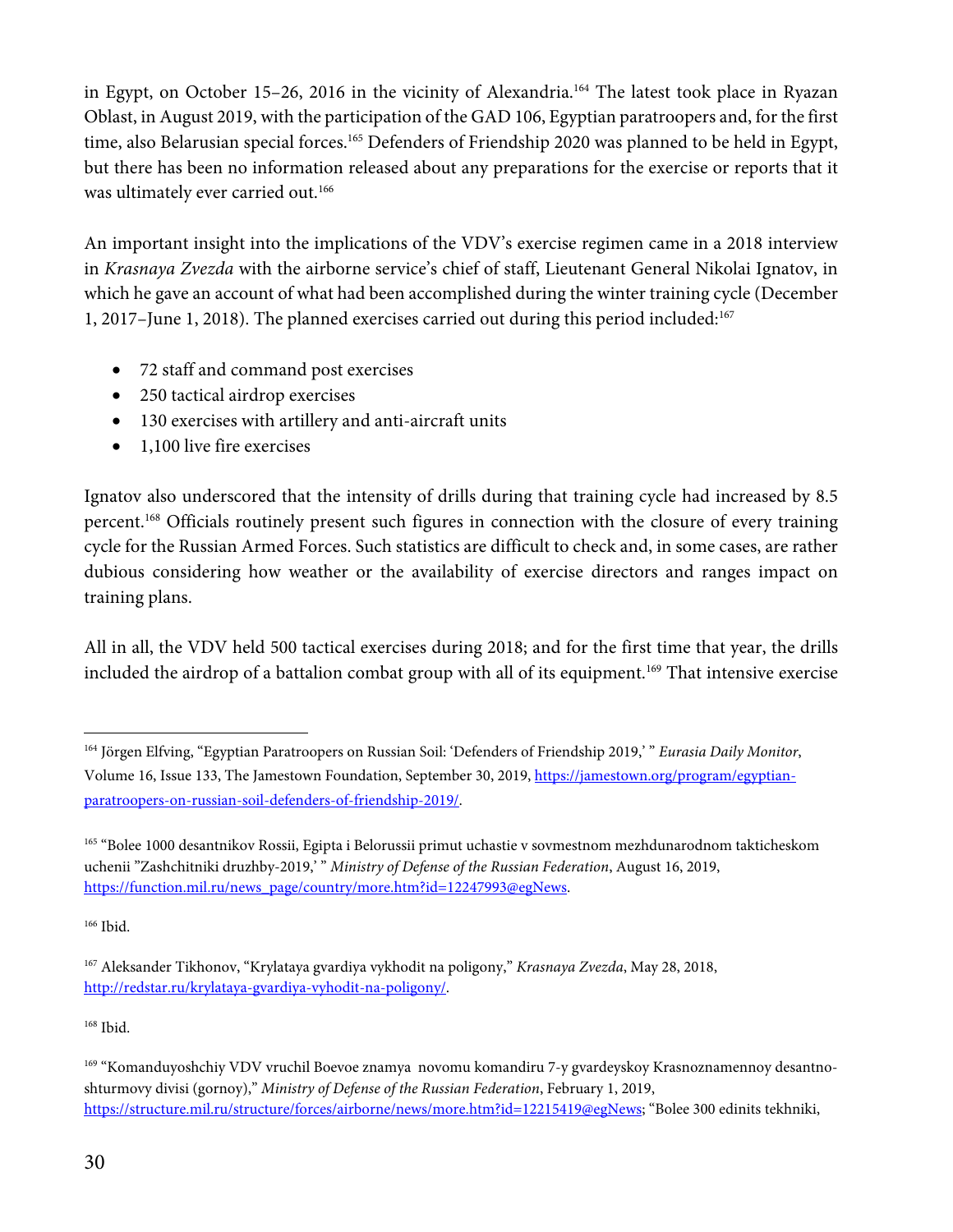in Egypt, on October 15–26, 2016 in the vicinity of Alexandria.[164] The latest took place in Ryazan Oblast, in August 2019, with the participation of the GAD 106, Egyptian paratroopers and, for the first time, also Belarusian special forces.[165] Defenders of Friendship 2020 was planned to be held in Egypt, but there has been no information released about any preparations for the exercise or reports that it was ultimately ever carried out.[166]

An important insight into the implications of the VDV's exercise regimen came in a 2018 interview in *Krasnaya Zvezda* with the airborne service's chief of staff, Lieutenant General Nikolai Ignatov, in which he gave an account of what had been accomplished during the winter training cycle (December 1, 2017–June 1, 2018). The planned exercises carried out during this period included:[167]

- 72 staff and command post exercises
- 250 tactical airdrop exercises
- 130 exercises with artillery and anti-aircraft units
- 1,100 live fire exercises

Ignatov also underscored that the intensity of drills during that training cycle had increased by 8.5 percent.[168] Officials routinely present such figures in connection with the closure of every training cycle for the Russian Armed Forces. Such statistics are difficult to check and, in some cases, are rather dubious considering how weather or the availability of exercise directors and ranges impact on training plans.

All in all, the VDV held 500 tactical exercises during 2018; and for the first time that year, the drills included the airdrop of a battalion combat group with all of its equipment.[169] That intensive exercise

---

[164] Jörgen Elfving, "Egyptian Paratroopers on Russian Soil: 'Defenders of Friendship 2019,' " *Eurasia Daily Monitor*, Volume 16, Issue 133, The Jamestown Foundation, September 30, 2019, https://jamestown.org/program/egyptian-paratroopers-on-russian-soil-defenders-of-friendship-2019/.

[165] "Bolee 1000 desantnikov Rossii, Egipta i Belorussii primut uchastie v sovmestnom mezhdunarodnom takticheskom uchenii "Zashchitniki druzhby-2019,' " *Ministry of Defense of the Russian Federation*, August 16, 2019, https://function.mil.ru/news_page/country/more.htm?id=12247993@egNews.

[166] Ibid.

[167] Aleksander Tikhonov, "Krylataya gvardiya vykhodit na poligony," *Krasnaya Zvezda*, May 28, 2018, http://redstar.ru/krylataya-gvardiya-vyhodit-na-poligony/.

[168] Ibid.

[169] "Komanduyoshchiy VDV vruchil Boevoe znamya novomu komandiru 7-y gvardeyskoy Krasnoznamennoy desantno-shturmovy divisi (gornoy)," *Ministry of Defense of the Russian Federation*, February 1, 2019, https://structure.mil.ru/structure/forces/airborne/news/more.htm?id=12215419@egNews; "Bolee 300 edinits tekhniki,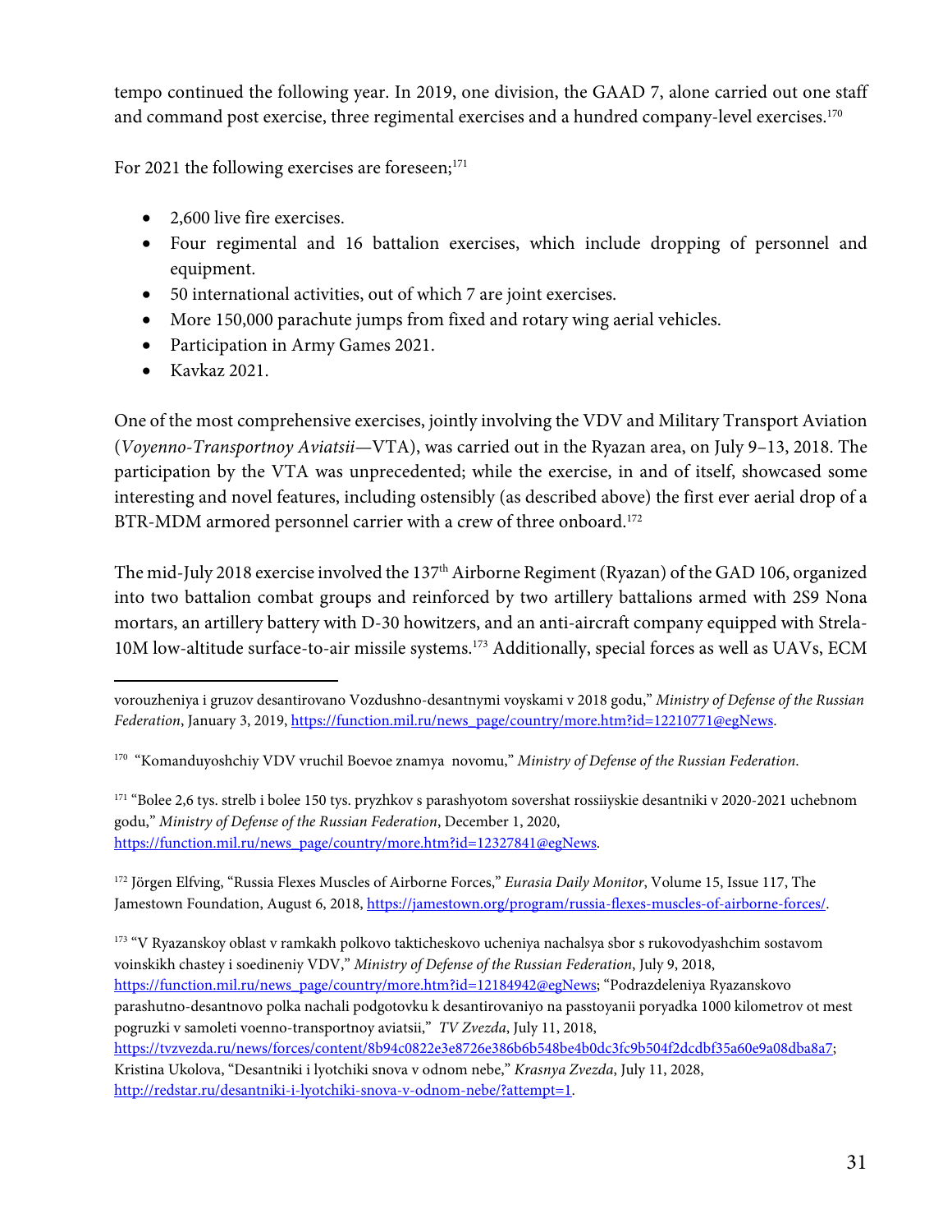tempo continued the following year. In 2019, one division, the GAAD 7, alone carried out one staff and command post exercise, three regimental exercises and a hundred company-level exercises.[170]

For 2021 the following exercises are foreseen;[171]

- 2,600 live fire exercises.
- Four regimental and 16 battalion exercises, which include dropping of personnel and equipment.
- 50 international activities, out of which 7 are joint exercises.
- More 150,000 parachute jumps from fixed and rotary wing aerial vehicles.
- Participation in Army Games 2021.
- Kavkaz 2021.

One of the most comprehensive exercises, jointly involving the VDV and Military Transport Aviation (*Voyenno-Transportnoy Aviatsii*—VTA), was carried out in the Ryazan area, on July 9–13, 2018. The participation by the VTA was unprecedented; while the exercise, in and of itself, showcased some interesting and novel features, including ostensibly (as described above) the first ever aerial drop of a BTR-MDM armored personnel carrier with a crew of three onboard.[172]

The mid-July 2018 exercise involved the 137th Airborne Regiment (Ryazan) of the GAD 106, organized into two battalion combat groups and reinforced by two artillery battalions armed with 2S9 Nona mortars, an artillery battery with D-30 howitzers, and an anti-aircraft company equipped with Strela-10M low-altitude surface-to-air missile systems.[173] Additionally, special forces as well as UAVs, ECM

---

vorouzheniya i gruzov desantirovano Vozdushno-desantnymi voyskami v 2018 godu," *Ministry of Defense of the Russian Federation*, January 3, 2019, https://function.mil.ru/news_page/country/more.htm?id=12210771@egNews.

[170] "Komanduyoshchiy VDV vruchil Boevoe znamya novomu," *Ministry of Defense of the Russian Federation.*

[171] "Bolee 2,6 tys. strelb i bolee 150 tys. pryzhkov s parashyotom sovershat rossiiyskie desantniki v 2020-2021 uchebnom godu," *Ministry of Defense of the Russian Federation*, December 1, 2020, https://function.mil.ru/news_page/country/more.htm?id=12327841@egNews.

[172] Jörgen Elfving, "Russia Flexes Muscles of Airborne Forces," *Eurasia Daily Monitor*, Volume 15, Issue 117, The Jamestown Foundation, August 6, 2018, https://jamestown.org/program/russia-flexes-muscles-of-airborne-forces/.

[173] "V Ryazanskoy oblast v ramkakh polkovo takticheskovo ucheniya nachalsya sbor s rukovodyashchim sostavom voinskikh chastey i soedineniy VDV," *Ministry of Defense of the Russian Federation*, July 9, 2018, https://function.mil.ru/news_page/country/more.htm?id=12184942@egNews; "Podrazdeleniya Ryazanskovo parashutno-desantnovo polka nachali podgotovku k desantirovaniyo na passtoyanii poryadka 1000 kilometrov ot mest pogruzki v samoleti voenno-transportnoy aviatsii," *TV Zvezda*, July 11, 2018, https://tvzvezda.ru/news/forces/content/8b94c0822e3e8726e386b6b548be4b0dc3fc9b504f2dcdbf35a60e9a08dba8a7; Kristina Ukolova, "Desantniki i lyotchiki snova v odnom nebe," *Krasnya Zvezda*, July 11, 2028, http://redstar.ru/desantniki-i-lyotchiki-snova-v-odnom-nebe/?attempt=1.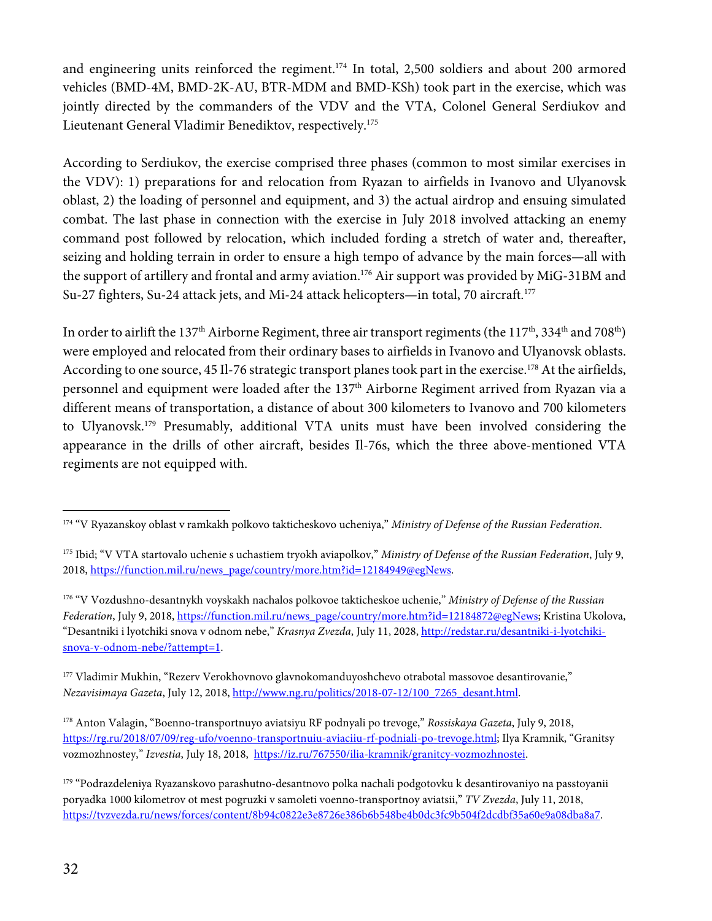and engineering units reinforced the regiment.[174] In total, 2,500 soldiers and about 200 armored vehicles (BMD-4M, BMD-2K-AU, BTR-MDM and BMD-KSh) took part in the exercise, which was jointly directed by the commanders of the VDV and the VTA, Colonel General Serdiukov and Lieutenant General Vladimir Benediktov, respectively.[175]

According to Serdiukov, the exercise comprised three phases (common to most similar exercises in the VDV): 1) preparations for and relocation from Ryazan to airfields in Ivanovo and Ulyanovsk oblast, 2) the loading of personnel and equipment, and 3) the actual airdrop and ensuing simulated combat. The last phase in connection with the exercise in July 2018 involved attacking an enemy command post followed by relocation, which included fording a stretch of water and, thereafter, seizing and holding terrain in order to ensure a high tempo of advance by the main forces—all with the support of artillery and frontal and army aviation.[176] Air support was provided by MiG-31BM and Su-27 fighters, Su-24 attack jets, and Mi-24 attack helicopters—in total, 70 aircraft.[177]

In order to airlift the 137th Airborne Regiment, three air transport regiments (the 117th, 334th and 708th) were employed and relocated from their ordinary bases to airfields in Ivanovo and Ulyanovsk oblasts. According to one source, 45 Il-76 strategic transport planes took part in the exercise.[178] At the airfields, personnel and equipment were loaded after the 137th Airborne Regiment arrived from Ryazan via a different means of transportation, a distance of about 300 kilometers to Ivanovo and 700 kilometers to Ulyanovsk.[179] Presumably, additional VTA units must have been involved considering the appearance in the drills of other aircraft, besides Il-76s, which the three above-mentioned VTA regiments are not equipped with.

---

[174] "V Ryazanskoy oblast v ramkakh polkovo takticheskovo ucheniya," *Ministry of Defense of the Russian Federation.*

[175] Ibid; "V VTA startovalo uchenie s uchastiem tryokh aviapolkov," *Ministry of Defense of the Russian Federation*, July 9, 2018, https://function.mil.ru/news_page/country/more.htm?id=12184949@egNews.

[176] "V Vozdushno-desantnykh voyskakh nachalos polkovoe takticheskoe uchenie," *Ministry of Defense of the Russian Federation*, July 9, 2018, https://function.mil.ru/news_page/country/more.htm?id=12184872@egNews; Kristina Ukolova, "Desantniki i lyotchiki snova v odnom nebe," *Krasnya Zvezda*, July 11, 2028, http://redstar.ru/desantniki-i-lyotchiki-snova-v-odnom-nebe/?attempt=1.

[177] Vladimir Mukhin, "Rezerv Verokhovnovo glavnokomanduyoshchevo otrabotal massovoe desantirovanie," *Nezavisimaya Gazeta*, July 12, 2018, http://www.ng.ru/politics/2018-07-12/100_7265_desant.html.

[178] Anton Valagin, "Boenno-transportnuyo aviatsiyu RF podnyali po trevoge," *Rossiskaya Gazeta*, July 9, 2018, https://rg.ru/2018/07/09/reg-ufo/voenno-transportnuiu-aviaciiu-rf-podniali-po-trevoge.html; Ilya Kramnik, "Granitsy vozmozhnostey," *Izvestia*, July 18, 2018, https://iz.ru/767550/ilia-kramnik/granitcy-vozmozhnostei.

[179] "Podrazdeleniya Ryazanskovo parashutno-desantnovo polka nachali podgotovku k desantirovaniyo na passtoyanii poryadka 1000 kilometrov ot mest pogruzki v samoleti voenno-transportnoy aviatsii," *TV Zvezda*, July 11, 2018, https://tvzvezda.ru/news/forces/content/8b94c0822e3e8726e386b6b548be4b0dc3fc9b504f2dcdbf35a60e9a08dba8a7.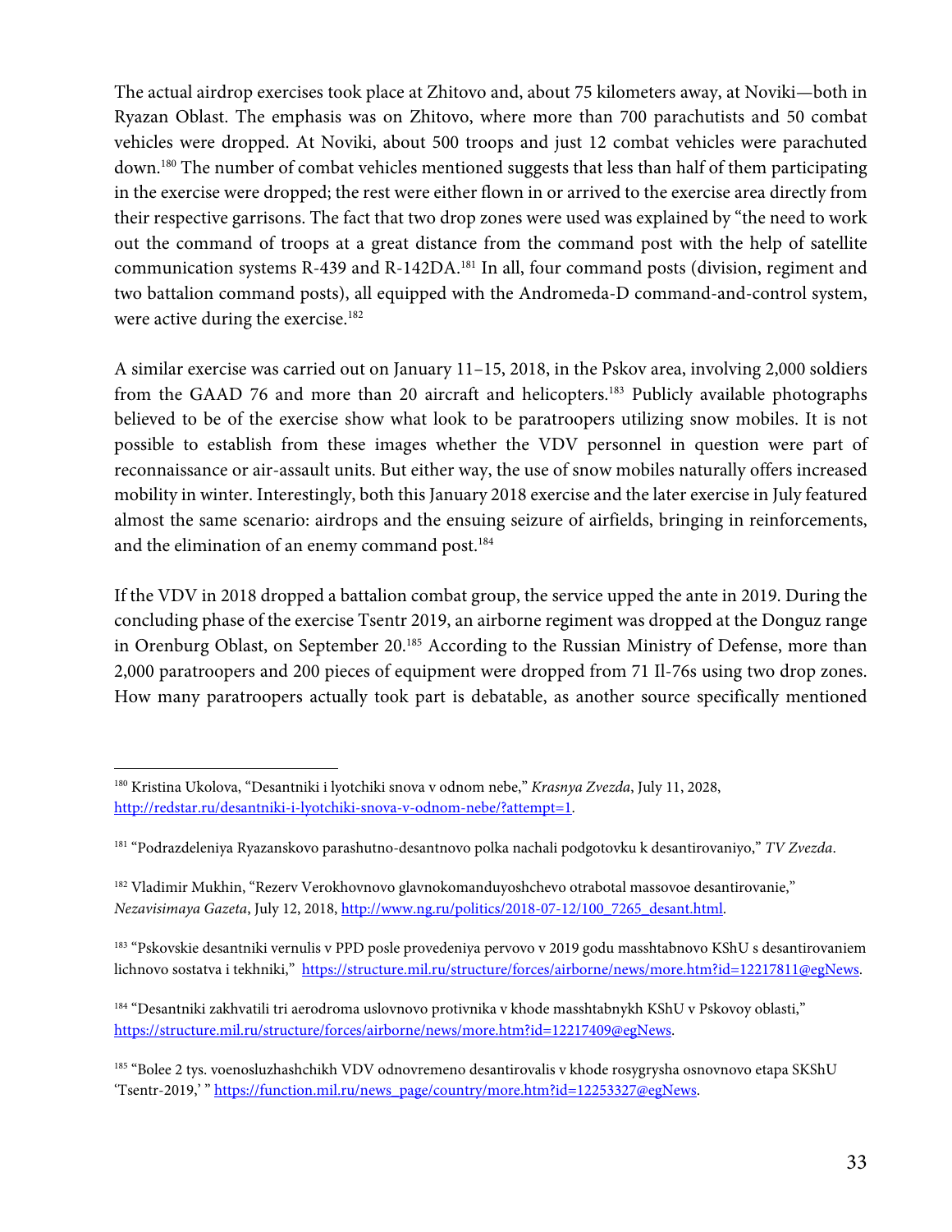The actual airdrop exercises took place at Zhitovo and, about 75 kilometers away, at Noviki—both in Ryazan Oblast. The emphasis was on Zhitovo, where more than 700 parachutists and 50 combat vehicles were dropped. At Noviki, about 500 troops and just 12 combat vehicles were parachuted down.[180] The number of combat vehicles mentioned suggests that less than half of them participating in the exercise were dropped; the rest were either flown in or arrived to the exercise area directly from their respective garrisons. The fact that two drop zones were used was explained by "the need to work out the command of troops at a great distance from the command post with the help of satellite communication systems R-439 and R-142DA.[181] In all, four command posts (division, regiment and two battalion command posts), all equipped with the Andromeda-D command-and-control system, were active during the exercise.[182]

A similar exercise was carried out on January 11–15, 2018, in the Pskov area, involving 2,000 soldiers from the GAAD 76 and more than 20 aircraft and helicopters.[183] Publicly available photographs believed to be of the exercise show what look to be paratroopers utilizing snow mobiles. It is not possible to establish from these images whether the VDV personnel in question were part of reconnaissance or air-assault units. But either way, the use of snow mobiles naturally offers increased mobility in winter. Interestingly, both this January 2018 exercise and the later exercise in July featured almost the same scenario: airdrops and the ensuing seizure of airfields, bringing in reinforcements, and the elimination of an enemy command post.[184]

If the VDV in 2018 dropped a battalion combat group, the service upped the ante in 2019. During the concluding phase of the exercise Tsentr 2019, an airborne regiment was dropped at the Donguz range in Orenburg Oblast, on September 20.[185] According to the Russian Ministry of Defense, more than 2,000 paratroopers and 200 pieces of equipment were dropped from 71 Il-76s using two drop zones. How many paratroopers actually took part is debatable, as another source specifically mentioned

---

[180] Kristina Ukolova, "Desantniki i lyotchiki snova v odnom nebe," *Krasnya Zvezda*, July 11, 2028, http://redstar.ru/desantniki-i-lyotchiki-snova-v-odnom-nebe/?attempt=1.

[181] "Podrazdeleniya Ryazanskovo parashutno-desantnovo polka nachali podgotovku k desantirovaniyo," *TV Zvezda*.

[182] Vladimir Mukhin, "Rezerv Verokhovnovo glavnokomanduyoshchevo otrabotal massovoe desantirovanie," *Nezavisimaya Gazeta*, July 12, 2018, http://www.ng.ru/politics/2018-07-12/100_7265_desant.html.

[183] "Pskovskie desantniki vernulis v PPD posle provedeniya pervovo v 2019 godu masshtabnovo KShU s desantirovaniem lichnovo sostatva i tekhniki," https://structure.mil.ru/structure/forces/airborne/news/more.htm?id=12217811@egNews.

[184] "Desantniki zakhvatili tri aerodroma uslovnovo protivnika v khode masshtabnykh KShU v Pskovoy oblasti," https://structure.mil.ru/structure/forces/airborne/news/more.htm?id=12217409@egNews.

[185] "Bolee 2 tys. voenosluzhashchikh VDV odnovremeno desantirovalis v khode rosygrysha osnovnovo etapa SKShU 'Tsentr-2019,' " https://function.mil.ru/news_page/country/more.htm?id=12253327@egNews.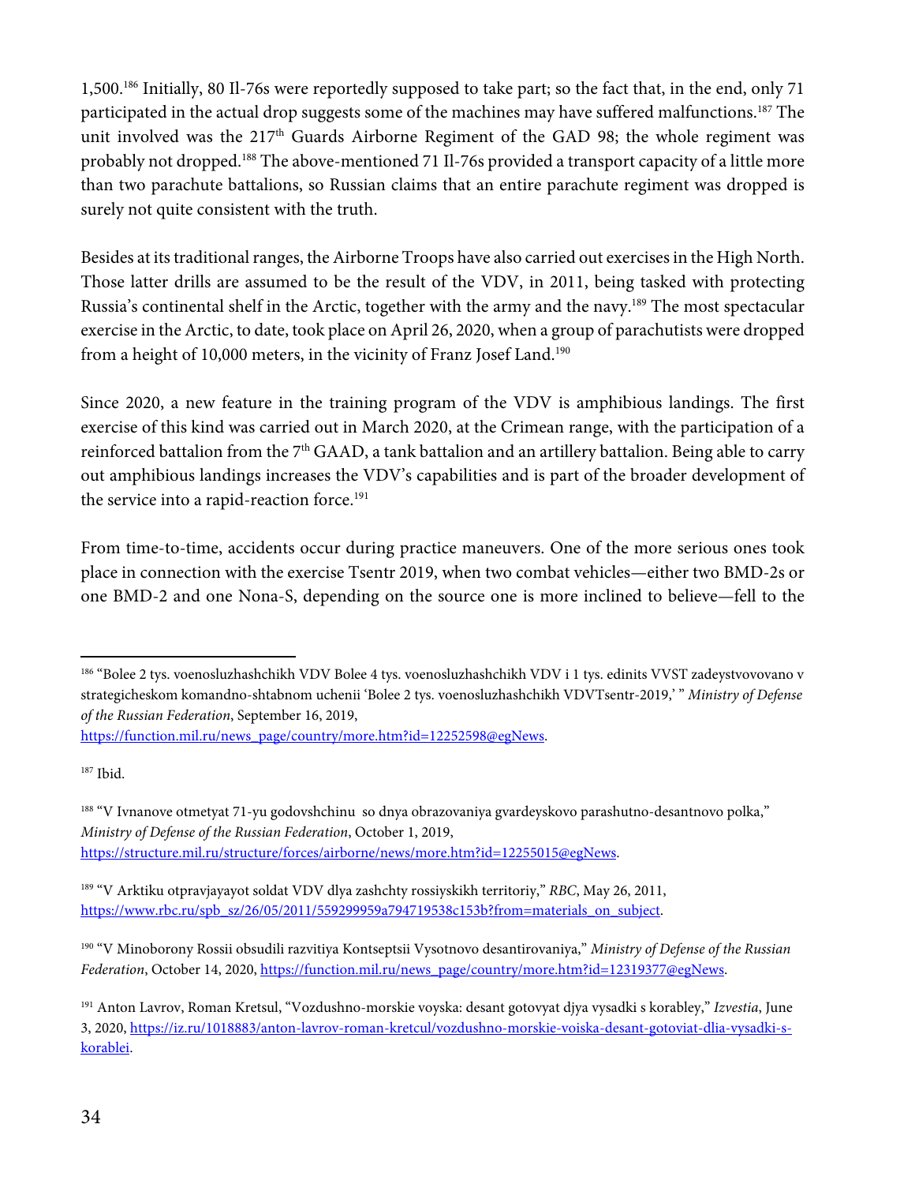1,500.[186] Initially, 80 Il-76s were reportedly supposed to take part; so the fact that, in the end, only 71 participated in the actual drop suggests some of the machines may have suffered malfunctions.[187] The unit involved was the 217th Guards Airborne Regiment of the GAD 98; the whole regiment was probably not dropped.[188] The above-mentioned 71 Il-76s provided a transport capacity of a little more than two parachute battalions, so Russian claims that an entire parachute regiment was dropped is surely not quite consistent with the truth.

Besides at its traditional ranges, the Airborne Troops have also carried out exercises in the High North. Those latter drills are assumed to be the result of the VDV, in 2011, being tasked with protecting Russia's continental shelf in the Arctic, together with the army and the navy.[189] The most spectacular exercise in the Arctic, to date, took place on April 26, 2020, when a group of parachutists were dropped from a height of 10,000 meters, in the vicinity of Franz Josef Land.[190]

Since 2020, a new feature in the training program of the VDV is amphibious landings. The first exercise of this kind was carried out in March 2020, at the Crimean range, with the participation of a reinforced battalion from the 7th GAAD, a tank battalion and an artillery battalion. Being able to carry out amphibious landings increases the VDV's capabilities and is part of the broader development of the service into a rapid-reaction force.[191]

From time-to-time, accidents occur during practice maneuvers. One of the more serious ones took place in connection with the exercise Tsentr 2019, when two combat vehicles—either two BMD-2s or one BMD-2 and one Nona-S, depending on the source one is more inclined to believe—fell to the

---

[186] "Bolee 2 tys. voenosluzhashchikh VDV Bolee 4 tys. voenosluzhashchikh VDV i 1 tys. edinits VVST zadeystvovovano v strategicheskom komandno-shtabnom uchenii 'Bolee 2 tys. voenosluzhashchikh VDVTsentr-2019,' " *Ministry of Defense of the Russian Federation*, September 16, 2019, https://function.mil.ru/news_page/country/more.htm?id=12252598@egNews.

[187] Ibid.

[188] "V Ivnanove otmetyat 71-yu godovshchinu so dnya obrazovaniya gvardeyskovo parashutno-desantnovo polka," *Ministry of Defense of the Russian Federation*, October 1, 2019, https://structure.mil.ru/structure/forces/airborne/news/more.htm?id=12255015@egNews.

[189] "V Arktiku otpravjayayot soldat VDV dlya zashchty rossiyskikh territoriy," *RBC*, May 26, 2011, https://www.rbc.ru/spb_sz/26/05/2011/559299959a794719538c153b?from=materials_on_subject.

[190] "V Minoborony Rossii obsudili razvitiya Kontseptsii Vysotnovo desantirovaniya," *Ministry of Defense of the Russian Federation*, October 14, 2020, https://function.mil.ru/news_page/country/more.htm?id=12319377@egNews.

[191] Anton Lavrov, Roman Kretsul, "Vozdushno-morskie voyska: desant gotovyat djya vysadki s korabley," *Izvestia*, June 3, 2020, https://iz.ru/1018883/anton-lavrov-roman-kretcul/vozdushno-morskie-voiska-desant-gotoviat-dlia-vysadki-s-korablei.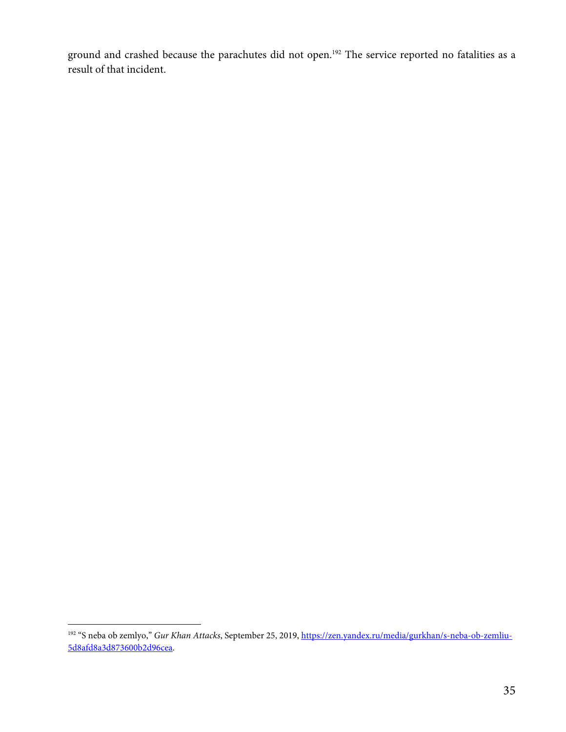ground and crashed because the parachutes did not open.[192] The service reported no fatalities as a result of that incident.

[192] "S neba ob zemlyo," *Gur Khan Attacks*, September 25, 2019, https://zen.yandex.ru/media/gurkhan/s-neba-ob-zemliu-5d8afd8a3d873600b2d96cea.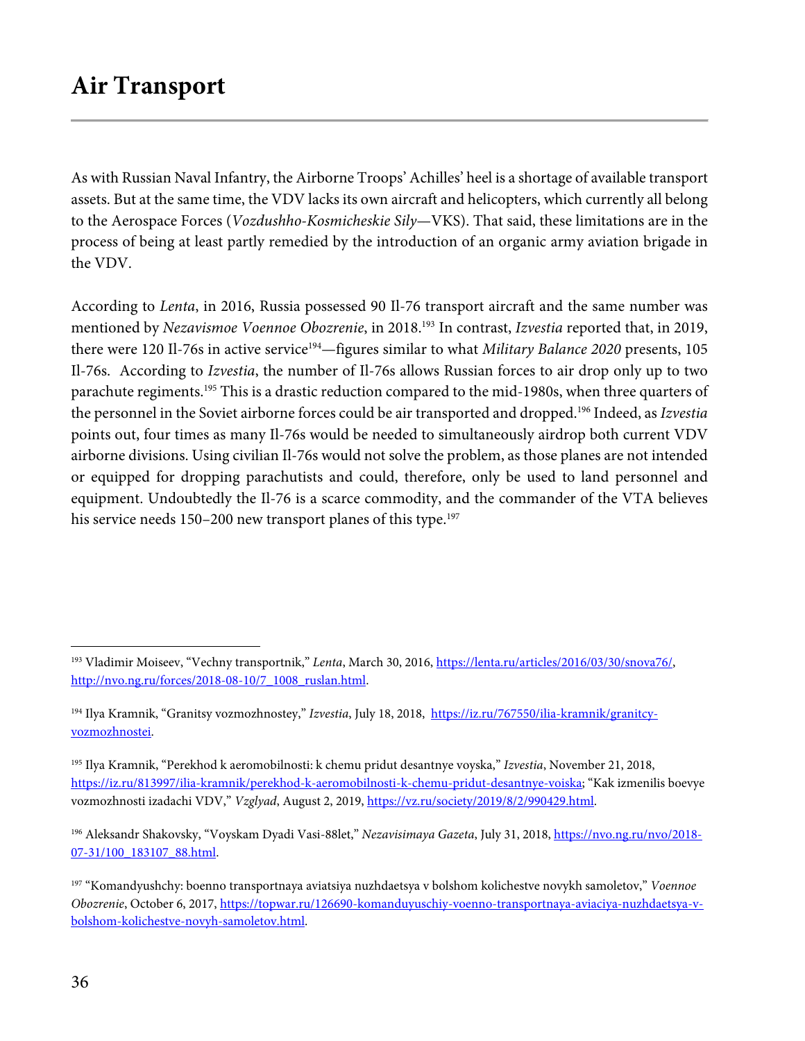# Air Transport

As with Russian Naval Infantry, the Airborne Troops' Achilles' heel is a shortage of available transport assets. But at the same time, the VDV lacks its own aircraft and helicopters, which currently all belong to the Aerospace Forces (*Vozdushho-Kosmicheskie Sily*—VKS). That said, these limitations are in the process of being at least partly remedied by the introduction of an organic army aviation brigade in the VDV.

According to *Lenta*, in 2016, Russia possessed 90 Il-76 transport aircraft and the same number was mentioned by *Nezavismoe Voennoe Obozrenie*, in 2018.[193] In contrast, *Izvestia* reported that, in 2019, there were 120 Il-76s in active service[194]—figures similar to what *Military Balance 2020* presents, 105 Il-76s. According to *Izvestia*, the number of Il-76s allows Russian forces to air drop only up to two parachute regiments.[195] This is a drastic reduction compared to the mid-1980s, when three quarters of the personnel in the Soviet airborne forces could be air transported and dropped.[196] Indeed, as *Izvestia* points out, four times as many Il-76s would be needed to simultaneously airdrop both current VDV airborne divisions. Using civilian Il-76s would not solve the problem, as those planes are not intended or equipped for dropping parachutists and could, therefore, only be used to land personnel and equipment. Undoubtedly the Il-76 is a scarce commodity, and the commander of the VTA believes his service needs 150–200 new transport planes of this type.[197]

---

[193] Vladimir Moiseev, "Vechny transportnik," *Lenta*, March 30, 2016, https://lenta.ru/articles/2016/03/30/snova76/, http://nvo.ng.ru/forces/2018-08-10/7_1008_ruslan.html.

[194] Ilya Kramnik, "Granitsy vozmozhnostey," *Izvestia*, July 18, 2018, https://iz.ru/767550/ilia-kramnik/granitcy-vozmozhnostei.

[195] Ilya Kramnik, "Perekhod k aeromobilnosti: k chemu pridut desantnye voyska," *Izvestia*, November 21, 2018, https://iz.ru/813997/ilia-kramnik/perekhod-k-aeromobilnosti-k-chemu-pridut-desantnye-voiska; "Kak izmenilis boevye vozmozhnosti izadachi VDV," *Vzglyad*, August 2, 2019, https://vz.ru/society/2019/8/2/990429.html.

[196] Aleksandr Shakovsky, "Voyskam Dyadi Vasi-88let," *Nezavisimaya Gazeta*, July 31, 2018, https://nvo.ng.ru/nvo/2018-07-31/100_183107_88.html.

[197] "Komandyushchy: boenno transportnaya aviatsiya nuzhdaetsya v bolshom kolichestve novykh samoletov," *Voennoe Obozrenie*, October 6, 2017, https://topwar.ru/126690-komanduyuschiy-voenno-transportnaya-aviaciya-nuzhdaetsya-v-bolshom-kolichestve-novyh-samoletov.html.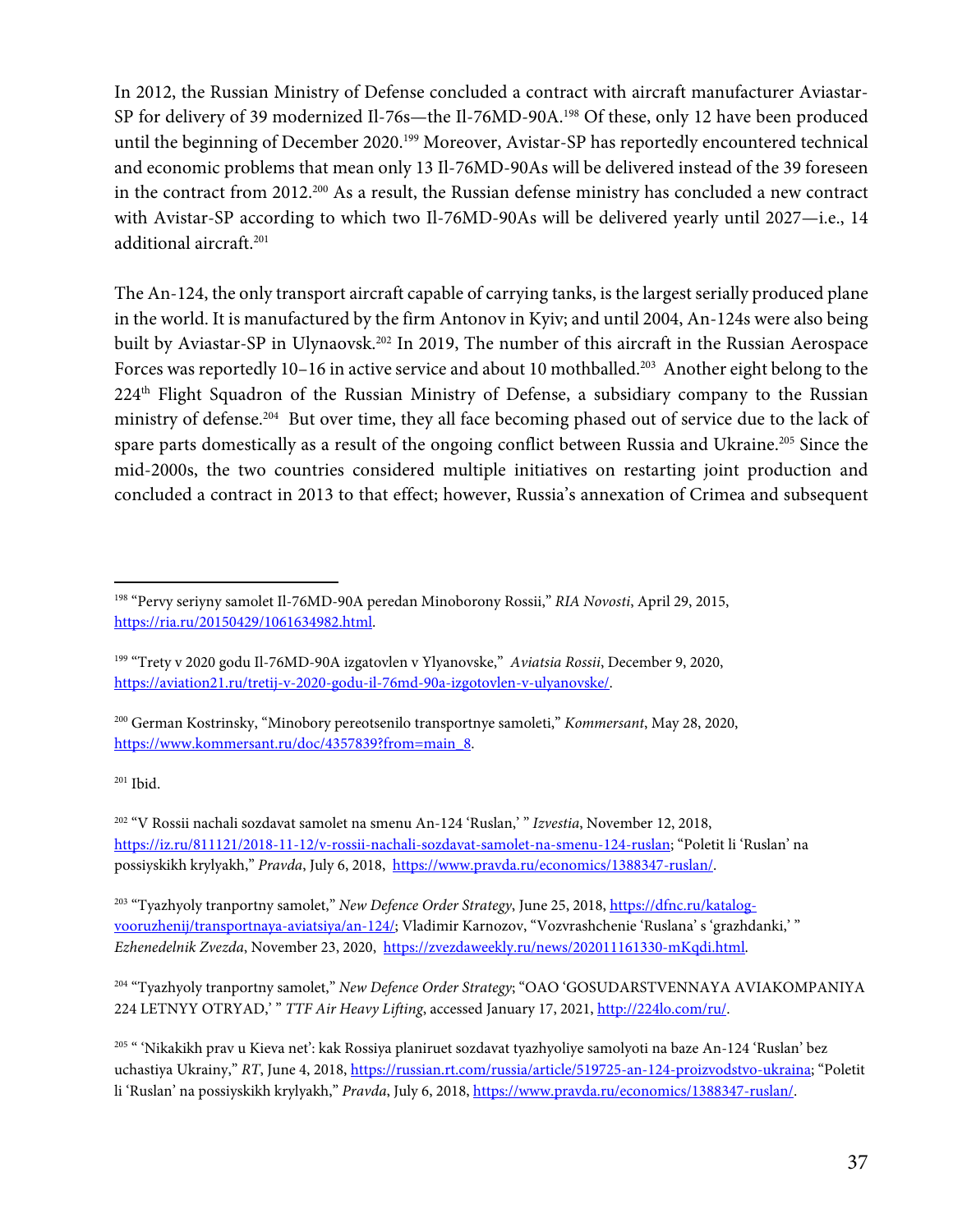In 2012, the Russian Ministry of Defense concluded a contract with aircraft manufacturer Aviastar-SP for delivery of 39 modernized Il-76s—the Il-76MD-90A.[198] Of these, only 12 have been produced until the beginning of December 2020.[199] Moreover, Avistar-SP has reportedly encountered technical and economic problems that mean only 13 Il-76MD-90As will be delivered instead of the 39 foreseen in the contract from 2012.[200] As a result, the Russian defense ministry has concluded a new contract with Avistar-SP according to which two Il-76MD-90As will be delivered yearly until 2027—i.e., 14 additional aircraft.[201]

The An-124, the only transport aircraft capable of carrying tanks, is the largest serially produced plane in the world. It is manufactured by the firm Antonov in Kyiv; and until 2004, An-124s were also being built by Aviastar-SP in Ulynaovsk.[202] In 2019, The number of this aircraft in the Russian Aerospace Forces was reportedly 10–16 in active service and about 10 mothballed.[203] Another eight belong to the 224th Flight Squadron of the Russian Ministry of Defense, a subsidiary company to the Russian ministry of defense.[204] But over time, they all face becoming phased out of service due to the lack of spare parts domestically as a result of the ongoing conflict between Russia and Ukraine.[205] Since the mid-2000s, the two countries considered multiple initiatives on restarting joint production and concluded a contract in 2013 to that effect; however, Russia's annexation of Crimea and subsequent

---

[198] "Pervy seriyny samolet Il-76MD-90A peredan Minoborony Rossii," *RIA Novosti*, April 29, 2015, https://ria.ru/20150429/1061634982.html.

[199] "Trety v 2020 godu Il-76MD-90A izgatovlen v Ylyanovske," *Aviatsia Rossii*, December 9, 2020, https://aviation21.ru/tretij-v-2020-godu-il-76md-90a-izgotovlen-v-ulyanovske/.

[200] German Kostrinsky, "Minobory pereotsenilo transportnye samoleti," *Kommersant*, May 28, 2020, https://www.kommersant.ru/doc/4357839?from=main_8.

[201] Ibid.

[202] "V Rossii nachali sozdavat samolet na smenu An-124 'Ruslan,' " *Izvestia*, November 12, 2018, https://iz.ru/811121/2018-11-12/v-rossii-nachali-sozdavat-samolet-na-smenu-124-ruslan; "Poletit li 'Ruslan' na possiyskikh krylyakh," *Pravda*, July 6, 2018, https://www.pravda.ru/economics/1388347-ruslan/.

[203] "Tyazhyoly tranportny samolet," *New Defence Order Strategy*, June 25, 2018, https://dfnc.ru/katalog-vooruzhenij/transportnaya-aviatsiya/an-124/; Vladimir Karnozov, "Vozvrashchenie 'Ruslana' s 'grazhdanki,' " *Ezhenedelnik Zvezda*, November 23, 2020, https://zvezdaweekly.ru/news/202011161330-mKqdi.html.

[204] "Tyazhyoly tranportny samolet," *New Defence Order Strategy*; "OAO 'GOSUDARSTVENNAYA AVIAKOMPANIYA 224 LETNYY OTRYAD,' " *TTF Air Heavy Lifting*, accessed January 17, 2021, http://224lo.com/ru/.

[205] " 'Nikakikh prav u Kieva net': kak Rossiya planiruet sozdavat tyazhyoliye samolyoti na baze An-124 'Ruslan' bez uchastiya Ukrainy," *RT*, June 4, 2018, https://russian.rt.com/russia/article/519725-an-124-proizvodstvo-ukraina; "Poletit li 'Ruslan' na possiyskikh krylyakh," *Pravda*, July 6, 2018, https://www.pravda.ru/economics/1388347-ruslan/.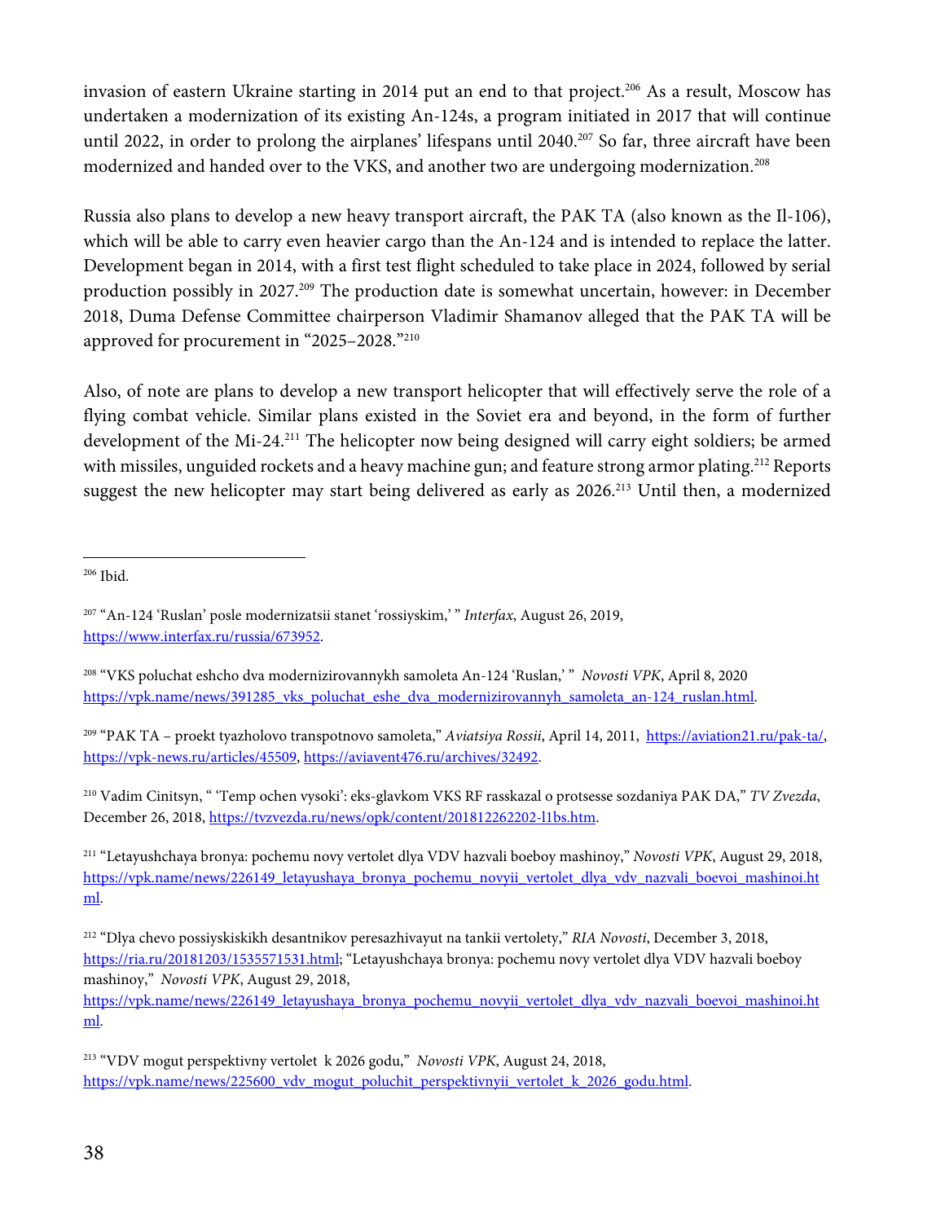invasion of eastern Ukraine starting in 2014 put an end to that project.[206] As a result, Moscow has undertaken a modernization of its existing An-124s, a program initiated in 2017 that will continue until 2022, in order to prolong the airplanes' lifespans until 2040.[207] So far, three aircraft have been modernized and handed over to the VKS, and another two are undergoing modernization.[208]

Russia also plans to develop a new heavy transport aircraft, the PAK TA (also known as the Il-106), which will be able to carry even heavier cargo than the An-124 and is intended to replace the latter. Development began in 2014, with a first test flight scheduled to take place in 2024, followed by serial production possibly in 2027.[209] The production date is somewhat uncertain, however: in December 2018, Duma Defense Committee chairperson Vladimir Shamanov alleged that the PAK TA will be approved for procurement in "2025–2028."[210]

Also, of note are plans to develop a new transport helicopter that will effectively serve the role of a flying combat vehicle. Similar plans existed in the Soviet era and beyond, in the form of further development of the Mi-24.[211] The helicopter now being designed will carry eight soldiers; be armed with missiles, unguided rockets and a heavy machine gun; and feature strong armor plating.[212] Reports suggest the new helicopter may start being delivered as early as 2026.[213] Until then, a modernized

---

[206] Ibid.

[207] "An-124 'Ruslan' posle modernizatsii stanet 'rossiyskim,' " *Interfax*, August 26, 2019, https://www.interfax.ru/russia/673952.

[208] "VKS poluchat eshcho dva modernizirovannykh samoleta An-124 'Ruslan,' " *Novosti VPK*, April 8, 2020 https://vpk.name/news/391285_vks_poluchat_eshe_dva_modernizirovannyh_samoleta_an-124_ruslan.html.

[209] "PAK TA – proekt tyazholovo transpotnovo samoleta," *Aviatsiya Rossii*, April 14, 2011, https://aviation21.ru/pak-ta/, https://vpk-news.ru/articles/45509, https://aviavent476.ru/archives/32492.

[210] Vadim Cinitsyn, " 'Temp ochen vysoki': eks-glavkom VKS RF rasskazal o protsesse sozdaniya PAK DA," *TV Zvezda*, December 26, 2018, https://tvzvezda.ru/news/opk/content/201812262202-l1bs.htm.

[211] "Letayushchaya bronya: pochemu novy vertolet dlya VDV hazvali boeboy mashinoy," *Novosti VPK*, August 29, 2018, https://vpk.name/news/226149_letayushaya_bronya_pochemu_novyii_vertolet_dlya_vdv_nazvali_boevoi_mashinoi.html.

[212] "Dlya chevo possiyskiskikh desantnikov peresazhivayut na tankii vertolety," *RIA Novosti*, December 3, 2018, https://ria.ru/20181203/1535571531.html; "Letayushchaya bronya: pochemu novy vertolet dlya VDV hazvali boeboy mashinoy," *Novosti VPK*, August 29, 2018, https://vpk.name/news/226149_letayushaya_bronya_pochemu_novyii_vertolet_dlya_vdv_nazvali_boevoi_mashinoi.html.

[213] "VDV mogut perspektivny vertolet k 2026 godu," *Novosti VPK*, August 24, 2018, https://vpk.name/news/225600_vdv_mogut_poluchit_perspektivnyii_vertolet_k_2026_godu.html.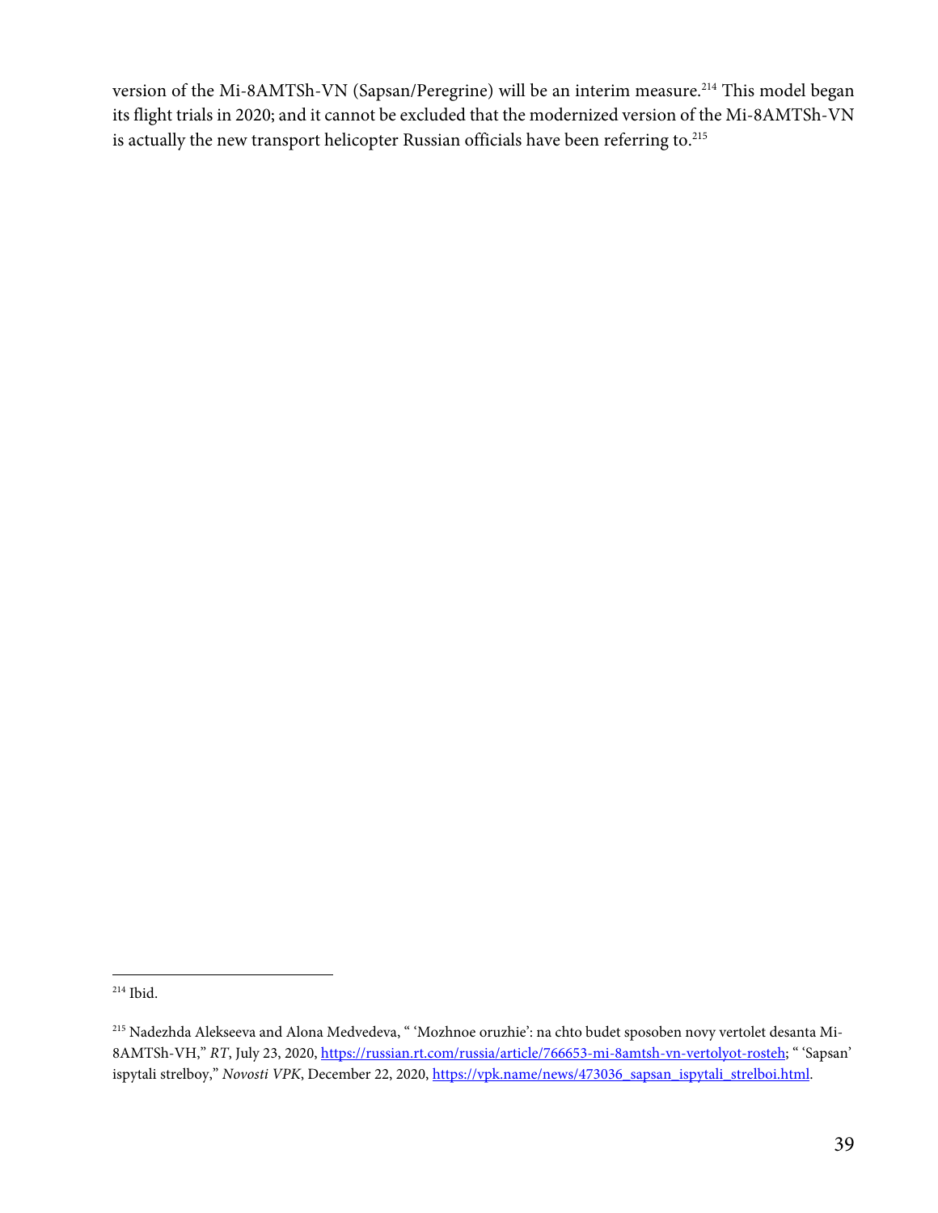version of the Mi-8AMTSh-VN (Sapsan/Peregrine) will be an interim measure.[214] This model began its flight trials in 2020; and it cannot be excluded that the modernized version of the Mi-8AMTSh-VN is actually the new transport helicopter Russian officials have been referring to.[215]

---

[214] Ibid.

[215] Nadezhda Alekseeva and Alona Medvedeva, " 'Mozhnoe oruzhie': na chto budet sposoben novy vertolet desanta Mi-8AMTSh-VH," *RT*, July 23, 2020, https://russian.rt.com/russia/article/766653-mi-8amtsh-vn-vertolyot-rosteh; " 'Sapsan' ispytali strelboy," *Novosti VPK*, December 22, 2020, https://vpk.name/news/473036_sapsan_ispytali_strelboi.html.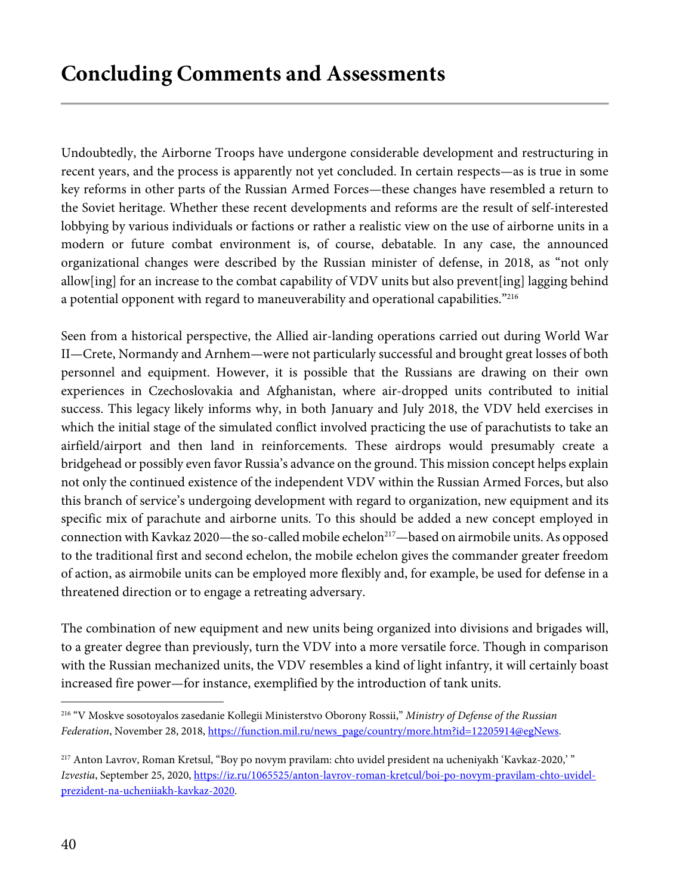# Concluding Comments and Assessments

Undoubtedly, the Airborne Troops have undergone considerable development and restructuring in recent years, and the process is apparently not yet concluded. In certain respects—as is true in some key reforms in other parts of the Russian Armed Forces—these changes have resembled a return to the Soviet heritage. Whether these recent developments and reforms are the result of self-interested lobbying by various individuals or factions or rather a realistic view on the use of airborne units in a modern or future combat environment is, of course, debatable. In any case, the announced organizational changes were described by the Russian minister of defense, in 2018, as "not only allow[ing] for an increase to the combat capability of VDV units but also prevent[ing] lagging behind a potential opponent with regard to maneuverability and operational capabilities."[216]

Seen from a historical perspective, the Allied air-landing operations carried out during World War II—Crete, Normandy and Arnhem—were not particularly successful and brought great losses of both personnel and equipment. However, it is possible that the Russians are drawing on their own experiences in Czechoslovakia and Afghanistan, where air-dropped units contributed to initial success. This legacy likely informs why, in both January and July 2018, the VDV held exercises in which the initial stage of the simulated conflict involved practicing the use of parachutists to take an airfield/airport and then land in reinforcements. These airdrops would presumably create a bridgehead or possibly even favor Russia's advance on the ground. This mission concept helps explain not only the continued existence of the independent VDV within the Russian Armed Forces, but also this branch of service's undergoing development with regard to organization, new equipment and its specific mix of parachute and airborne units. To this should be added a new concept employed in connection with Kavkaz 2020—the so-called mobile echelon[217]—based on airmobile units. As opposed to the traditional first and second echelon, the mobile echelon gives the commander greater freedom of action, as airmobile units can be employed more flexibly and, for example, be used for defense in a threatened direction or to engage a retreating adversary.

The combination of new equipment and new units being organized into divisions and brigades will, to a greater degree than previously, turn the VDV into a more versatile force. Though in comparison with the Russian mechanized units, the VDV resembles a kind of light infantry, it will certainly boast increased fire power—for instance, exemplified by the introduction of tank units.

---

[216] "V Moskve sosotoyalos zasedanie Kollegii Ministerstvo Oborony Rossii," *Ministry of Defense of the Russian Federation*, November 28, 2018, https://function.mil.ru/news_page/country/more.htm?id=12205914@egNews.

[217] Anton Lavrov, Roman Kretsul, "Boy po novym pravilam: chto uvidel president na ucheniyakh 'Kavkaz-2020,' " *Izvestia*, September 25, 2020, https://iz.ru/1065525/anton-lavrov-roman-kretcul/boi-po-novym-pravilam-chto-uvidel-prezident-na-ucheniiakh-kavkaz-2020.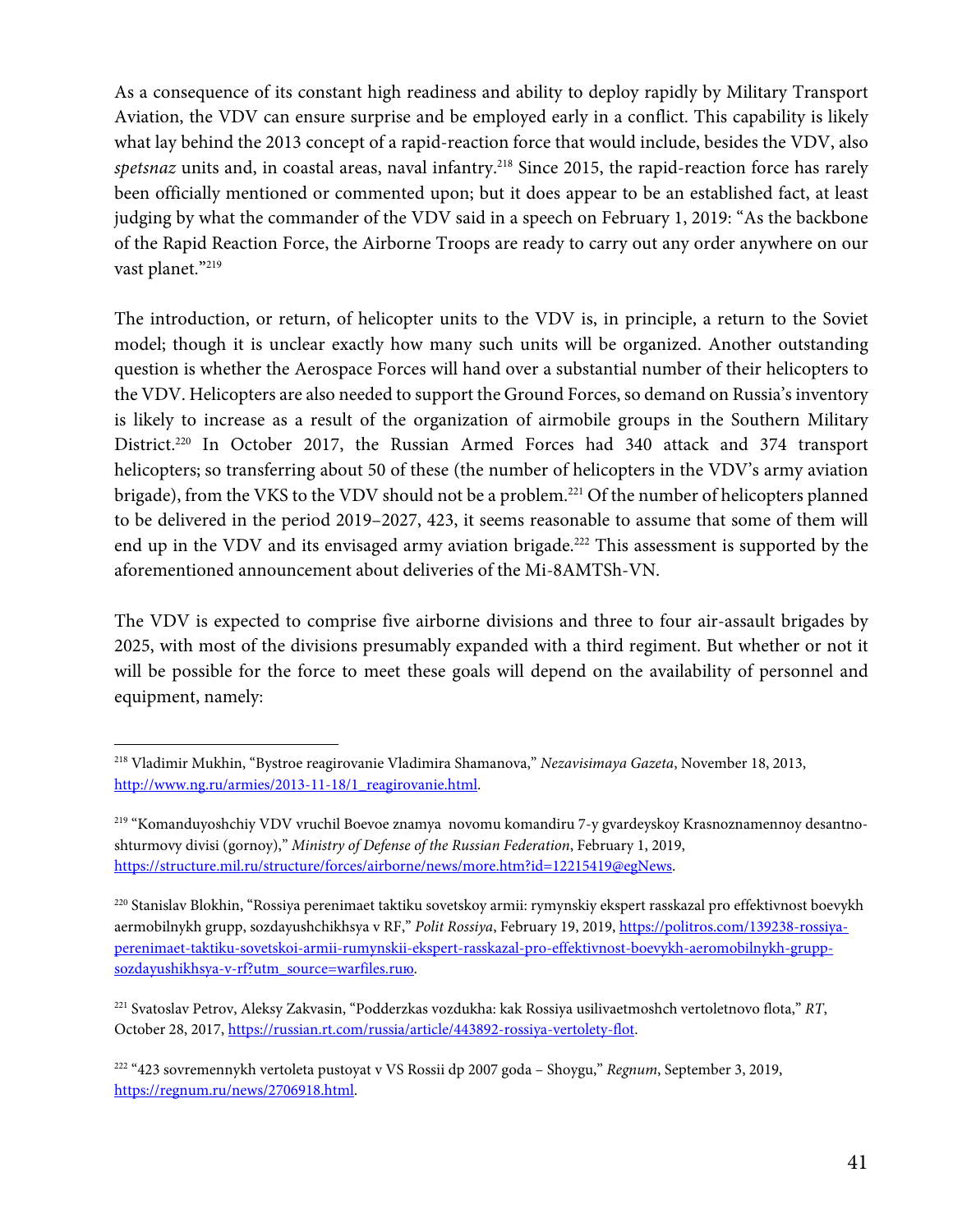As a consequence of its constant high readiness and ability to deploy rapidly by Military Transport Aviation, the VDV can ensure surprise and be employed early in a conflict. This capability is likely what lay behind the 2013 concept of a rapid-reaction force that would include, besides the VDV, also *spetsnaz* units and, in coastal areas, naval infantry.[218] Since 2015, the rapid-reaction force has rarely been officially mentioned or commented upon; but it does appear to be an established fact, at least judging by what the commander of the VDV said in a speech on February 1, 2019: "As the backbone of the Rapid Reaction Force, the Airborne Troops are ready to carry out any order anywhere on our vast planet."[219]

The introduction, or return, of helicopter units to the VDV is, in principle, a return to the Soviet model; though it is unclear exactly how many such units will be organized. Another outstanding question is whether the Aerospace Forces will hand over a substantial number of their helicopters to the VDV. Helicopters are also needed to support the Ground Forces, so demand on Russia's inventory is likely to increase as a result of the organization of airmobile groups in the Southern Military District.[220] In October 2017, the Russian Armed Forces had 340 attack and 374 transport helicopters; so transferring about 50 of these (the number of helicopters in the VDV's army aviation brigade), from the VKS to the VDV should not be a problem.[221] Of the number of helicopters planned to be delivered in the period 2019–2027, 423, it seems reasonable to assume that some of them will end up in the VDV and its envisaged army aviation brigade.[222] This assessment is supported by the aforementioned announcement about deliveries of the Mi-8AMTSh-VN.

The VDV is expected to comprise five airborne divisions and three to four air-assault brigades by 2025, with most of the divisions presumably expanded with a third regiment. But whether or not it will be possible for the force to meet these goals will depend on the availability of personnel and equipment, namely:

---

[218] Vladimir Mukhin, "Bystroe reagirovanie Vladimira Shamanova," *Nezavisimaya Gazeta*, November 18, 2013, http://www.ng.ru/armies/2013-11-18/1_reagirovanie.html.

[219] "Komanduyoshchiy VDV vruchil Boevoe znamya novomu komandiru 7-y gvardeyskoy Krasnoznamennoy desantno-shturmovy divisi (gornoy)," *Ministry of Defense of the Russian Federation*, February 1, 2019, https://structure.mil.ru/structure/forces/airborne/news/more.htm?id=12215419@egNews.

[220] Stanislav Blokhin, "Rossiya perenimaet taktiku sovetskoy armii: rymynskiy ekspert rasskazal pro effektivnost boevykh aermobilnykh grupp, sozdayushchikhsya v RF," *Polit Rossiya*, February 19, 2019, https://politros.com/139238-rossiya-perenimaet-taktiku-sovetskoi-armii-rumynskii-ekspert-rasskazal-pro-effektivnost-boevykh-aeromobilnykh-grupp-sozdayushikhsya-v-rf?utm_source=warfiles.ruю.

[221] Svatoslav Petrov, Aleksy Zakvasin, "Podderzkas vozdukha: kak Rossiya usilivaetmoshch vertoletnovo flota," *RT*, October 28, 2017, https://russian.rt.com/russia/article/443892-rossiya-vertolety-flot.

[222] "423 sovremennykh vertoleta pustoyat v VS Rossii dp 2007 goda – Shoygu," *Regnum*, September 3, 2019, https://regnum.ru/news/2706918.html.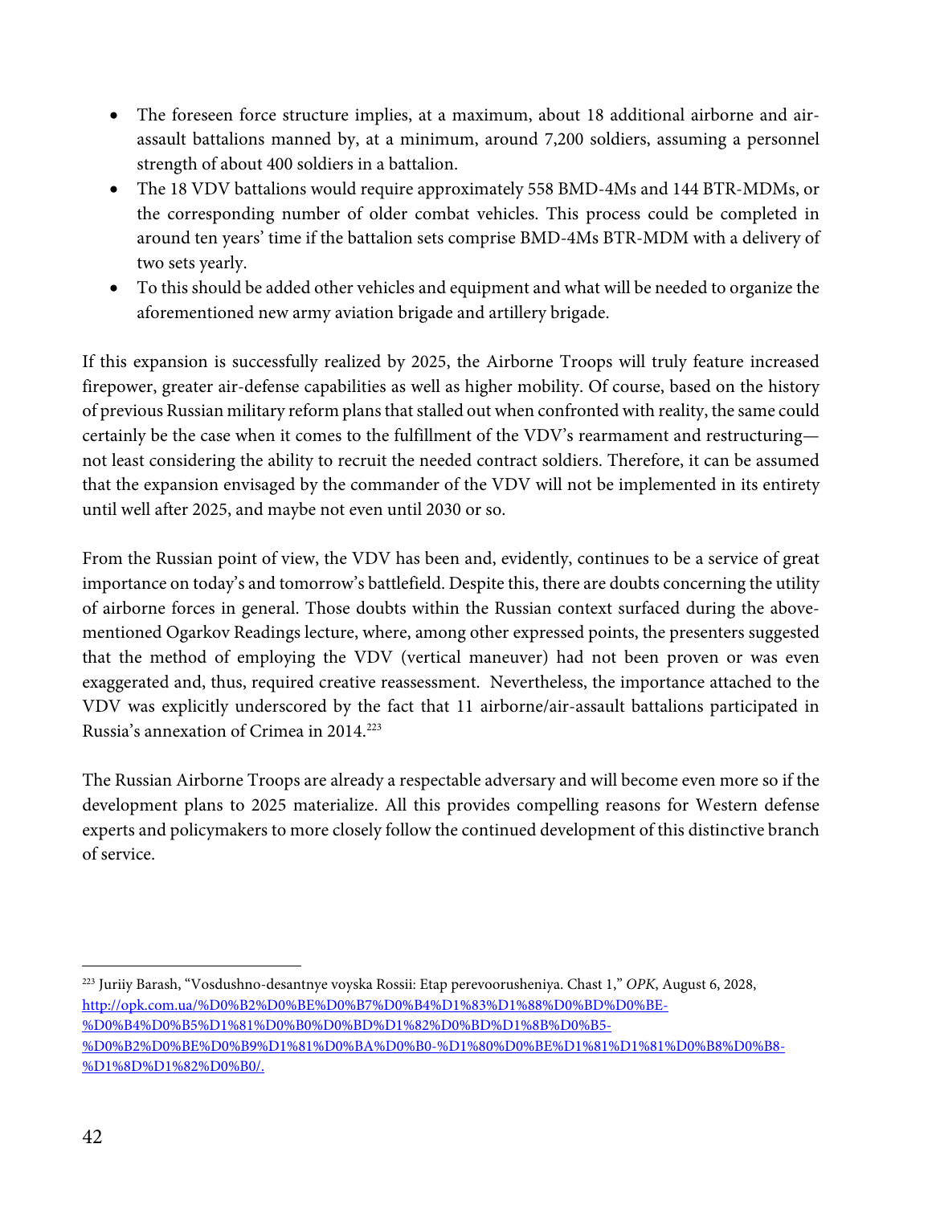- The foreseen force structure implies, at a maximum, about 18 additional airborne and air-assault battalions manned by, at a minimum, around 7,200 soldiers, assuming a personnel strength of about 400 soldiers in a battalion.
- The 18 VDV battalions would require approximately 558 BMD-4Ms and 144 BTR-MDMs, or the corresponding number of older combat vehicles. This process could be completed in around ten years' time if the battalion sets comprise BMD-4Ms BTR-MDM with a delivery of two sets yearly.
- To this should be added other vehicles and equipment and what will be needed to organize the aforementioned new army aviation brigade and artillery brigade.

If this expansion is successfully realized by 2025, the Airborne Troops will truly feature increased firepower, greater air-defense capabilities as well as higher mobility. Of course, based on the history of previous Russian military reform plans that stalled out when confronted with reality, the same could certainly be the case when it comes to the fulfillment of the VDV's rearmament and restructuring—not least considering the ability to recruit the needed contract soldiers. Therefore, it can be assumed that the expansion envisaged by the commander of the VDV will not be implemented in its entirety until well after 2025, and maybe not even until 2030 or so.

From the Russian point of view, the VDV has been and, evidently, continues to be a service of great importance on today's and tomorrow's battlefield. Despite this, there are doubts concerning the utility of airborne forces in general. Those doubts within the Russian context surfaced during the above-mentioned Ogarkov Readings lecture, where, among other expressed points, the presenters suggested that the method of employing the VDV (vertical maneuver) had not been proven or was even exaggerated and, thus, required creative reassessment. Nevertheless, the importance attached to the VDV was explicitly underscored by the fact that 11 airborne/air-assault battalions participated in Russia's annexation of Crimea in 2014.[223]

The Russian Airborne Troops are already a respectable adversary and will become even more so if the development plans to 2025 materialize. All this provides compelling reasons for Western defense experts and policymakers to more closely follow the continued development of this distinctive branch of service.

---

[223] Juriiy Barash, "Vosdushno-desantnye voyska Rossii: Etap perevoorusheniya. Chast 1," *OPK*, August 6, 2028, http://opk.com.ua/%D0%B2%D0%BE%D0%B7%D0%B4%D1%83%D1%88%D0%BD%D0%BE-%D0%B4%D0%B5%D1%81%D0%B0%D0%BD%D1%82%D0%BD%D1%8B%D0%B5-%D0%B2%D0%BE%D0%B9%D1%81%D0%BA%D0%B0-%D1%80%D0%BE%D1%81%D1%81%D0%B8%D0%B8-%D1%8D%D1%82%D0%B0/.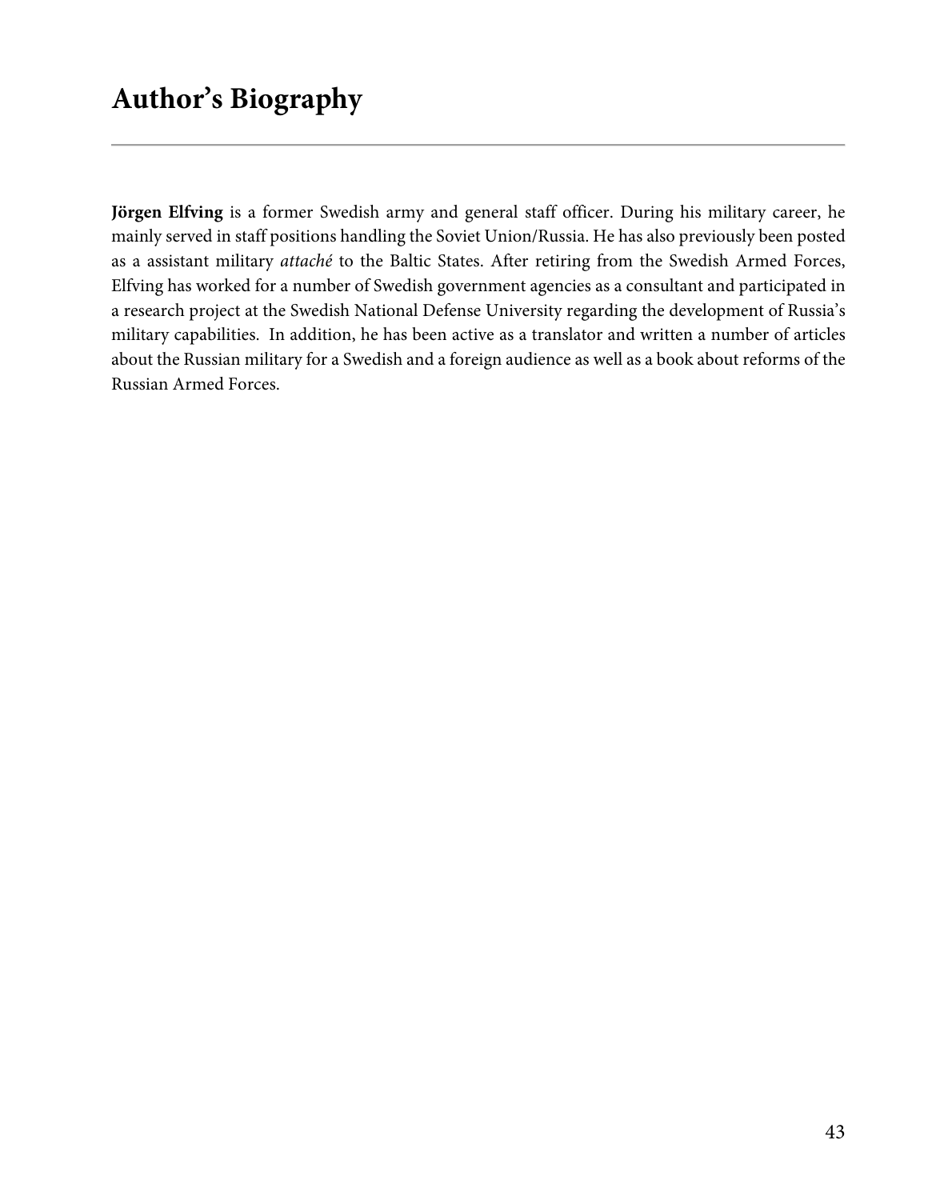# Author's Biography

**Jörgen Elfving** is a former Swedish army and general staff officer. During his military career, he mainly served in staff positions handling the Soviet Union/Russia. He has also previously been posted as a assistant military *attaché* to the Baltic States. After retiring from the Swedish Armed Forces, Elfving has worked for a number of Swedish government agencies as a consultant and participated in a research project at the Swedish National Defense University regarding the development of Russia's military capabilities. In addition, he has been active as a translator and written a number of articles about the Russian military for a Swedish and a foreign audience as well as a book about reforms of the Russian Armed Forces.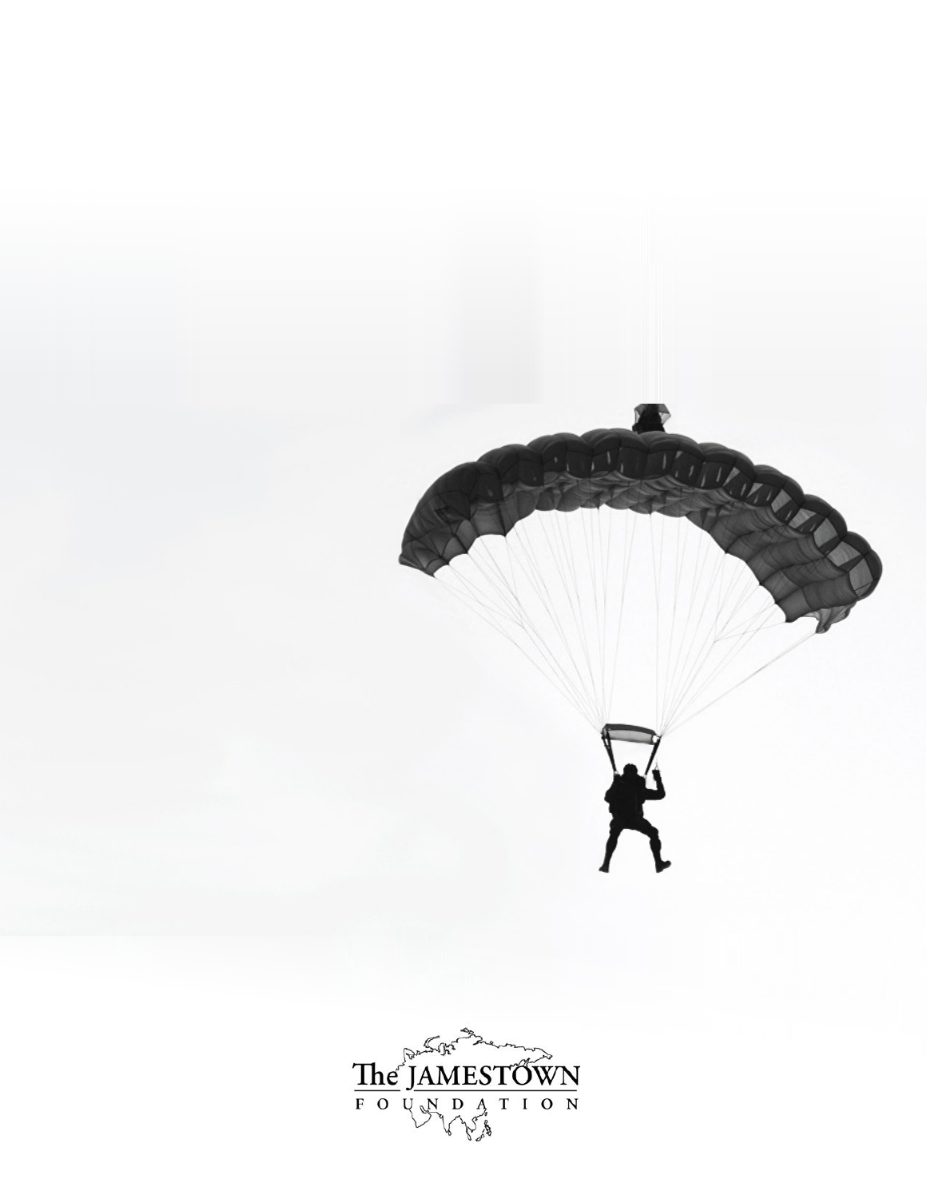The JAMESTOWN

FOUNDATION